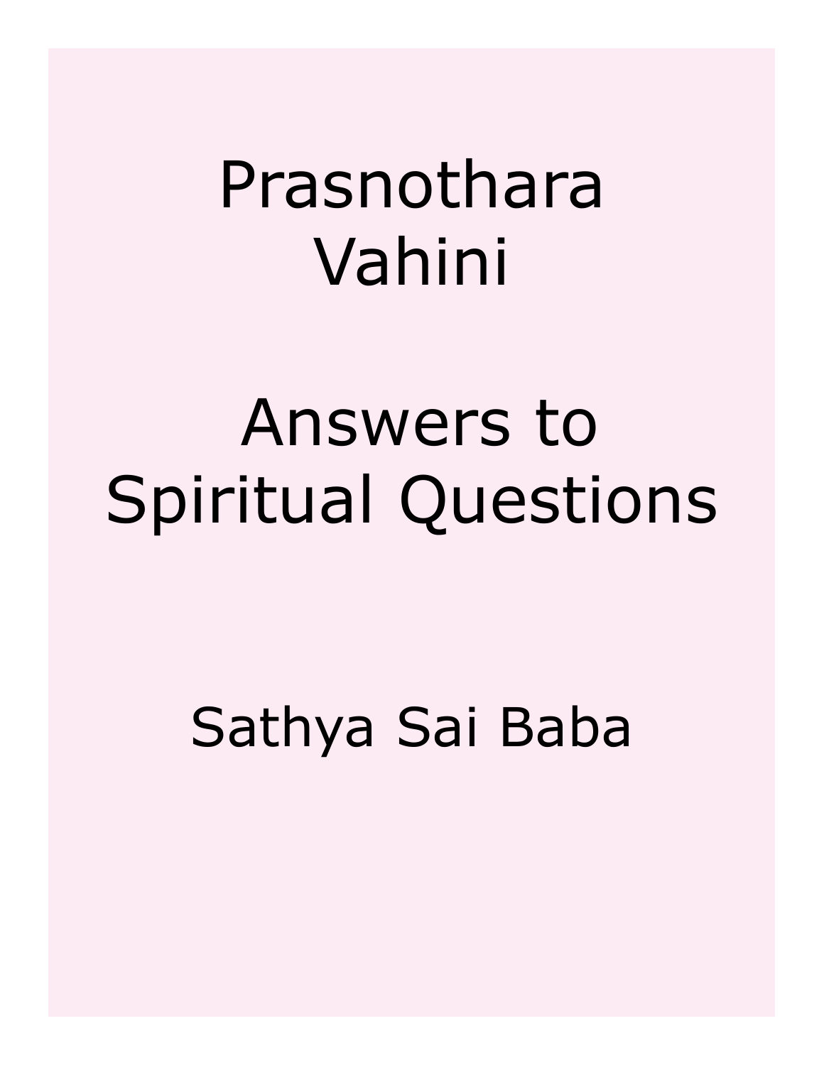# Prasnothara Vahini

# Answers to Spiritual Questions

## Sathya Sai Baba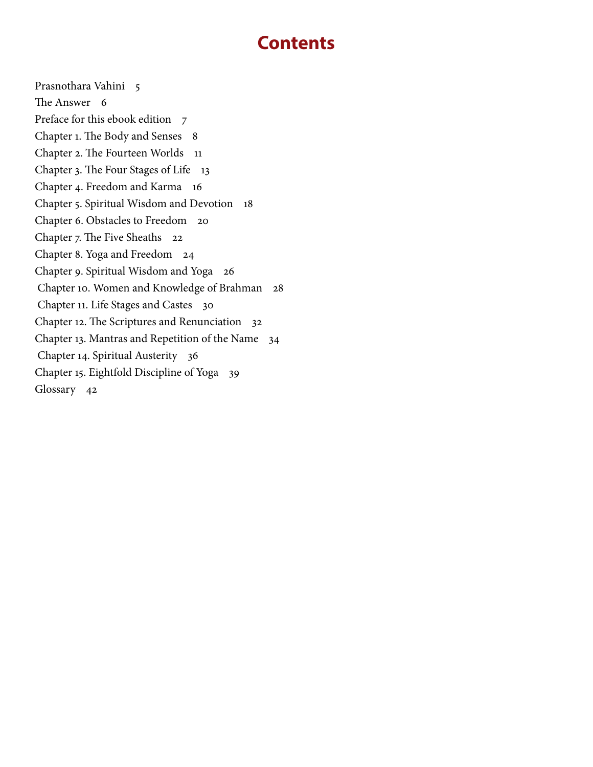# Contents

Prasnothara Vahini 5
The Answer 6
Preface for this ebook edition 7
Chapter 1. The Body and Senses 8
Chapter 2. The Fourteen Worlds 11
Chapter 3. The Four Stages of Life 13
Chapter 4. Freedom and Karma 16
Chapter 5. Spiritual Wisdom and Devotion 18
Chapter 6. Obstacles to Freedom 20
Chapter 7. The Five Sheaths 22
Chapter 8. Yoga and Freedom 24
Chapter 9. Spiritual Wisdom and Yoga 26
Chapter 10. Women and Knowledge of Brahman 28
Chapter 11. Life Stages and Castes 30
Chapter 12. The Scriptures and Renunciation 32
Chapter 13. Mantras and Repetition of the Name 34
Chapter 14. Spiritual Austerity 36
Chapter 15. Eightfold Discipline of Yoga 39
Glossary 42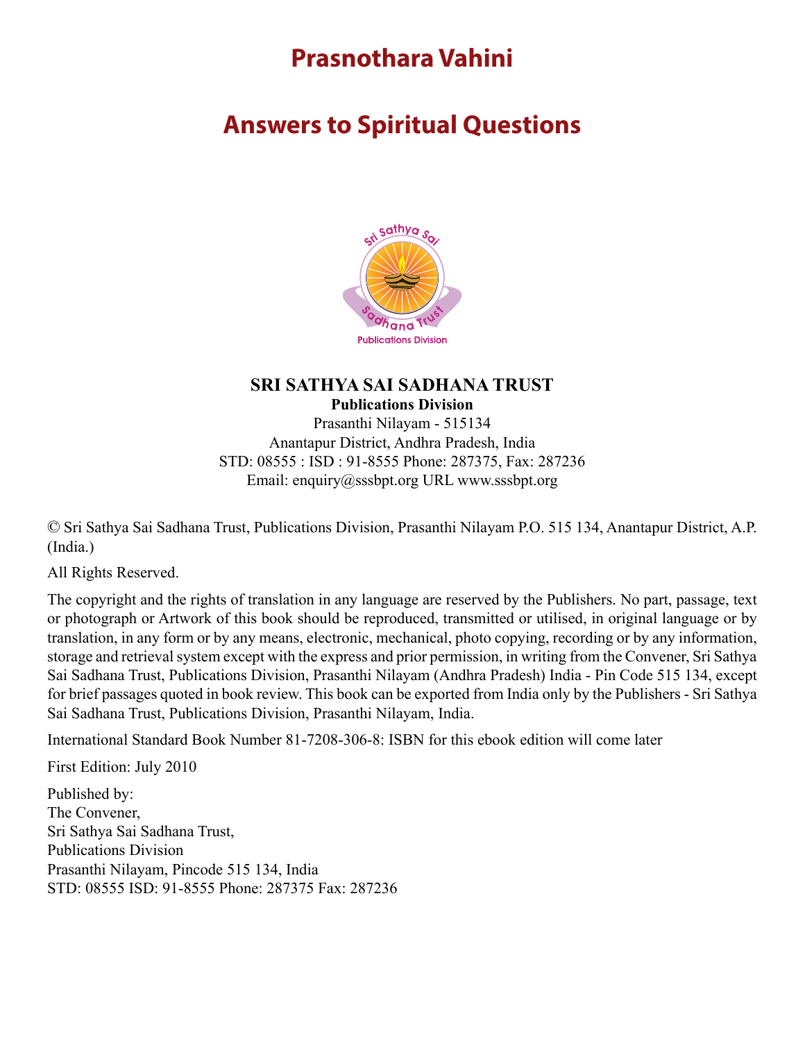# Prasnothara Vahini

## Answers to Spiritual Questions

**SRI SATHYA SAI SADHANA TRUST**
**Publications Division**
Prasanthi Nilayam - 515134
Anantapur District, Andhra Pradesh, India
STD: 08555 : ISD : 91-8555 Phone: 287375, Fax: 287236
Email: enquiry@sssbpt.org URL www.sssbpt.org

© Sri Sathya Sai Sadhana Trust, Publications Division, Prasanthi Nilayam P.O. 515 134, Anantapur District, A.P. (India.)

All Rights Reserved.

The copyright and the rights of translation in any language are reserved by the Publishers. No part, passage, text or photograph or Artwork of this book should be reproduced, transmitted or utilised, in original language or by translation, in any form or by any means, electronic, mechanical, photo copying, recording or by any information, storage and retrieval system except with the express and prior permission, in writing from the Convener, Sri Sathya Sai Sadhana Trust, Publications Division, Prasanthi Nilayam (Andhra Pradesh) India - Pin Code 515 134, except for brief passages quoted in book review. This book can be exported from India only by the Publishers - Sri Sathya Sai Sadhana Trust, Publications Division, Prasanthi Nilayam, India.

International Standard Book Number 81-7208-306-8: ISBN for this ebook edition will come later

First Edition: July 2010

Published by:
The Convener,
Sri Sathya Sai Sadhana Trust,
Publications Division
Prasanthi Nilayam, Pincode 515 134, India
STD: 08555 ISD: 91-8555 Phone: 287375 Fax: 287236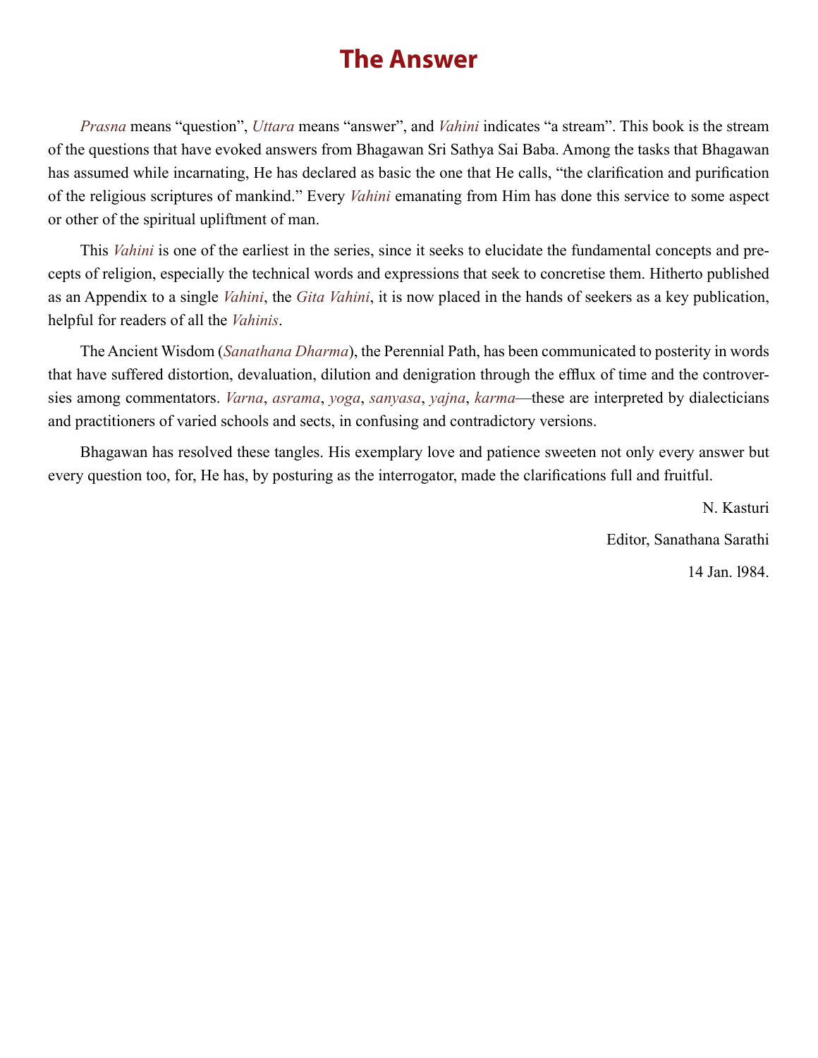# The Answer

*Prasna* means "question", *Uttara* means "answer", and *Vahini* indicates "a stream". This book is the stream of the questions that have evoked answers from Bhagawan Sri Sathya Sai Baba. Among the tasks that Bhagawan has assumed while incarnating, He has declared as basic the one that He calls, "the clarification and purification of the religious scriptures of mankind." Every *Vahini* emanating from Him has done this service to some aspect or other of the spiritual upliftment of man.

This *Vahini* is one of the earliest in the series, since it seeks to elucidate the fundamental concepts and precepts of religion, especially the technical words and expressions that seek to concretise them. Hitherto published as an Appendix to a single *Vahini*, the *Gita Vahini*, it is now placed in the hands of seekers as a key publication, helpful for readers of all the *Vahinis*.

The Ancient Wisdom (*Sanathana Dharma*), the Perennial Path, has been communicated to posterity in words that have suffered distortion, devaluation, dilution and denigration through the efflux of time and the controversies among commentators. *Varna*, *asrama*, *yoga*, *sanyasa*, *yajna*, *karma*—these are interpreted by dialecticians and practitioners of varied schools and sects, in confusing and contradictory versions.

Bhagawan has resolved these tangles. His exemplary love and patience sweeten not only every answer but every question too, for, He has, by posturing as the interrogator, made the clarifications full and fruitful.

N. Kasturi

Editor, Sanathana Sarathi

14 Jan. l984.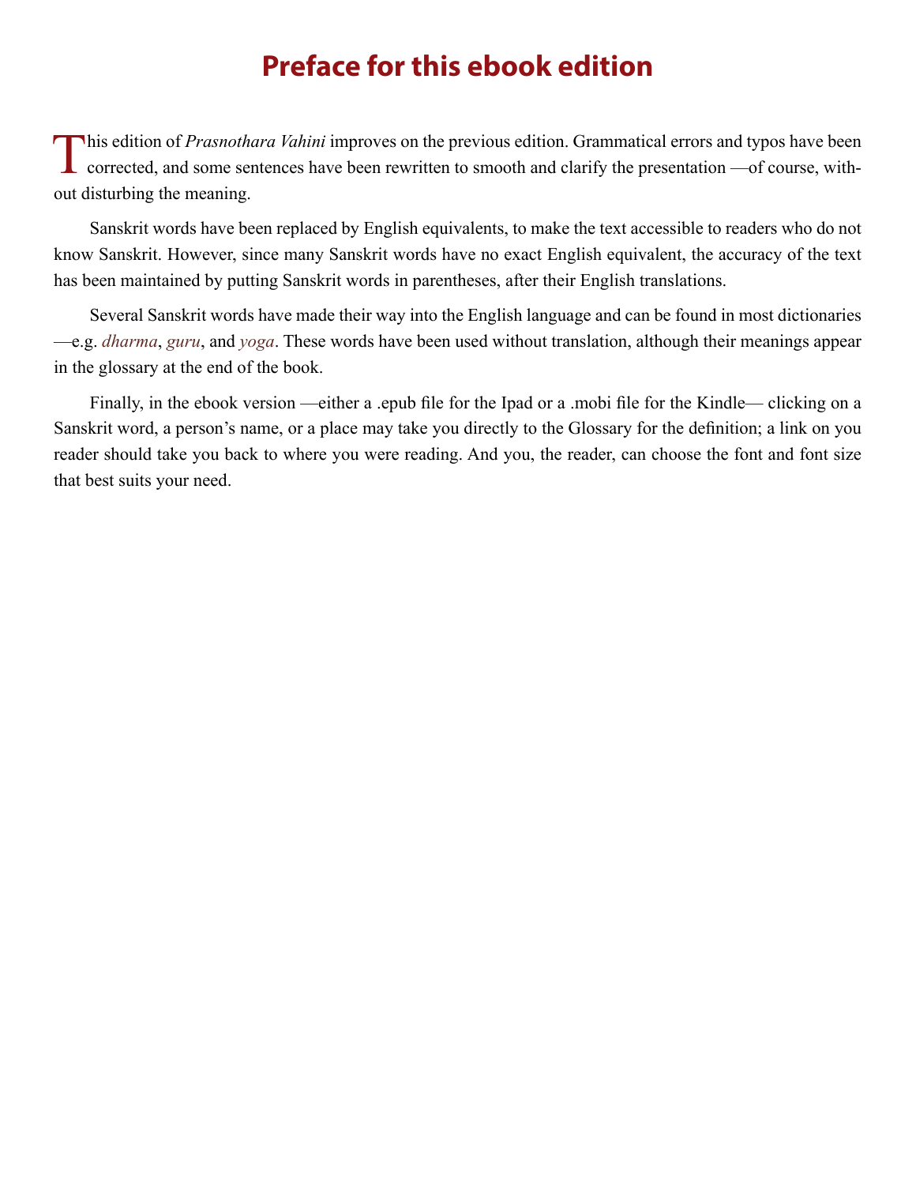# Preface for this ebook edition

This edition of *Prasnothara Vahini* improves on the previous edition. Grammatical errors and typos have been corrected, and some sentences have been rewritten to smooth and clarify the presentation —of course, without disturbing the meaning.

Sanskrit words have been replaced by English equivalents, to make the text accessible to readers who do not know Sanskrit. However, since many Sanskrit words have no exact English equivalent, the accuracy of the text has been maintained by putting Sanskrit words in parentheses, after their English translations.

Several Sanskrit words have made their way into the English language and can be found in most dictionaries —e.g. *dharma*, *guru*, and *yoga*. These words have been used without translation, although their meanings appear in the glossary at the end of the book.

Finally, in the ebook version —either a .epub file for the Ipad or a .mobi file for the Kindle— clicking on a Sanskrit word, a person's name, or a place may take you directly to the Glossary for the definition; a link on you reader should take you back to where you were reading. And you, the reader, can choose the font and font size that best suits your need.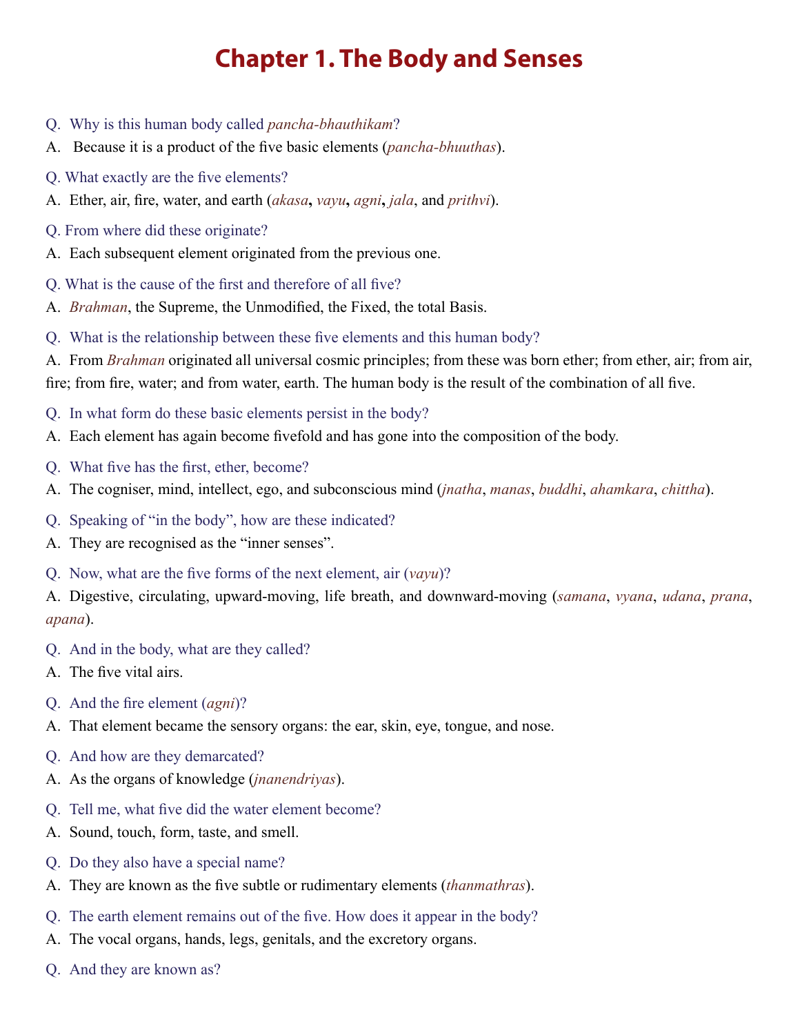# Chapter 1. The Body and Senses

Q. Why is this human body called *pancha-bhauthikam*?

A. Because it is a product of the five basic elements (*pancha-bhuuthas*).

Q. What exactly are the five elements?

A. Ether, air, fire, water, and earth (*akasa*, *vayu*, *agni*, *jala*, and *prithvi*).

Q. From where did these originate?

A. Each subsequent element originated from the previous one.

Q. What is the cause of the first and therefore of all five?

A. *Brahman*, the Supreme, the Unmodified, the Fixed, the total Basis.

Q. What is the relationship between these five elements and this human body?

A. From *Brahman* originated all universal cosmic principles; from these was born ether; from ether, air; from air, fire; from fire, water; and from water, earth. The human body is the result of the combination of all five.

Q. In what form do these basic elements persist in the body?

A. Each element has again become fivefold and has gone into the composition of the body.

Q. What five has the first, ether, become?

A. The cogniser, mind, intellect, ego, and subconscious mind (*jnatha*, *manas*, *buddhi*, *ahamkara*, *chittha*).

Q. Speaking of "in the body", how are these indicated?

A. They are recognised as the "inner senses".

Q. Now, what are the five forms of the next element, air (*vayu*)?

A. Digestive, circulating, upward-moving, life breath, and downward-moving (*samana*, *vyana*, *udana*, *prana*, *apana*).

Q. And in the body, what are they called?

A. The five vital airs.

Q. And the fire element (*agni*)?

A. That element became the sensory organs: the ear, skin, eye, tongue, and nose.

Q. And how are they demarcated?

A. As the organs of knowledge (*jnanendriyas*).

Q. Tell me, what five did the water element become?

A. Sound, touch, form, taste, and smell.

Q. Do they also have a special name?

A. They are known as the five subtle or rudimentary elements (*thanmathras*).

Q. The earth element remains out of the five. How does it appear in the body?

A. The vocal organs, hands, legs, genitals, and the excretory organs.

Q. And they are known as?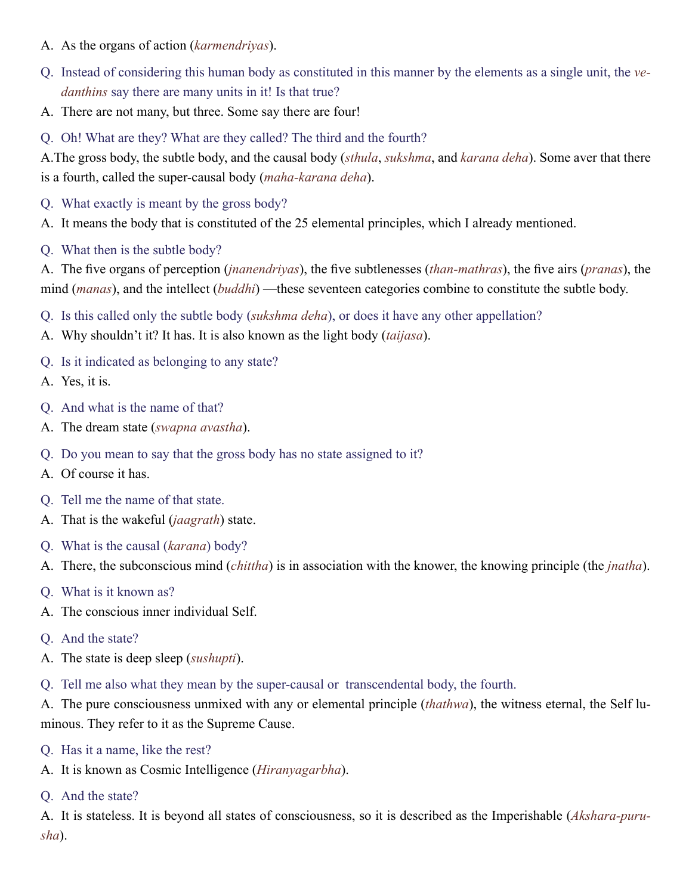A. As the organs of action (*karmendriyas*).

Q. Instead of considering this human body as constituted in this manner by the elements as a single unit, the *vedanthins* say there are many units in it! Is that true?

A. There are not many, but three. Some say there are four!

Q. Oh! What are they? What are they called? The third and the fourth?

A.The gross body, the subtle body, and the causal body (*sthula*, *sukshma*, and *karana deha*). Some aver that there is a fourth, called the super-causal body (*maha-karana deha*).

Q. What exactly is meant by the gross body?

A. It means the body that is constituted of the 25 elemental principles, which I already mentioned.

Q. What then is the subtle body?

A. The five organs of perception (*jnanendriyas*), the five subtlenesses (*than-mathras*), the five airs (*pranas*), the mind (*manas*), and the intellect (*buddhi*) —these seventeen categories combine to constitute the subtle body.

Q. Is this called only the subtle body (*sukshma deha*), or does it have any other appellation?

A. Why shouldn't it? It has. It is also known as the light body (*taijasa*).

Q. Is it indicated as belonging to any state?

A. Yes, it is.

Q. And what is the name of that?

A. The dream state (*swapna avastha*).

Q. Do you mean to say that the gross body has no state assigned to it?

A. Of course it has.

Q. Tell me the name of that state.

A. That is the wakeful (*jaagrath*) state.

Q. What is the causal (*karana*) body?

A. There, the subconscious mind (*chittha*) is in association with the knower, the knowing principle (the *jnatha*).

Q. What is it known as?

A. The conscious inner individual Self.

Q. And the state?

A. The state is deep sleep (*sushupti*).

Q. Tell me also what they mean by the super-causal or transcendental body, the fourth.

A. The pure consciousness unmixed with any or elemental principle (*thathwa*), the witness eternal, the Self luminous. They refer to it as the Supreme Cause.

Q. Has it a name, like the rest?

A. It is known as Cosmic Intelligence (*Hiranyagarbha*).

Q. And the state?

A. It is stateless. It is beyond all states of consciousness, so it is described as the Imperishable (*Akshara-purusha*).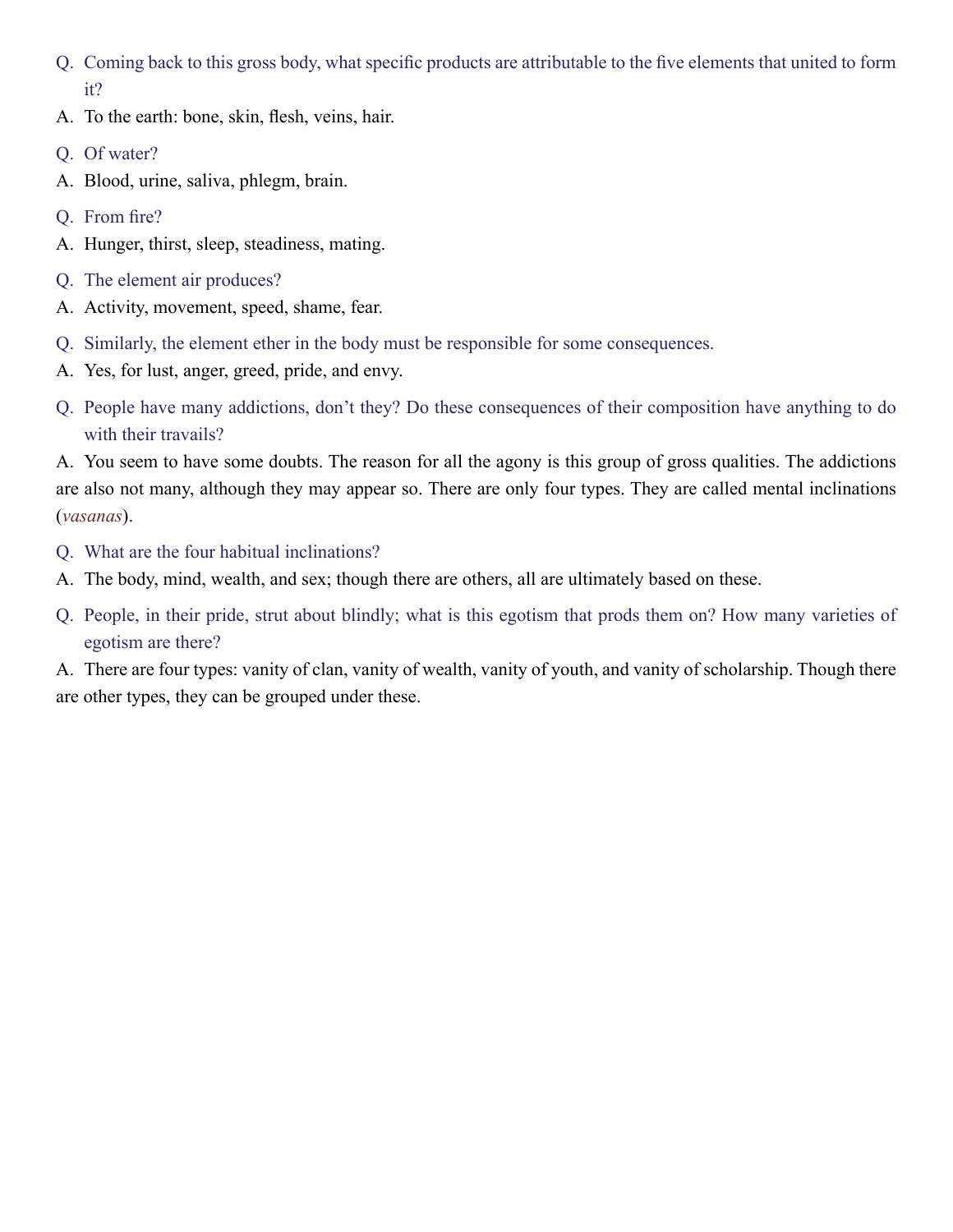Q. Coming back to this gross body, what specific products are attributable to the five elements that united to form it?

A. To the earth: bone, skin, flesh, veins, hair.

Q. Of water?

A. Blood, urine, saliva, phlegm, brain.

Q. From fire?

A. Hunger, thirst, sleep, steadiness, mating.

Q. The element air produces?

A. Activity, movement, speed, shame, fear.

Q. Similarly, the element ether in the body must be responsible for some consequences.

A. Yes, for lust, anger, greed, pride, and envy.

Q. People have many addictions, don't they? Do these consequences of their composition have anything to do with their travails?

A. You seem to have some doubts. The reason for all the agony is this group of gross qualities. The addictions are also not many, although they may appear so. There are only four types. They are called mental inclinations (*vasanas*).

Q. What are the four habitual inclinations?

A. The body, mind, wealth, and sex; though there are others, all are ultimately based on these.

Q. People, in their pride, strut about blindly; what is this egotism that prods them on? How many varieties of egotism are there?

A. There are four types: vanity of clan, vanity of wealth, vanity of youth, and vanity of scholarship. Though there are other types, they can be grouped under these.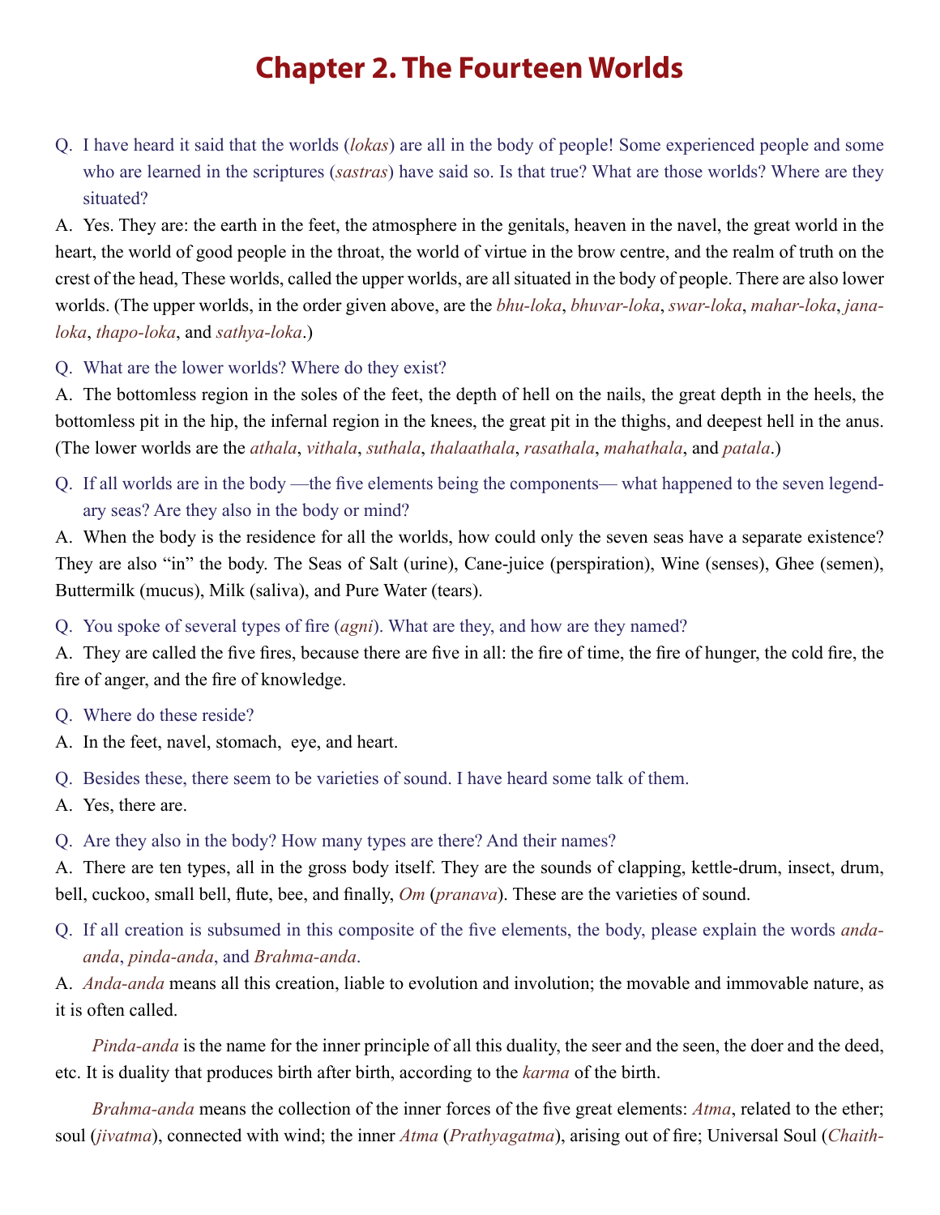# Chapter 2. The Fourteen Worlds

Q. I have heard it said that the worlds (*lokas*) are all in the body of people! Some experienced people and some who are learned in the scriptures (*sastras*) have said so. Is that true? What are those worlds? Where are they situated?

A. Yes. They are: the earth in the feet, the atmosphere in the genitals, heaven in the navel, the great world in the heart, the world of good people in the throat, the world of virtue in the brow centre, and the realm of truth on the crest of the head, These worlds, called the upper worlds, are all situated in the body of people. There are also lower worlds. (The upper worlds, in the order given above, are the *bhu-loka*, *bhuvar-loka*, *swar-loka*, *mahar-loka*, *jana-loka*, *thapo-loka*, and *sathya-loka*.)

Q. What are the lower worlds? Where do they exist?

A. The bottomless region in the soles of the feet, the depth of hell on the nails, the great depth in the heels, the bottomless pit in the hip, the infernal region in the knees, the great pit in the thighs, and deepest hell in the anus. (The lower worlds are the *athala*, *vithala*, *suthala*, *thalaathala*, *rasathala*, *mahathala*, and *patala*.)

Q. If all worlds are in the body —the five elements being the components— what happened to the seven legendary seas? Are they also in the body or mind?

A. When the body is the residence for all the worlds, how could only the seven seas have a separate existence? They are also "in" the body. The Seas of Salt (urine), Cane-juice (perspiration), Wine (senses), Ghee (semen), Buttermilk (mucus), Milk (saliva), and Pure Water (tears).

Q. You spoke of several types of fire (*agni*). What are they, and how are they named?

A. They are called the five fires, because there are five in all: the fire of time, the fire of hunger, the cold fire, the fire of anger, and the fire of knowledge.

Q. Where do these reside?

A. In the feet, navel, stomach, eye, and heart.

Q. Besides these, there seem to be varieties of sound. I have heard some talk of them.

A. Yes, there are.

Q. Are they also in the body? How many types are there? And their names?

A. There are ten types, all in the gross body itself. They are the sounds of clapping, kettle-drum, insect, drum, bell, cuckoo, small bell, flute, bee, and finally, *Om* (*pranava*). These are the varieties of sound.

Q. If all creation is subsumed in this composite of the five elements, the body, please explain the words *anda-anda*, *pinda-anda*, and *Brahma-anda*.

A. *Anda-anda* means all this creation, liable to evolution and involution; the movable and immovable nature, as it is often called.

*Pinda-anda* is the name for the inner principle of all this duality, the seer and the seen, the doer and the deed, etc. It is duality that produces birth after birth, according to the *karma* of the birth.

*Brahma-anda* means the collection of the inner forces of the five great elements: *Atma*, related to the ether; soul (*jivatma*), connected with wind; the inner *Atma* (*Prathyagatma*), arising out of fire; Universal Soul (*Chaith-*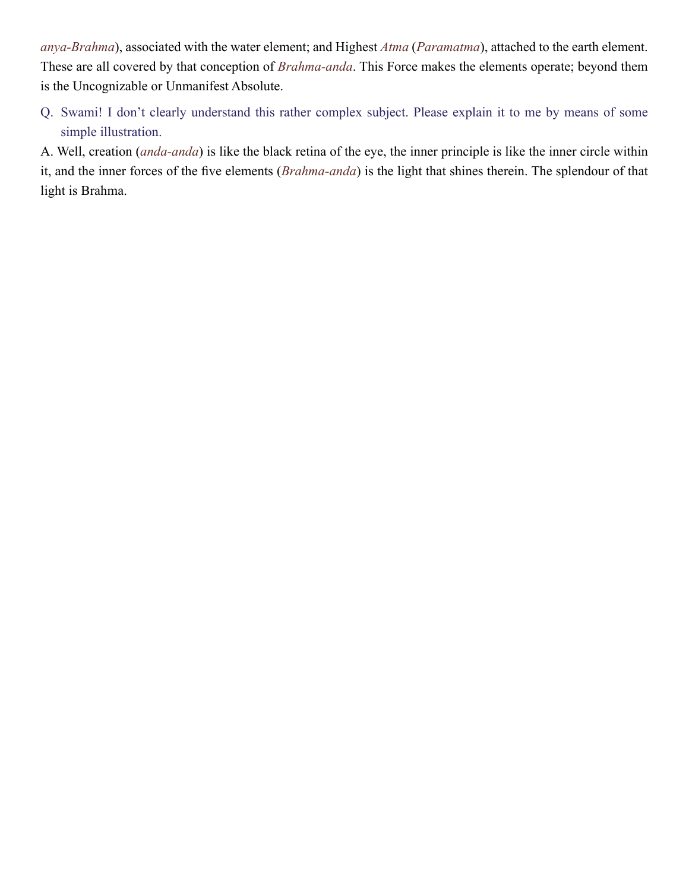*anya-Brahma*), associated with the water element; and Highest *Atma* (*Paramatma*), attached to the earth element. These are all covered by that conception of *Brahma-anda*. This Force makes the elements operate; beyond them is the Uncognizable or Unmanifest Absolute.

Q. Swami! I don't clearly understand this rather complex subject. Please explain it to me by means of some simple illustration.

A. Well, creation (*anda-anda*) is like the black retina of the eye, the inner principle is like the inner circle within it, and the inner forces of the five elements (*Brahma-anda*) is the light that shines therein. The splendour of that light is Brahma.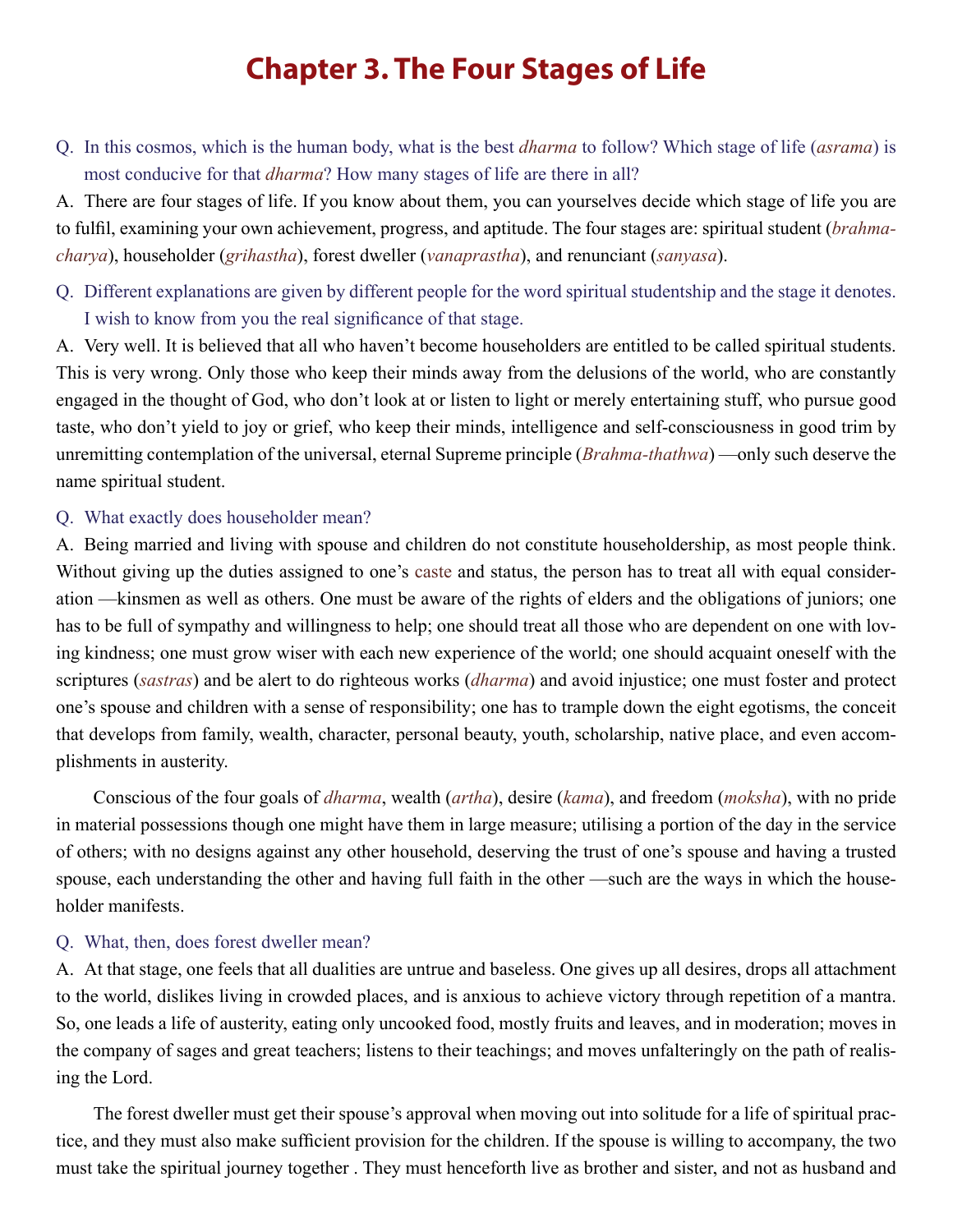# Chapter 3. The Four Stages of Life

Q. In this cosmos, which is the human body, what is the best *dharma* to follow? Which stage of life (*asrama*) is most conducive for that *dharma*? How many stages of life are there in all?

A. There are four stages of life. If you know about them, you can yourselves decide which stage of life you are to fulfil, examining your own achievement, progress, and aptitude. The four stages are: spiritual student (*brahmacharya*), householder (*grihastha*), forest dweller (*vanaprastha*), and renunciant (*sanyasa*).

Q. Different explanations are given by different people for the word spiritual studentship and the stage it denotes. I wish to know from you the real significance of that stage.

A. Very well. It is believed that all who haven't become householders are entitled to be called spiritual students. This is very wrong. Only those who keep their minds away from the delusions of the world, who are constantly engaged in the thought of God, who don't look at or listen to light or merely entertaining stuff, who pursue good taste, who don't yield to joy or grief, who keep their minds, intelligence and self-consciousness in good trim by unremitting contemplation of the universal, eternal Supreme principle (*Brahma-thathwa*) —only such deserve the name spiritual student.

Q. What exactly does householder mean?

A. Being married and living with spouse and children do not constitute householdership, as most people think. Without giving up the duties assigned to one's caste and status, the person has to treat all with equal consideration —kinsmen as well as others. One must be aware of the rights of elders and the obligations of juniors; one has to be full of sympathy and willingness to help; one should treat all those who are dependent on one with loving kindness; one must grow wiser with each new experience of the world; one should acquaint oneself with the scriptures (*sastras*) and be alert to do righteous works (*dharma*) and avoid injustice; one must foster and protect one's spouse and children with a sense of responsibility; one has to trample down the eight egotisms, the conceit that develops from family, wealth, character, personal beauty, youth, scholarship, native place, and even accomplishments in austerity.

Conscious of the four goals of *dharma*, wealth (*artha*), desire (*kama*), and freedom (*moksha*), with no pride in material possessions though one might have them in large measure; utilising a portion of the day in the service of others; with no designs against any other household, deserving the trust of one's spouse and having a trusted spouse, each understanding the other and having full faith in the other —such are the ways in which the householder manifests.

Q. What, then, does forest dweller mean?

A. At that stage, one feels that all dualities are untrue and baseless. One gives up all desires, drops all attachment to the world, dislikes living in crowded places, and is anxious to achieve victory through repetition of a mantra. So, one leads a life of austerity, eating only uncooked food, mostly fruits and leaves, and in moderation; moves in the company of sages and great teachers; listens to their teachings; and moves unfalteringly on the path of realising the Lord.

The forest dweller must get their spouse's approval when moving out into solitude for a life of spiritual practice, and they must also make sufficient provision for the children. If the spouse is willing to accompany, the two must take the spiritual journey together . They must henceforth live as brother and sister, and not as husband and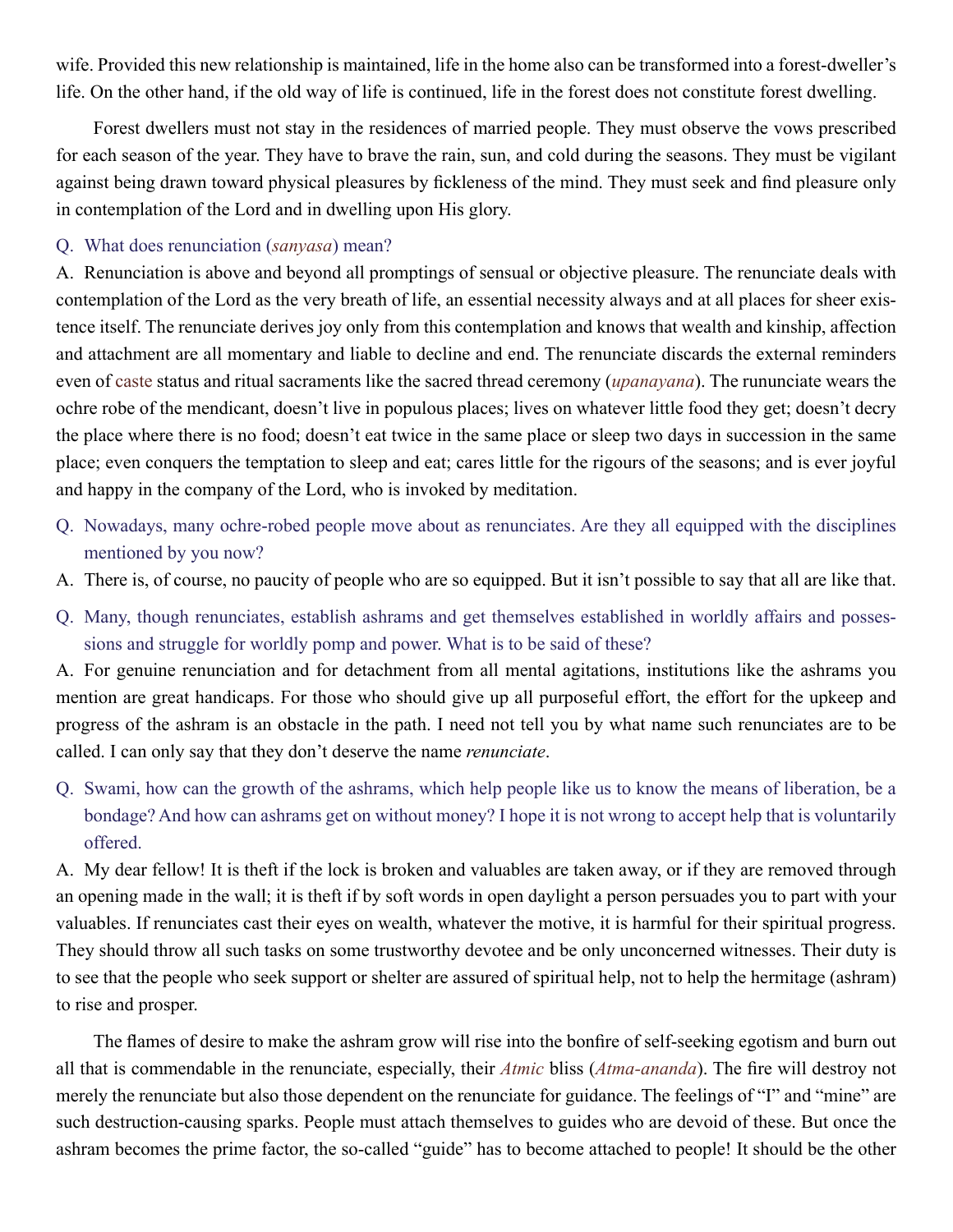wife. Provided this new relationship is maintained, life in the home also can be transformed into a forest-dweller's life. On the other hand, if the old way of life is continued, life in the forest does not constitute forest dwelling.

Forest dwellers must not stay in the residences of married people. They must observe the vows prescribed for each season of the year. They have to brave the rain, sun, and cold during the seasons. They must be vigilant against being drawn toward physical pleasures by fickleness of the mind. They must seek and find pleasure only in contemplation of the Lord and in dwelling upon His glory.

Q. What does renunciation (*sanyasa*) mean?

A. Renunciation is above and beyond all promptings of sensual or objective pleasure. The renunciate deals with contemplation of the Lord as the very breath of life, an essential necessity always and at all places for sheer existence itself. The renunciate derives joy only from this contemplation and knows that wealth and kinship, affection and attachment are all momentary and liable to decline and end. The renunciate discards the external reminders even of caste status and ritual sacraments like the sacred thread ceremony (*upanayana*). The rununciate wears the ochre robe of the mendicant, doesn't live in populous places; lives on whatever little food they get; doesn't decry the place where there is no food; doesn't eat twice in the same place or sleep two days in succession in the same place; even conquers the temptation to sleep and eat; cares little for the rigours of the seasons; and is ever joyful and happy in the company of the Lord, who is invoked by meditation.

Q. Nowadays, many ochre-robed people move about as renunciates. Are they all equipped with the disciplines mentioned by you now?

A. There is, of course, no paucity of people who are so equipped. But it isn't possible to say that all are like that.

Q. Many, though renunciates, establish ashrams and get themselves established in worldly affairs and possessions and struggle for worldly pomp and power. What is to be said of these?

A. For genuine renunciation and for detachment from all mental agitations, institutions like the ashrams you mention are great handicaps. For those who should give up all purposeful effort, the effort for the upkeep and progress of the ashram is an obstacle in the path. I need not tell you by what name such renunciates are to be called. I can only say that they don't deserve the name *renunciate*.

Q. Swami, how can the growth of the ashrams, which help people like us to know the means of liberation, be a bondage? And how can ashrams get on without money? I hope it is not wrong to accept help that is voluntarily offered.

A. My dear fellow! It is theft if the lock is broken and valuables are taken away, or if they are removed through an opening made in the wall; it is theft if by soft words in open daylight a person persuades you to part with your valuables. If renunciates cast their eyes on wealth, whatever the motive, it is harmful for their spiritual progress. They should throw all such tasks on some trustworthy devotee and be only unconcerned witnesses. Their duty is to see that the people who seek support or shelter are assured of spiritual help, not to help the hermitage (ashram) to rise and prosper.

The flames of desire to make the ashram grow will rise into the bonfire of self-seeking egotism and burn out all that is commendable in the renunciate, especially, their *Atmic* bliss (*Atma-ananda*). The fire will destroy not merely the renunciate but also those dependent on the renunciate for guidance. The feelings of "I" and "mine" are such destruction-causing sparks. People must attach themselves to guides who are devoid of these. But once the ashram becomes the prime factor, the so-called "guide" has to become attached to people! It should be the other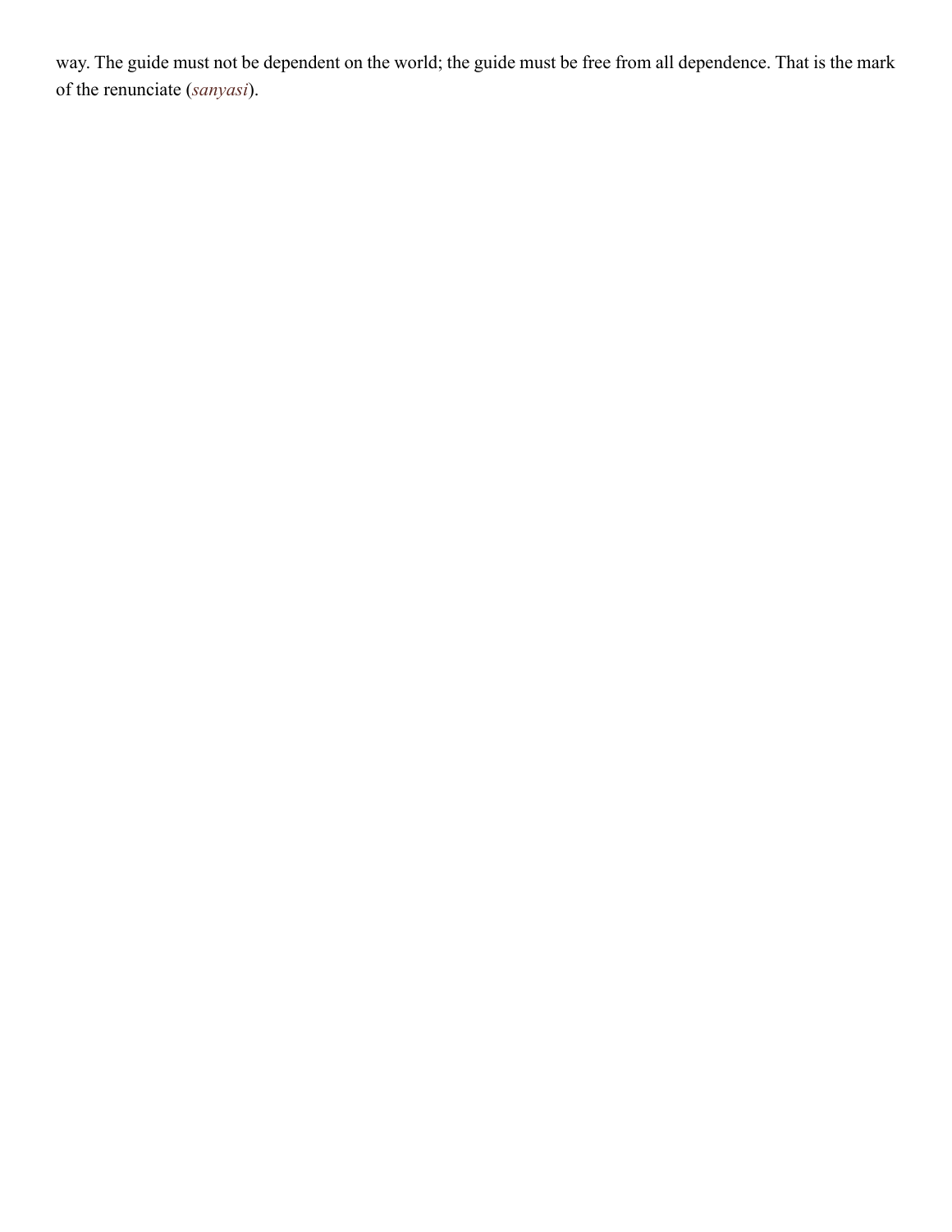way. The guide must not be dependent on the world; the guide must be free from all dependence. That is the mark of the renunciate (*sanyasi*).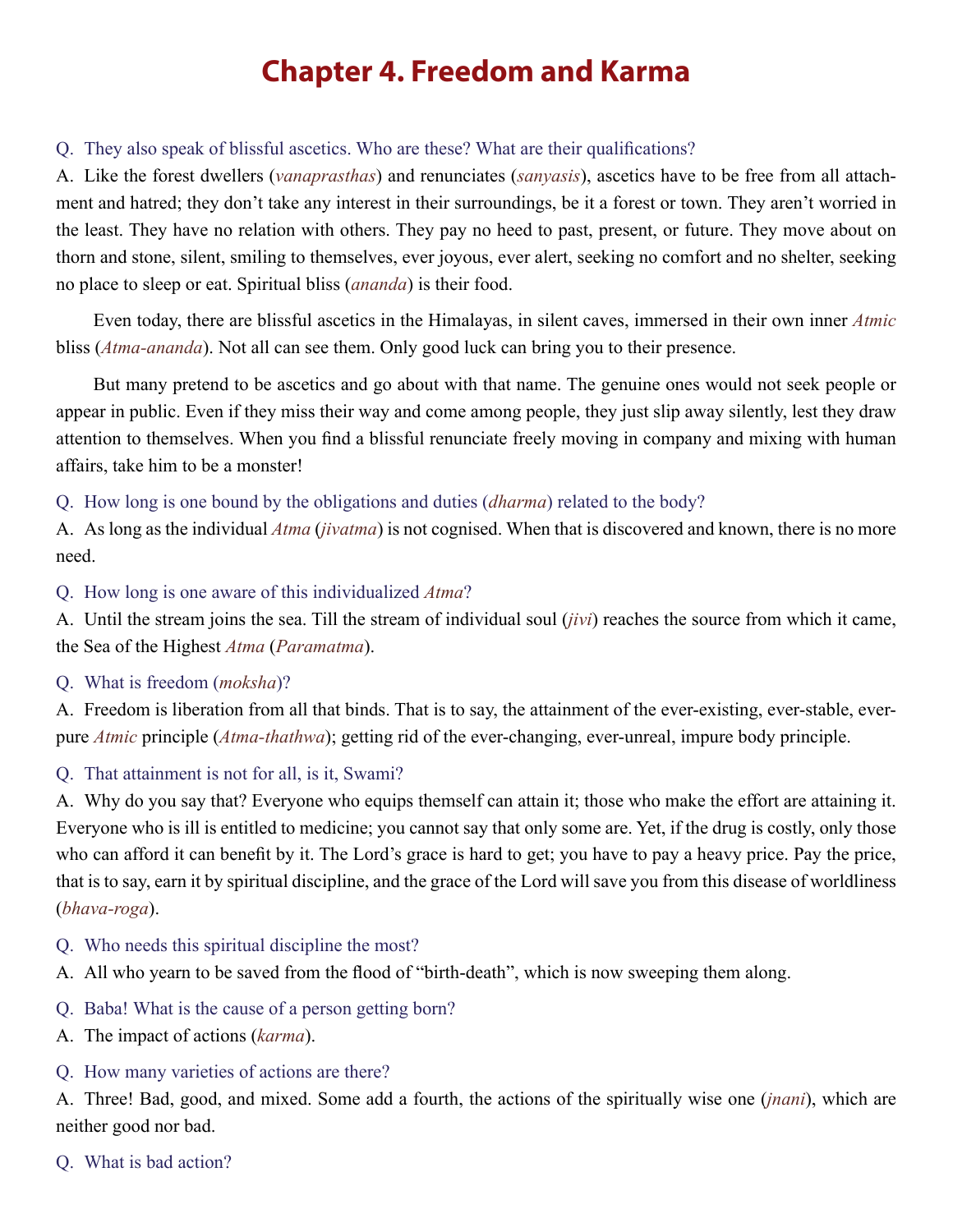# Chapter 4. Freedom and Karma

Q. They also speak of blissful ascetics. Who are these? What are their qualifications?

A. Like the forest dwellers (*vanaprasthas*) and renunciates (*sanyasis*), ascetics have to be free from all attachment and hatred; they don't take any interest in their surroundings, be it a forest or town. They aren't worried in the least. They have no relation with others. They pay no heed to past, present, or future. They move about on thorn and stone, silent, smiling to themselves, ever joyous, ever alert, seeking no comfort and no shelter, seeking no place to sleep or eat. Spiritual bliss (*ananda*) is their food.

Even today, there are blissful ascetics in the Himalayas, in silent caves, immersed in their own inner *Atmic* bliss (*Atma-ananda*). Not all can see them. Only good luck can bring you to their presence.

But many pretend to be ascetics and go about with that name. The genuine ones would not seek people or appear in public. Even if they miss their way and come among people, they just slip away silently, lest they draw attention to themselves. When you find a blissful renunciate freely moving in company and mixing with human affairs, take him to be a monster!

Q. How long is one bound by the obligations and duties (*dharma*) related to the body?

A. As long as the individual *Atma* (*jivatma*) is not cognised. When that is discovered and known, there is no more need.

Q. How long is one aware of this individualized *Atma*?

A. Until the stream joins the sea. Till the stream of individual soul (*jivi*) reaches the source from which it came, the Sea of the Highest *Atma* (*Paramatma*).

Q. What is freedom (*moksha*)?

A. Freedom is liberation from all that binds. That is to say, the attainment of the ever-existing, ever-stable, ever-pure *Atmic* principle (*Atma-thathwa*); getting rid of the ever-changing, ever-unreal, impure body principle.

Q. That attainment is not for all, is it, Swami?

A. Why do you say that? Everyone who equips themself can attain it; those who make the effort are attaining it. Everyone who is ill is entitled to medicine; you cannot say that only some are. Yet, if the drug is costly, only those who can afford it can benefit by it. The Lord's grace is hard to get; you have to pay a heavy price. Pay the price, that is to say, earn it by spiritual discipline, and the grace of the Lord will save you from this disease of worldliness (*bhava-roga*).

Q. Who needs this spiritual discipline the most?

A. All who yearn to be saved from the flood of "birth-death", which is now sweeping them along.

Q. Baba! What is the cause of a person getting born?

A. The impact of actions (*karma*).

Q. How many varieties of actions are there?

A. Three! Bad, good, and mixed. Some add a fourth, the actions of the spiritually wise one (*jnani*), which are neither good nor bad.

Q. What is bad action?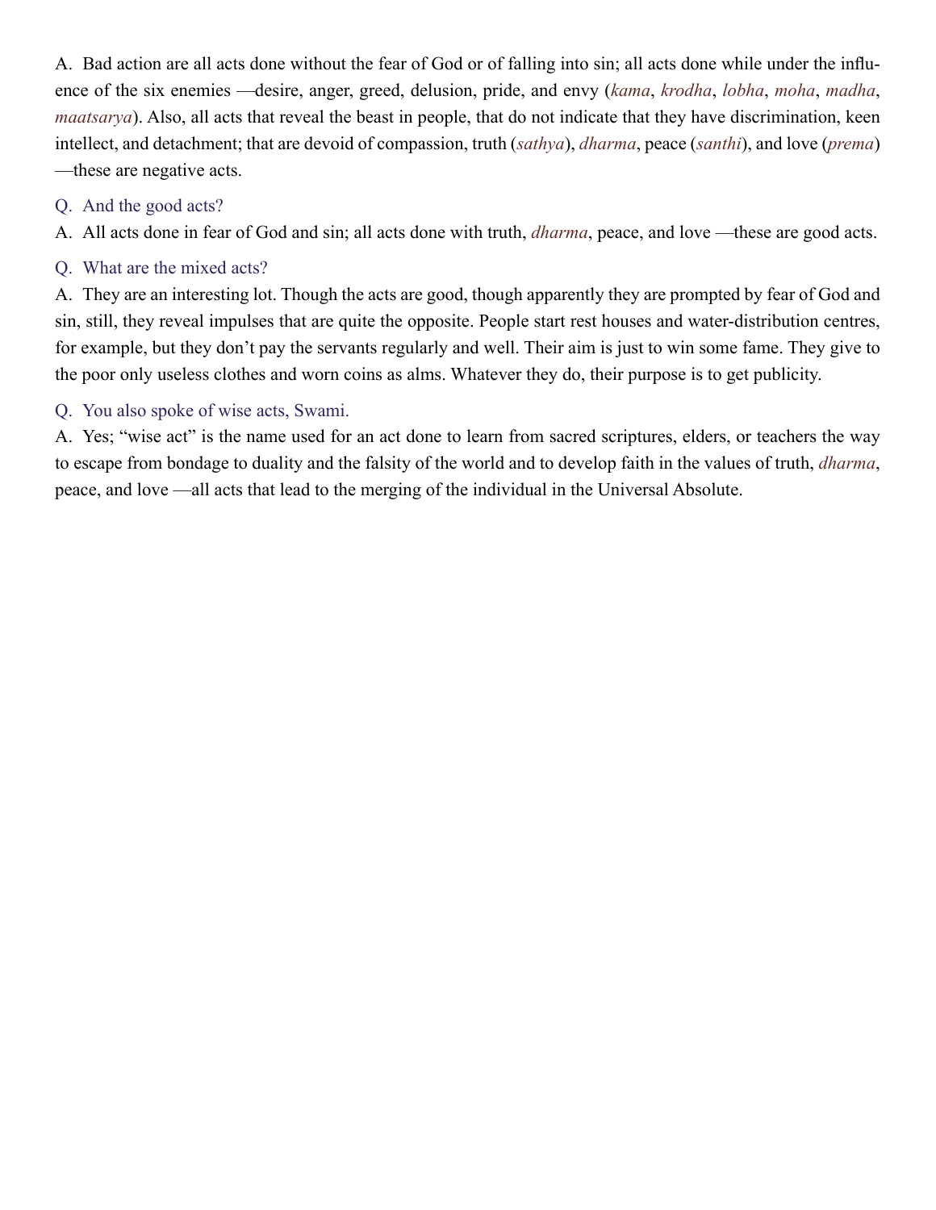A. Bad action are all acts done without the fear of God or of falling into sin; all acts done while under the influence of the six enemies —desire, anger, greed, delusion, pride, and envy (*kama*, *krodha*, *lobha*, *moha*, *madha*, *maatsarya*). Also, all acts that reveal the beast in people, that do not indicate that they have discrimination, keen intellect, and detachment; that are devoid of compassion, truth (*sathya*), *dharma*, peace (*santhi*), and love (*prema*) —these are negative acts.

Q. And the good acts?

A. All acts done in fear of God and sin; all acts done with truth, *dharma*, peace, and love —these are good acts.

Q. What are the mixed acts?

A. They are an interesting lot. Though the acts are good, though apparently they are prompted by fear of God and sin, still, they reveal impulses that are quite the opposite. People start rest houses and water-distribution centres, for example, but they don't pay the servants regularly and well. Their aim is just to win some fame. They give to the poor only useless clothes and worn coins as alms. Whatever they do, their purpose is to get publicity.

Q. You also spoke of wise acts, Swami.

A. Yes; "wise act" is the name used for an act done to learn from sacred scriptures, elders, or teachers the way to escape from bondage to duality and the falsity of the world and to develop faith in the values of truth, *dharma*, peace, and love —all acts that lead to the merging of the individual in the Universal Absolute.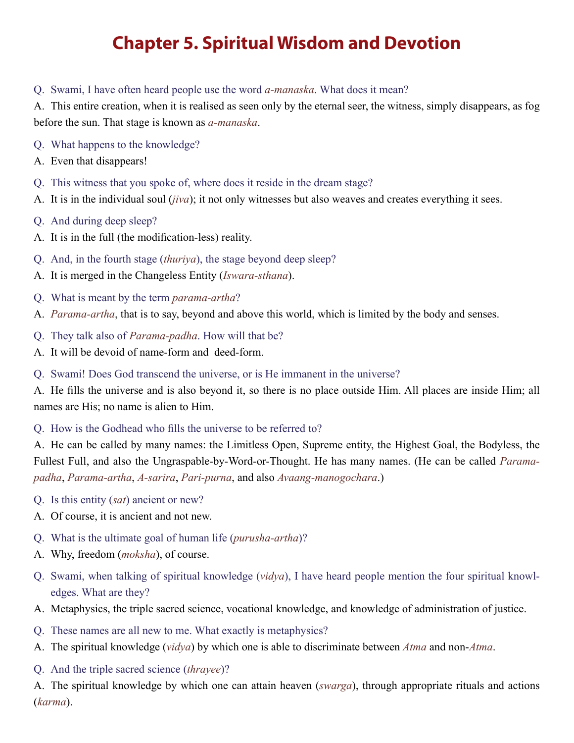# Chapter 5. Spiritual Wisdom and Devotion

Q. Swami, I have often heard people use the word *a-manaska*. What does it mean?

A. This entire creation, when it is realised as seen only by the eternal seer, the witness, simply disappears, as fog before the sun. That stage is known as *a-manaska*.

Q. What happens to the knowledge?

A. Even that disappears!

Q. This witness that you spoke of, where does it reside in the dream stage?

A. It is in the individual soul (*jiva*); it not only witnesses but also weaves and creates everything it sees.

Q. And during deep sleep?

A. It is in the full (the modification-less) reality.

Q. And, in the fourth stage (*thuriya*), the stage beyond deep sleep?

A. It is merged in the Changeless Entity (*Iswara-sthana*).

Q. What is meant by the term *parama-artha*?

A. *Parama-artha*, that is to say, beyond and above this world, which is limited by the body and senses.

Q. They talk also of *Parama-padha*. How will that be?

A. It will be devoid of name-form and deed-form.

Q. Swami! Does God transcend the universe, or is He immanent in the universe?

A. He fills the universe and is also beyond it, so there is no place outside Him. All places are inside Him; all names are His; no name is alien to Him.

Q. How is the Godhead who fills the universe to be referred to?

A. He can be called by many names: the Limitless Open, Supreme entity, the Highest Goal, the Bodyless, the Fullest Full, and also the Ungraspable-by-Word-or-Thought. He has many names. (He can be called *Parama-padha*, *Parama-artha*, *A-sarira*, *Pari-purna*, and also *Avaang-manogochara*.)

Q. Is this entity (*sat*) ancient or new?

A. Of course, it is ancient and not new.

Q. What is the ultimate goal of human life (*purusha-artha*)?

A. Why, freedom (*moksha*), of course.

Q. Swami, when talking of spiritual knowledge (*vidya*), I have heard people mention the four spiritual knowledges. What are they?

A. Metaphysics, the triple sacred science, vocational knowledge, and knowledge of administration of justice.

Q. These names are all new to me. What exactly is metaphysics?

A. The spiritual knowledge (*vidya*) by which one is able to discriminate between *Atma* and non-*Atma*.

Q. And the triple sacred science (*thrayee*)?

A. The spiritual knowledge by which one can attain heaven (*swarga*), through appropriate rituals and actions (*karma*).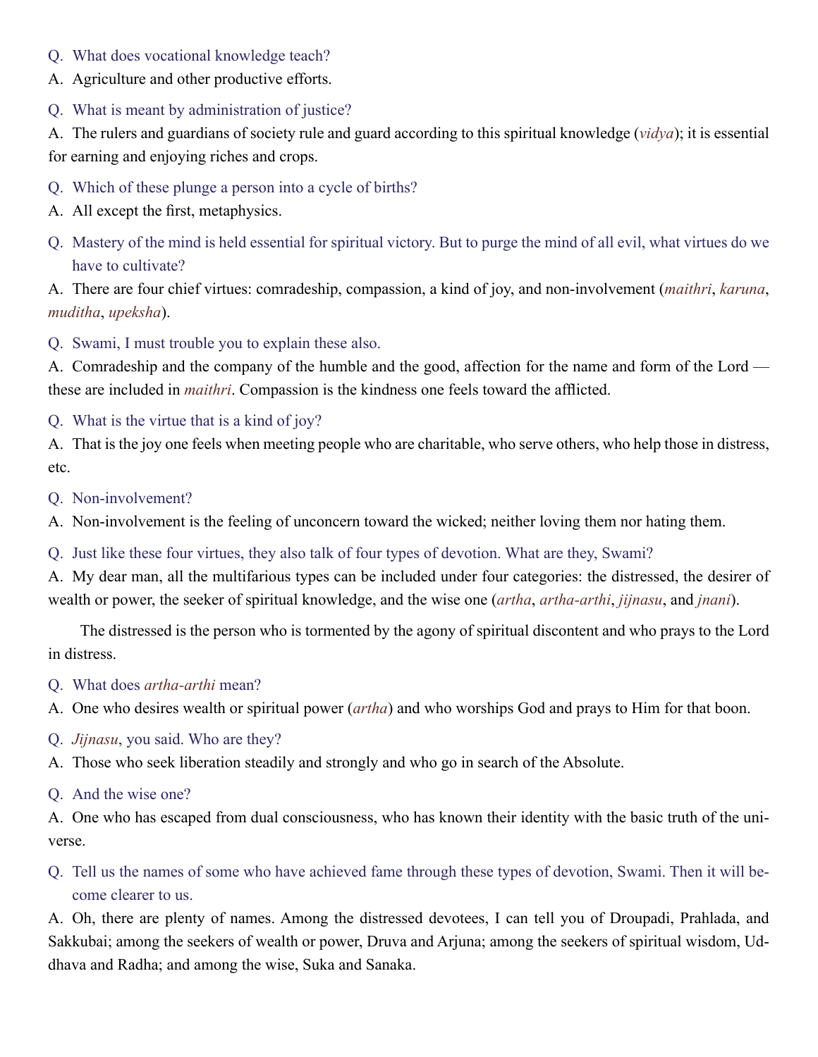Q. What does vocational knowledge teach?

A. Agriculture and other productive efforts.

Q. What is meant by administration of justice?

A. The rulers and guardians of society rule and guard according to this spiritual knowledge (*vidya*); it is essential for earning and enjoying riches and crops.

Q. Which of these plunge a person into a cycle of births?

A. All except the first, metaphysics.

Q. Mastery of the mind is held essential for spiritual victory. But to purge the mind of all evil, what virtues do we have to cultivate?

A. There are four chief virtues: comradeship, compassion, a kind of joy, and non-involvement (*maithri*, *karuna*, *muditha*, *upeksha*).

Q. Swami, I must trouble you to explain these also.

A. Comradeship and the company of the humble and the good, affection for the name and form of the Lord — these are included in *maithri*. Compassion is the kindness one feels toward the afflicted.

Q. What is the virtue that is a kind of joy?

A. That is the joy one feels when meeting people who are charitable, who serve others, who help those in distress, etc.

Q. Non-involvement?

A. Non-involvement is the feeling of unconcern toward the wicked; neither loving them nor hating them.

Q. Just like these four virtues, they also talk of four types of devotion. What are they, Swami?

A. My dear man, all the multifarious types can be included under four categories: the distressed, the desirer of wealth or power, the seeker of spiritual knowledge, and the wise one (*artha*, *artha-arthi*, *jijnasu*, and *jnani*).

The distressed is the person who is tormented by the agony of spiritual discontent and who prays to the Lord in distress.

Q. What does *artha-arthi* mean?

A. One who desires wealth or spiritual power (*artha*) and who worships God and prays to Him for that boon.

Q. *Jijnasu*, you said. Who are they?

A. Those who seek liberation steadily and strongly and who go in search of the Absolute.

Q. And the wise one?

A. One who has escaped from dual consciousness, who has known their identity with the basic truth of the universe.

Q. Tell us the names of some who have achieved fame through these types of devotion, Swami. Then it will become clearer to us.

A. Oh, there are plenty of names. Among the distressed devotees, I can tell you of Droupadi, Prahlada, and Sakkubai; among the seekers of wealth or power, Druva and Arjuna; among the seekers of spiritual wisdom, Uddhava and Radha; and among the wise, Suka and Sanaka.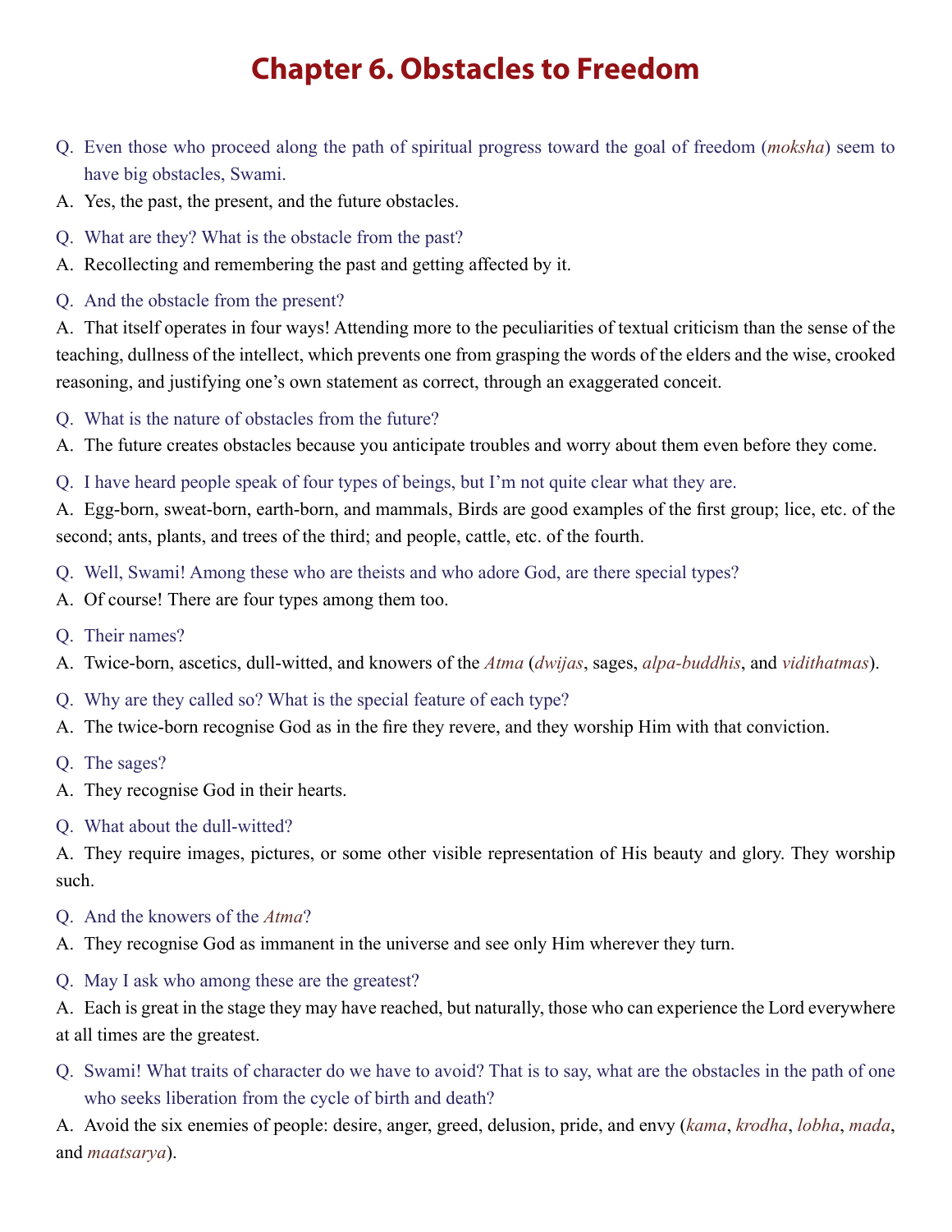# Chapter 6. Obstacles to Freedom

Q. Even those who proceed along the path of spiritual progress toward the goal of freedom (*moksha*) seem to have big obstacles, Swami.

A. Yes, the past, the present, and the future obstacles.

Q. What are they? What is the obstacle from the past?

A. Recollecting and remembering the past and getting affected by it.

Q. And the obstacle from the present?

A. That itself operates in four ways! Attending more to the peculiarities of textual criticism than the sense of the teaching, dullness of the intellect, which prevents one from grasping the words of the elders and the wise, crooked reasoning, and justifying one's own statement as correct, through an exaggerated conceit.

Q. What is the nature of obstacles from the future?

A. The future creates obstacles because you anticipate troubles and worry about them even before they come.

Q. I have heard people speak of four types of beings, but I'm not quite clear what they are.

A. Egg-born, sweat-born, earth-born, and mammals, Birds are good examples of the first group; lice, etc. of the second; ants, plants, and trees of the third; and people, cattle, etc. of the fourth.

Q. Well, Swami! Among these who are theists and who adore God, are there special types?

A. Of course! There are four types among them too.

Q. Their names?

A. Twice-born, ascetics, dull-witted, and knowers of the *Atma* (*dwijas*, sages, *alpa-buddhis*, and *vidithatmas*).

Q. Why are they called so? What is the special feature of each type?

A. The twice-born recognise God as in the fire they revere, and they worship Him with that conviction.

Q. The sages?

A. They recognise God in their hearts.

Q. What about the dull-witted?

A. They require images, pictures, or some other visible representation of His beauty and glory. They worship such.

Q. And the knowers of the *Atma*?

A. They recognise God as immanent in the universe and see only Him wherever they turn.

Q. May I ask who among these are the greatest?

A. Each is great in the stage they may have reached, but naturally, those who can experience the Lord everywhere at all times are the greatest.

Q. Swami! What traits of character do we have to avoid? That is to say, what are the obstacles in the path of one who seeks liberation from the cycle of birth and death?

A. Avoid the six enemies of people: desire, anger, greed, delusion, pride, and envy (*kama*, *krodha*, *lobha*, *mada*, and *maatsarya*).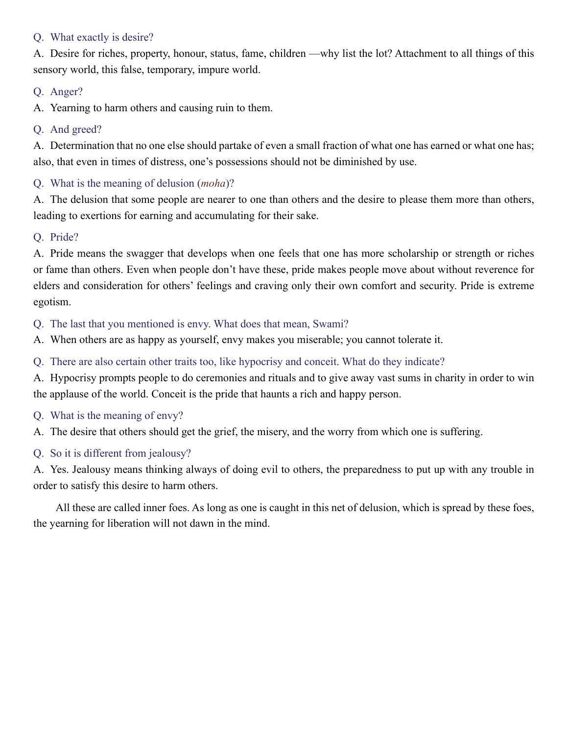Q. What exactly is desire?

A. Desire for riches, property, honour, status, fame, children —why list the lot? Attachment to all things of this sensory world, this false, temporary, impure world.

Q. Anger?

A. Yearning to harm others and causing ruin to them.

Q. And greed?

A. Determination that no one else should partake of even a small fraction of what one has earned or what one has; also, that even in times of distress, one's possessions should not be diminished by use.

Q. What is the meaning of delusion (*moha*)?

A. The delusion that some people are nearer to one than others and the desire to please them more than others, leading to exertions for earning and accumulating for their sake.

Q. Pride?

A. Pride means the swagger that develops when one feels that one has more scholarship or strength or riches or fame than others. Even when people don't have these, pride makes people move about without reverence for elders and consideration for others' feelings and craving only their own comfort and security. Pride is extreme egotism.

Q. The last that you mentioned is envy. What does that mean, Swami?

A. When others are as happy as yourself, envy makes you miserable; you cannot tolerate it.

Q. There are also certain other traits too, like hypocrisy and conceit. What do they indicate?

A. Hypocrisy prompts people to do ceremonies and rituals and to give away vast sums in charity in order to win the applause of the world. Conceit is the pride that haunts a rich and happy person.

Q. What is the meaning of envy?

A. The desire that others should get the grief, the misery, and the worry from which one is suffering.

Q. So it is different from jealousy?

A. Yes. Jealousy means thinking always of doing evil to others, the preparedness to put up with any trouble in order to satisfy this desire to harm others.

All these are called inner foes. As long as one is caught in this net of delusion, which is spread by these foes, the yearning for liberation will not dawn in the mind.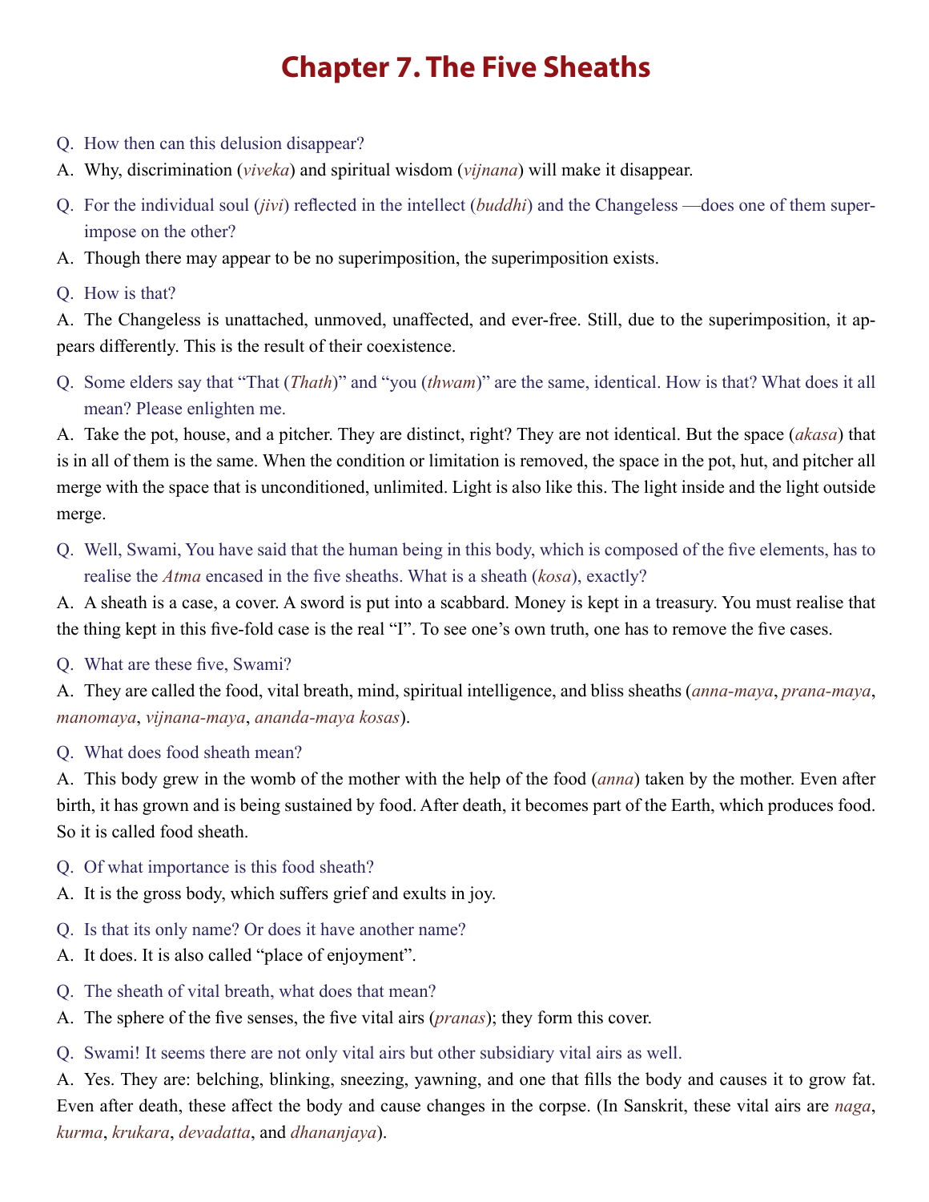# Chapter 7. The Five Sheaths

Q. How then can this delusion disappear?

A. Why, discrimination (*viveka*) and spiritual wisdom (*vijnana*) will make it disappear.

Q. For the individual soul (*jivi*) reflected in the intellect (*buddhi*) and the Changeless —does one of them superimpose on the other?

A. Though there may appear to be no superimposition, the superimposition exists.

Q. How is that?

A. The Changeless is unattached, unmoved, unaffected, and ever-free. Still, due to the superimposition, it appears differently. This is the result of their coexistence.

Q. Some elders say that "That (*Thath*)" and "you (*thwam*)" are the same, identical. How is that? What does it all mean? Please enlighten me.

A. Take the pot, house, and a pitcher. They are distinct, right? They are not identical. But the space (*akasa*) that is in all of them is the same. When the condition or limitation is removed, the space in the pot, hut, and pitcher all merge with the space that is unconditioned, unlimited. Light is also like this. The light inside and the light outside merge.

Q. Well, Swami, You have said that the human being in this body, which is composed of the five elements, has to realise the *Atma* encased in the five sheaths. What is a sheath (*kosa*), exactly?

A. A sheath is a case, a cover. A sword is put into a scabbard. Money is kept in a treasury. You must realise that the thing kept in this five-fold case is the real "I". To see one's own truth, one has to remove the five cases.

Q. What are these five, Swami?

A. They are called the food, vital breath, mind, spiritual intelligence, and bliss sheaths (*anna-maya*, *prana-maya*, *manomaya*, *vijnana-maya*, *ananda-maya kosas*).

Q. What does food sheath mean?

A. This body grew in the womb of the mother with the help of the food (*anna*) taken by the mother. Even after birth, it has grown and is being sustained by food. After death, it becomes part of the Earth, which produces food. So it is called food sheath.

Q. Of what importance is this food sheath?

A. It is the gross body, which suffers grief and exults in joy.

Q. Is that its only name? Or does it have another name?

A. It does. It is also called "place of enjoyment".

Q. The sheath of vital breath, what does that mean?

A. The sphere of the five senses, the five vital airs (*pranas*); they form this cover.

Q. Swami! It seems there are not only vital airs but other subsidiary vital airs as well.

A. Yes. They are: belching, blinking, sneezing, yawning, and one that fills the body and causes it to grow fat. Even after death, these affect the body and cause changes in the corpse. (In Sanskrit, these vital airs are *naga*, *kurma*, *krukara*, *devadatta*, and *dhananjaya*).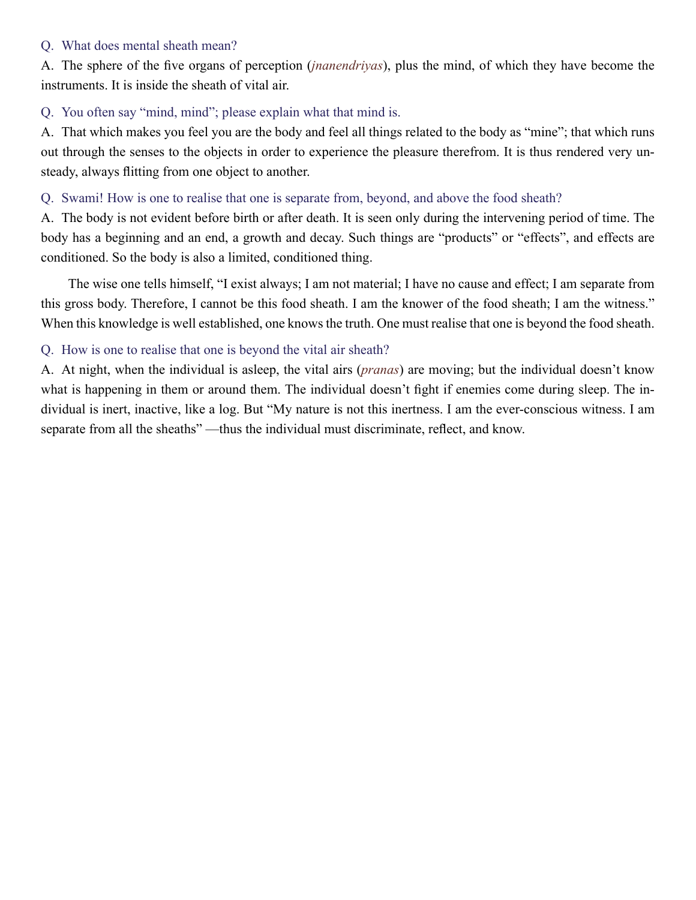Q. What does mental sheath mean?

A. The sphere of the five organs of perception (*jnanendriyas*), plus the mind, of which they have become the instruments. It is inside the sheath of vital air.

Q. You often say “mind, mind”; please explain what that mind is.

A. That which makes you feel you are the body and feel all things related to the body as “mine”; that which runs out through the senses to the objects in order to experience the pleasure therefrom. It is thus rendered very unsteady, always flitting from one object to another.

Q. Swami! How is one to realise that one is separate from, beyond, and above the food sheath?

A. The body is not evident before birth or after death. It is seen only during the intervening period of time. The body has a beginning and an end, a growth and decay. Such things are “products” or “effects”, and effects are conditioned. So the body is also a limited, conditioned thing.

The wise one tells himself, “I exist always; I am not material; I have no cause and effect; I am separate from this gross body. Therefore, I cannot be this food sheath. I am the knower of the food sheath; I am the witness.” When this knowledge is well established, one knows the truth. One must realise that one is beyond the food sheath.

Q. How is one to realise that one is beyond the vital air sheath?

A. At night, when the individual is asleep, the vital airs (*pranas*) are moving; but the individual doesn’t know what is happening in them or around them. The individual doesn’t fight if enemies come during sleep. The individual is inert, inactive, like a log. But “My nature is not this inertness. I am the ever-conscious witness. I am separate from all the sheaths” —thus the individual must discriminate, reflect, and know.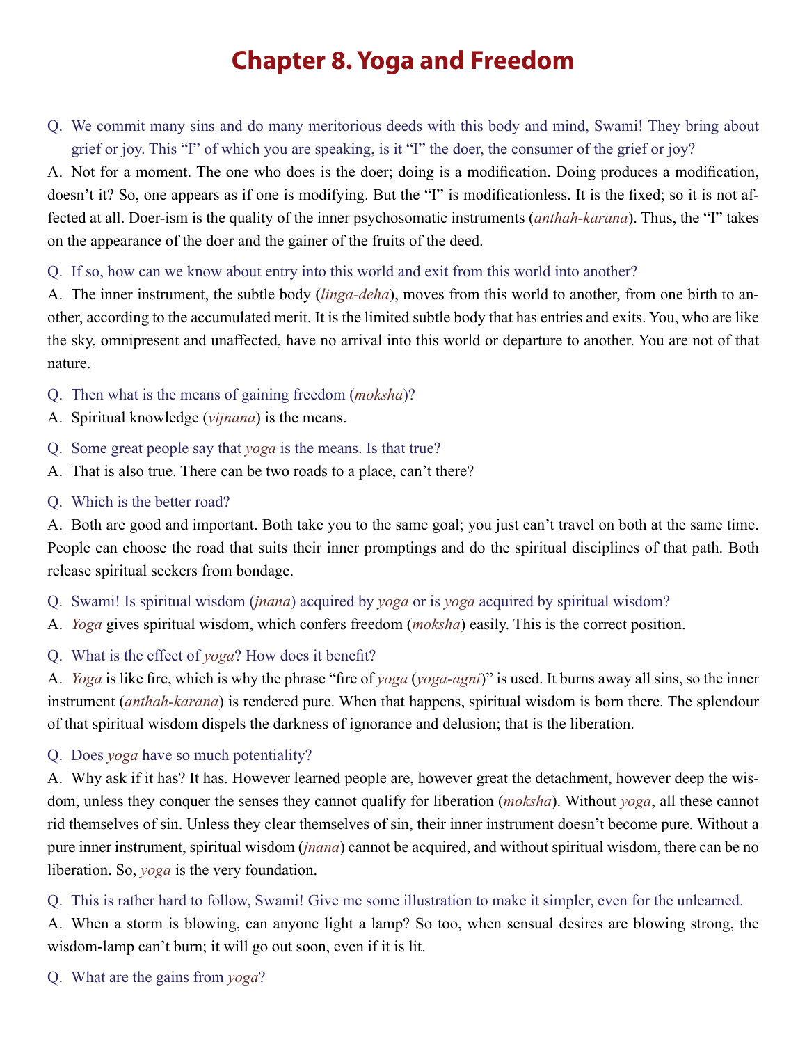# Chapter 8. Yoga and Freedom

Q. We commit many sins and do many meritorious deeds with this body and mind, Swami! They bring about grief or joy. This "I" of which you are speaking, is it "I" the doer, the consumer of the grief or joy?

A. Not for a moment. The one who does is the doer; doing is a modification. Doing produces a modification, doesn't it? So, one appears as if one is modifying. But the "I" is modificationless. It is the fixed; so it is not affected at all. Doer-ism is the quality of the inner psychosomatic instruments (*anthah-karana*). Thus, the "I" takes on the appearance of the doer and the gainer of the fruits of the deed.

Q. If so, how can we know about entry into this world and exit from this world into another?

A. The inner instrument, the subtle body (*linga-deha*), moves from this world to another, from one birth to another, according to the accumulated merit. It is the limited subtle body that has entries and exits. You, who are like the sky, omnipresent and unaffected, have no arrival into this world or departure to another. You are not of that nature.

Q. Then what is the means of gaining freedom (*moksha*)?

A. Spiritual knowledge (*vijnana*) is the means.

Q. Some great people say that *yoga* is the means. Is that true?

A. That is also true. There can be two roads to a place, can't there?

Q. Which is the better road?

A. Both are good and important. Both take you to the same goal; you just can't travel on both at the same time. People can choose the road that suits their inner promptings and do the spiritual disciplines of that path. Both release spiritual seekers from bondage.

Q. Swami! Is spiritual wisdom (*jnana*) acquired by *yoga* or is *yoga* acquired by spiritual wisdom?

A. *Yoga* gives spiritual wisdom, which confers freedom (*moksha*) easily. This is the correct position.

Q. What is the effect of *yoga*? How does it benefit?

A. *Yoga* is like fire, which is why the phrase "fire of *yoga* (*yoga-agni*)" is used. It burns away all sins, so the inner instrument (*anthah-karana*) is rendered pure. When that happens, spiritual wisdom is born there. The splendour of that spiritual wisdom dispels the darkness of ignorance and delusion; that is the liberation.

Q. Does *yoga* have so much potentiality?

A. Why ask if it has? It has. However learned people are, however great the detachment, however deep the wisdom, unless they conquer the senses they cannot qualify for liberation (*moksha*). Without *yoga*, all these cannot rid themselves of sin. Unless they clear themselves of sin, their inner instrument doesn't become pure. Without a pure inner instrument, spiritual wisdom (*jnana*) cannot be acquired, and without spiritual wisdom, there can be no liberation. So, *yoga* is the very foundation.

Q. This is rather hard to follow, Swami! Give me some illustration to make it simpler, even for the unlearned.

A. When a storm is blowing, can anyone light a lamp? So too, when sensual desires are blowing strong, the wisdom-lamp can't burn; it will go out soon, even if it is lit.

Q. What are the gains from *yoga*?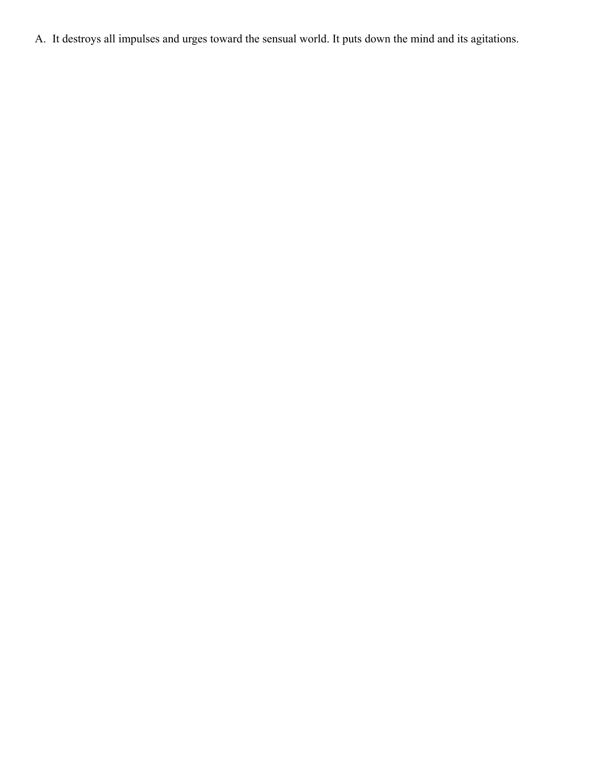A. It destroys all impulses and urges toward the sensual world. It puts down the mind and its agitations.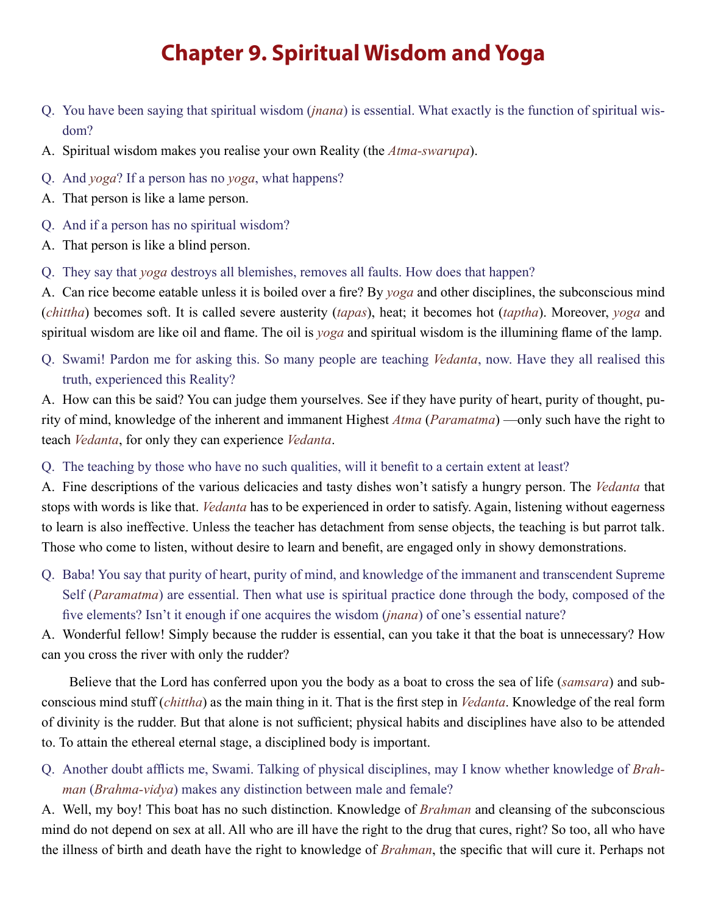# Chapter 9. Spiritual Wisdom and Yoga

Q. You have been saying that spiritual wisdom (*jnana*) is essential. What exactly is the function of spiritual wisdom?

A. Spiritual wisdom makes you realise your own Reality (the *Atma-swarupa*).

Q. And *yoga*? If a person has no *yoga*, what happens?

A. That person is like a lame person.

Q. And if a person has no spiritual wisdom?

A. That person is like a blind person.

Q. They say that *yoga* destroys all blemishes, removes all faults. How does that happen?

A. Can rice become eatable unless it is boiled over a fire? By *yoga* and other disciplines, the subconscious mind (*chittha*) becomes soft. It is called severe austerity (*tapas*), heat; it becomes hot (*taptha*). Moreover, *yoga* and spiritual wisdom are like oil and flame. The oil is *yoga* and spiritual wisdom is the illumining flame of the lamp.

Q. Swami! Pardon me for asking this. So many people are teaching *Vedanta*, now. Have they all realised this truth, experienced this Reality?

A. How can this be said? You can judge them yourselves. See if they have purity of heart, purity of thought, purity of mind, knowledge of the inherent and immanent Highest *Atma* (*Paramatma*) —only such have the right to teach *Vedanta*, for only they can experience *Vedanta*.

Q. The teaching by those who have no such qualities, will it benefit to a certain extent at least?

A. Fine descriptions of the various delicacies and tasty dishes won't satisfy a hungry person. The *Vedanta* that stops with words is like that. *Vedanta* has to be experienced in order to satisfy. Again, listening without eagerness to learn is also ineffective. Unless the teacher has detachment from sense objects, the teaching is but parrot talk. Those who come to listen, without desire to learn and benefit, are engaged only in showy demonstrations.

Q. Baba! You say that purity of heart, purity of mind, and knowledge of the immanent and transcendent Supreme Self (*Paramatma*) are essential. Then what use is spiritual practice done through the body, composed of the five elements? Isn't it enough if one acquires the wisdom (*jnana*) of one's essential nature?

A. Wonderful fellow! Simply because the rudder is essential, can you take it that the boat is unnecessary? How can you cross the river with only the rudder?

Believe that the Lord has conferred upon you the body as a boat to cross the sea of life (*samsara*) and subconscious mind stuff (*chittha*) as the main thing in it. That is the first step in *Vedanta*. Knowledge of the real form of divinity is the rudder. But that alone is not sufficient; physical habits and disciplines have also to be attended to. To attain the ethereal eternal stage, a disciplined body is important.

Q. Another doubt afflicts me, Swami. Talking of physical disciplines, may I know whether knowledge of *Brahman* (*Brahma-vidya*) makes any distinction between male and female?

A. Well, my boy! This boat has no such distinction. Knowledge of *Brahman* and cleansing of the subconscious mind do not depend on sex at all. All who are ill have the right to the drug that cures, right? So too, all who have the illness of birth and death have the right to knowledge of *Brahman*, the specific that will cure it. Perhaps not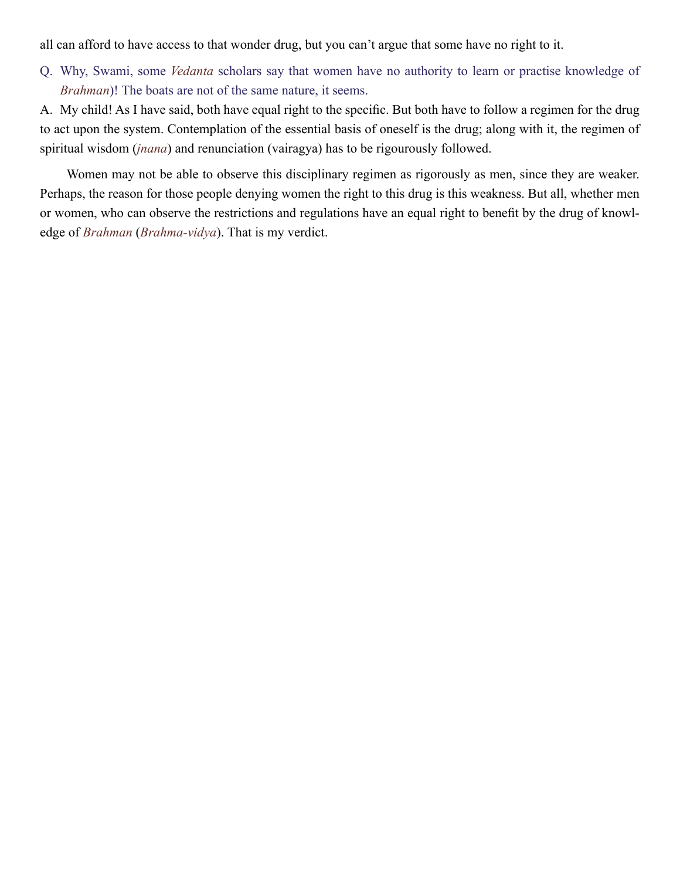all can afford to have access to that wonder drug, but you can't argue that some have no right to it.

Q. Why, Swami, some *Vedanta* scholars say that women have no authority to learn or practise knowledge of *Brahman*)! The boats are not of the same nature, it seems.

A. My child! As I have said, both have equal right to the specific. But both have to follow a regimen for the drug to act upon the system. Contemplation of the essential basis of oneself is the drug; along with it, the regimen of spiritual wisdom (*jnana*) and renunciation (vairagya) has to be rigourously followed.

Women may not be able to observe this disciplinary regimen as rigorously as men, since they are weaker. Perhaps, the reason for those people denying women the right to this drug is this weakness. But all, whether men or women, who can observe the restrictions and regulations have an equal right to benefit by the drug of knowledge of *Brahman* (*Brahma-vidya*). That is my verdict.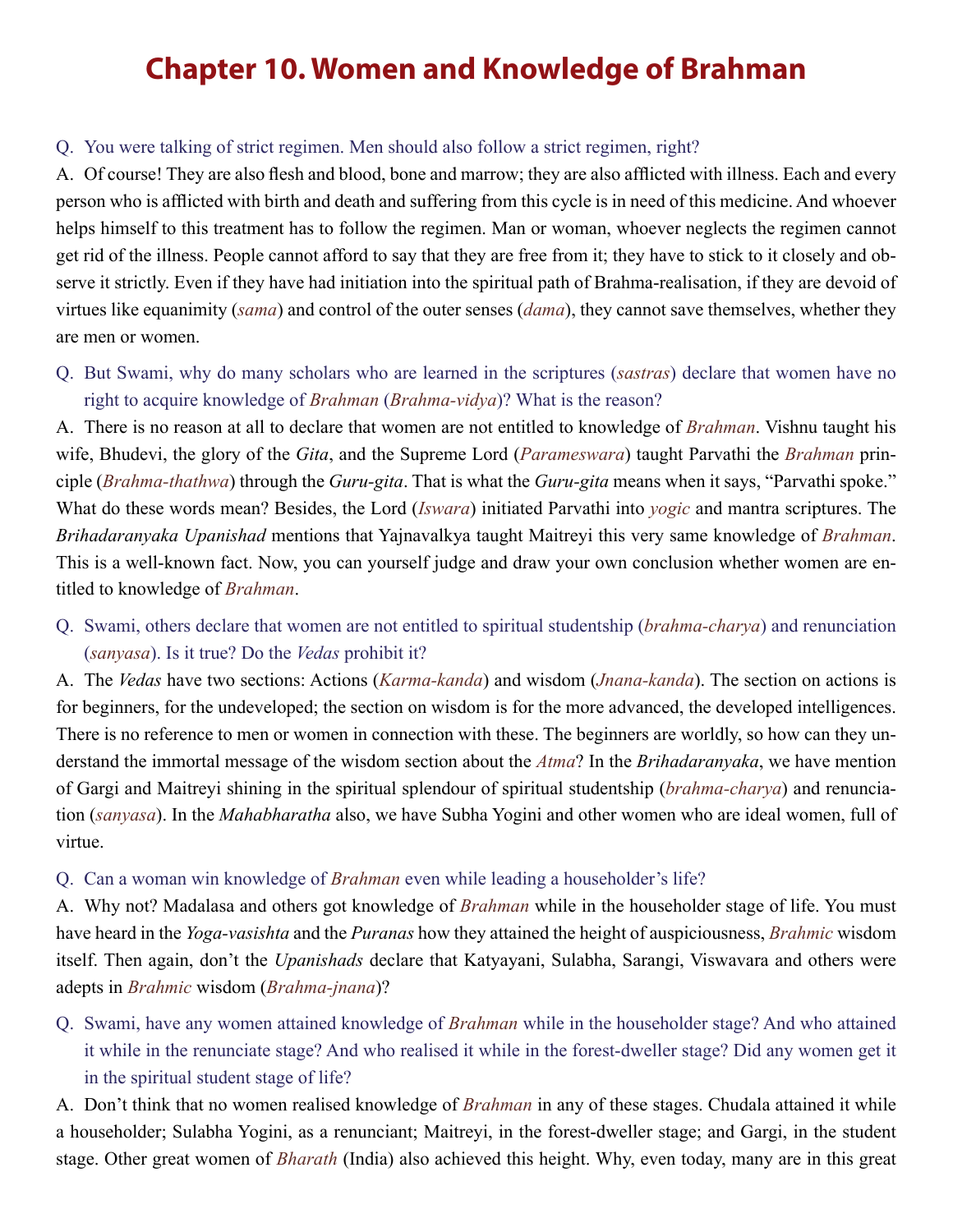# Chapter 10. Women and Knowledge of Brahman

Q. You were talking of strict regimen. Men should also follow a strict regimen, right?

A. Of course! They are also flesh and blood, bone and marrow; they are also afflicted with illness. Each and every person who is afflicted with birth and death and suffering from this cycle is in need of this medicine. And whoever helps himself to this treatment has to follow the regimen. Man or woman, whoever neglects the regimen cannot get rid of the illness. People cannot afford to say that they are free from it; they have to stick to it closely and observe it strictly. Even if they have had initiation into the spiritual path of Brahma-realisation, if they are devoid of virtues like equanimity (*sama*) and control of the outer senses (*dama*), they cannot save themselves, whether they are men or women.

Q. But Swami, why do many scholars who are learned in the scriptures (*sastras*) declare that women have no right to acquire knowledge of *Brahman* (*Brahma-vidya*)? What is the reason?

A. There is no reason at all to declare that women are not entitled to knowledge of *Brahman*. Vishnu taught his wife, Bhudevi, the glory of the *Gita*, and the Supreme Lord (*Parameswara*) taught Parvathi the *Brahman* principle (*Brahma-thathwa*) through the *Guru-gita*. That is what the *Guru-gita* means when it says, "Parvathi spoke." What do these words mean? Besides, the Lord (*Iswara*) initiated Parvathi into *yogic* and mantra scriptures. The *Brihadaranyaka Upanishad* mentions that Yajnavalkya taught Maitreyi this very same knowledge of *Brahman*. This is a well-known fact. Now, you can yourself judge and draw your own conclusion whether women are entitled to knowledge of *Brahman*.

Q. Swami, others declare that women are not entitled to spiritual studentship (*brahma-charya*) and renunciation (*sanyasa*). Is it true? Do the *Vedas* prohibit it?

A. The *Vedas* have two sections: Actions (*Karma-kanda*) and wisdom (*Jnana-kanda*). The section on actions is for beginners, for the undeveloped; the section on wisdom is for the more advanced, the developed intelligences. There is no reference to men or women in connection with these. The beginners are worldly, so how can they understand the immortal message of the wisdom section about the *Atma*? In the *Brihadaranyaka*, we have mention of Gargi and Maitreyi shining in the spiritual splendour of spiritual studentship (*brahma-charya*) and renunciation (*sanyasa*). In the *Mahabharatha* also, we have Subha Yogini and other women who are ideal women, full of virtue.

Q. Can a woman win knowledge of *Brahman* even while leading a householder's life?

A. Why not? Madalasa and others got knowledge of *Brahman* while in the householder stage of life. You must have heard in the *Yoga-vasishta* and the *Puranas* how they attained the height of auspiciousness, *Brahmic* wisdom itself. Then again, don't the *Upanishads* declare that Katyayani, Sulabha, Sarangi, Viswavara and others were adepts in *Brahmic* wisdom (*Brahma-jnana*)?

Q. Swami, have any women attained knowledge of *Brahman* while in the householder stage? And who attained it while in the renunciate stage? And who realised it while in the forest-dweller stage? Did any women get it in the spiritual student stage of life?

A. Don't think that no women realised knowledge of *Brahman* in any of these stages. Chudala attained it while a householder; Sulabha Yogini, as a renunciant; Maitreyi, in the forest-dweller stage; and Gargi, in the student stage. Other great women of *Bharath* (India) also achieved this height. Why, even today, many are in this great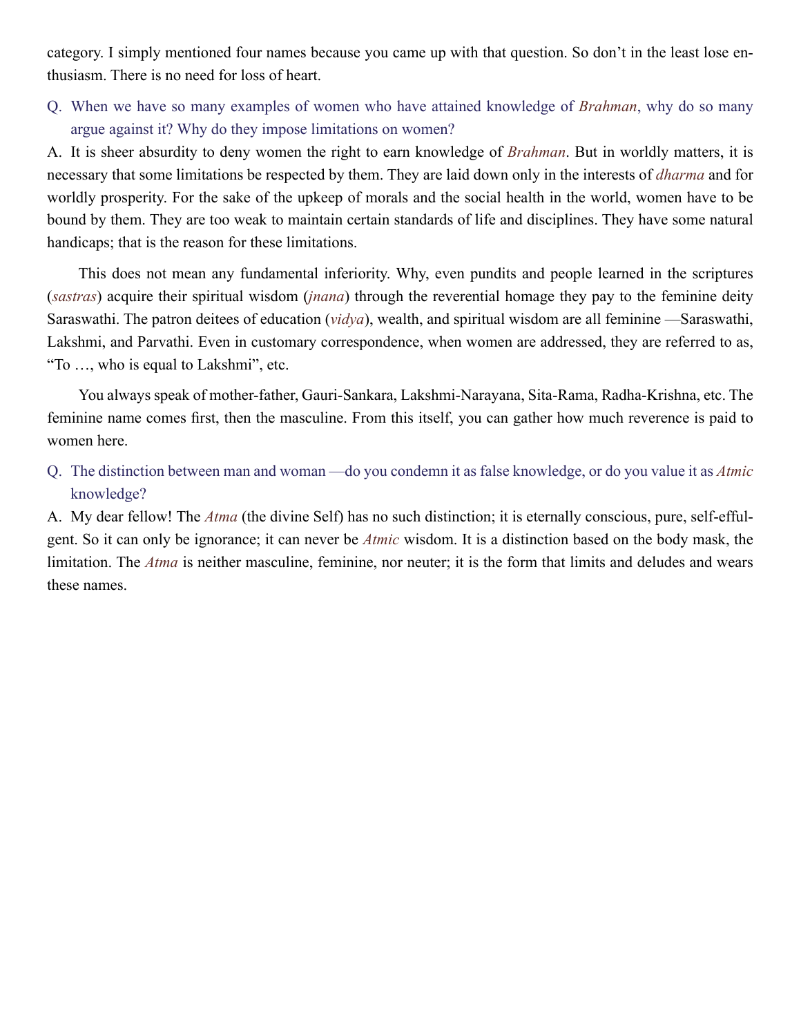category. I simply mentioned four names because you came up with that question. So don't in the least lose enthusiasm. There is no need for loss of heart.

Q. When we have so many examples of women who have attained knowledge of *Brahman*, why do so many argue against it? Why do they impose limitations on women?

A. It is sheer absurdity to deny women the right to earn knowledge of *Brahman*. But in worldly matters, it is necessary that some limitations be respected by them. They are laid down only in the interests of *dharma* and for worldly prosperity. For the sake of the upkeep of morals and the social health in the world, women have to be bound by them. They are too weak to maintain certain standards of life and disciplines. They have some natural handicaps; that is the reason for these limitations.

This does not mean any fundamental inferiority. Why, even pundits and people learned in the scriptures (*sastras*) acquire their spiritual wisdom (*jnana*) through the reverential homage they pay to the feminine deity Saraswathi. The patron deitees of education (*vidya*), wealth, and spiritual wisdom are all feminine —Saraswathi, Lakshmi, and Parvathi. Even in customary correspondence, when women are addressed, they are referred to as, "To …, who is equal to Lakshmi", etc.

You always speak of mother-father, Gauri-Sankara, Lakshmi-Narayana, Sita-Rama, Radha-Krishna, etc. The feminine name comes first, then the masculine. From this itself, you can gather how much reverence is paid to women here.

Q. The distinction between man and woman —do you condemn it as false knowledge, or do you value it as *Atmic* knowledge?

A. My dear fellow! The *Atma* (the divine Self) has no such distinction; it is eternally conscious, pure, self-effulgent. So it can only be ignorance; it can never be *Atmic* wisdom. It is a distinction based on the body mask, the limitation. The *Atma* is neither masculine, feminine, nor neuter; it is the form that limits and deludes and wears these names.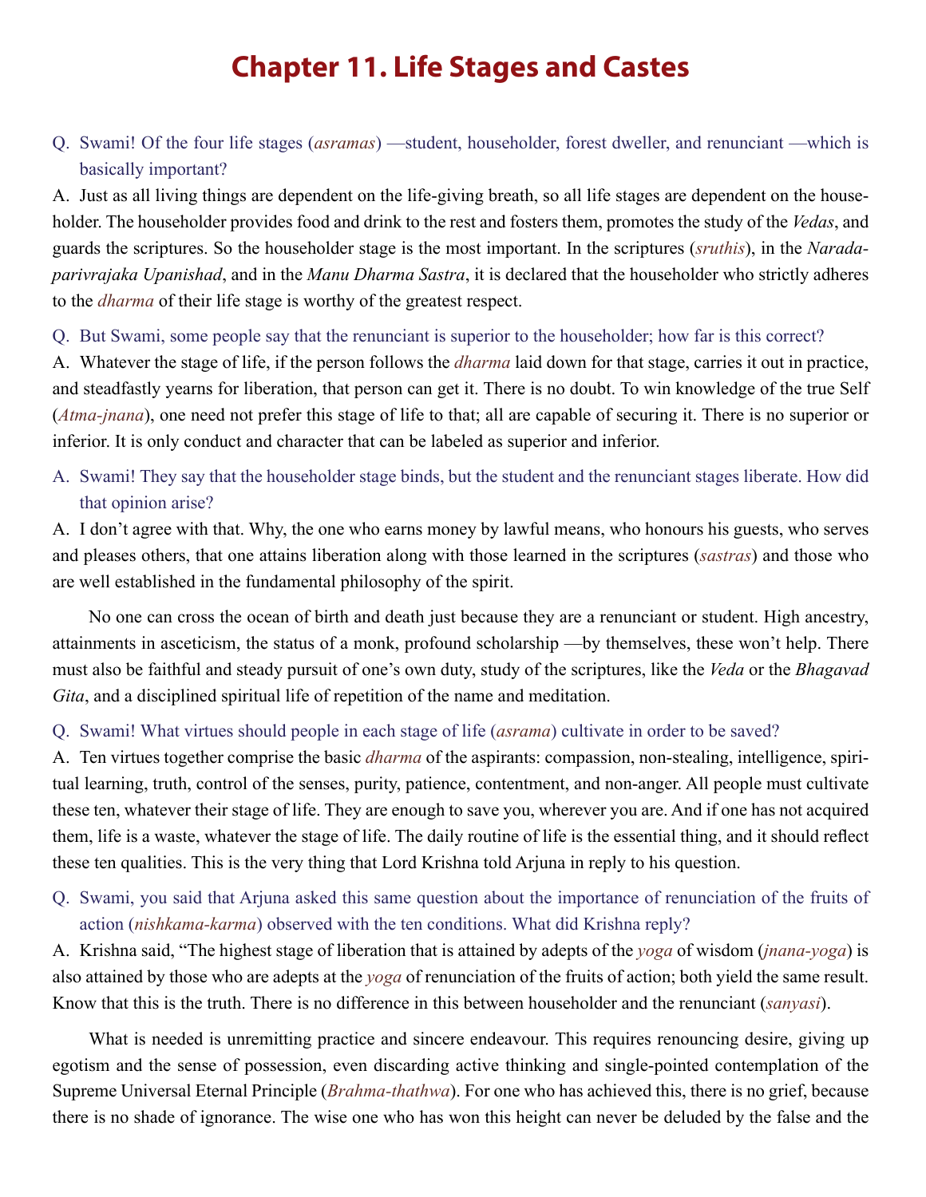# Chapter 11. Life Stages and Castes

Q. Swami! Of the four life stages (*asramas*) —student, householder, forest dweller, and renunciant —which is basically important?

A. Just as all living things are dependent on the life-giving breath, so all life stages are dependent on the householder. The householder provides food and drink to the rest and fosters them, promotes the study of the *Vedas*, and guards the scriptures. So the householder stage is the most important. In the scriptures (*sruthis*), in the *Narada-parivrajaka Upanishad*, and in the *Manu Dharma Sastra*, it is declared that the householder who strictly adheres to the *dharma* of their life stage is worthy of the greatest respect.

Q. But Swami, some people say that the renunciant is superior to the householder; how far is this correct?

A. Whatever the stage of life, if the person follows the *dharma* laid down for that stage, carries it out in practice, and steadfastly yearns for liberation, that person can get it. There is no doubt. To win knowledge of the true Self (*Atma-jnana*), one need not prefer this stage of life to that; all are capable of securing it. There is no superior or inferior. It is only conduct and character that can be labeled as superior and inferior.

A. Swami! They say that the householder stage binds, but the student and the renunciant stages liberate. How did that opinion arise?

A. I don't agree with that. Why, the one who earns money by lawful means, who honours his guests, who serves and pleases others, that one attains liberation along with those learned in the scriptures (*sastras*) and those who are well established in the fundamental philosophy of the spirit.

No one can cross the ocean of birth and death just because they are a renunciant or student. High ancestry, attainments in asceticism, the status of a monk, profound scholarship —by themselves, these won't help. There must also be faithful and steady pursuit of one's own duty, study of the scriptures, like the *Veda* or the *Bhagavad Gita*, and a disciplined spiritual life of repetition of the name and meditation.

Q. Swami! What virtues should people in each stage of life (*asrama*) cultivate in order to be saved?

A. Ten virtues together comprise the basic *dharma* of the aspirants: compassion, non-stealing, intelligence, spiritual learning, truth, control of the senses, purity, patience, contentment, and non-anger. All people must cultivate these ten, whatever their stage of life. They are enough to save you, wherever you are. And if one has not acquired them, life is a waste, whatever the stage of life. The daily routine of life is the essential thing, and it should reflect these ten qualities. This is the very thing that Lord Krishna told Arjuna in reply to his question.

Q. Swami, you said that Arjuna asked this same question about the importance of renunciation of the fruits of action (*nishkama-karma*) observed with the ten conditions. What did Krishna reply?

A. Krishna said, "The highest stage of liberation that is attained by adepts of the *yoga* of wisdom (*jnana-yoga*) is also attained by those who are adepts at the *yoga* of renunciation of the fruits of action; both yield the same result. Know that this is the truth. There is no difference in this between householder and the renunciant (*sanyasi*).

What is needed is unremitting practice and sincere endeavour. This requires renouncing desire, giving up egotism and the sense of possession, even discarding active thinking and single-pointed contemplation of the Supreme Universal Eternal Principle (*Brahma-thathwa*). For one who has achieved this, there is no grief, because there is no shade of ignorance. The wise one who has won this height can never be deluded by the false and the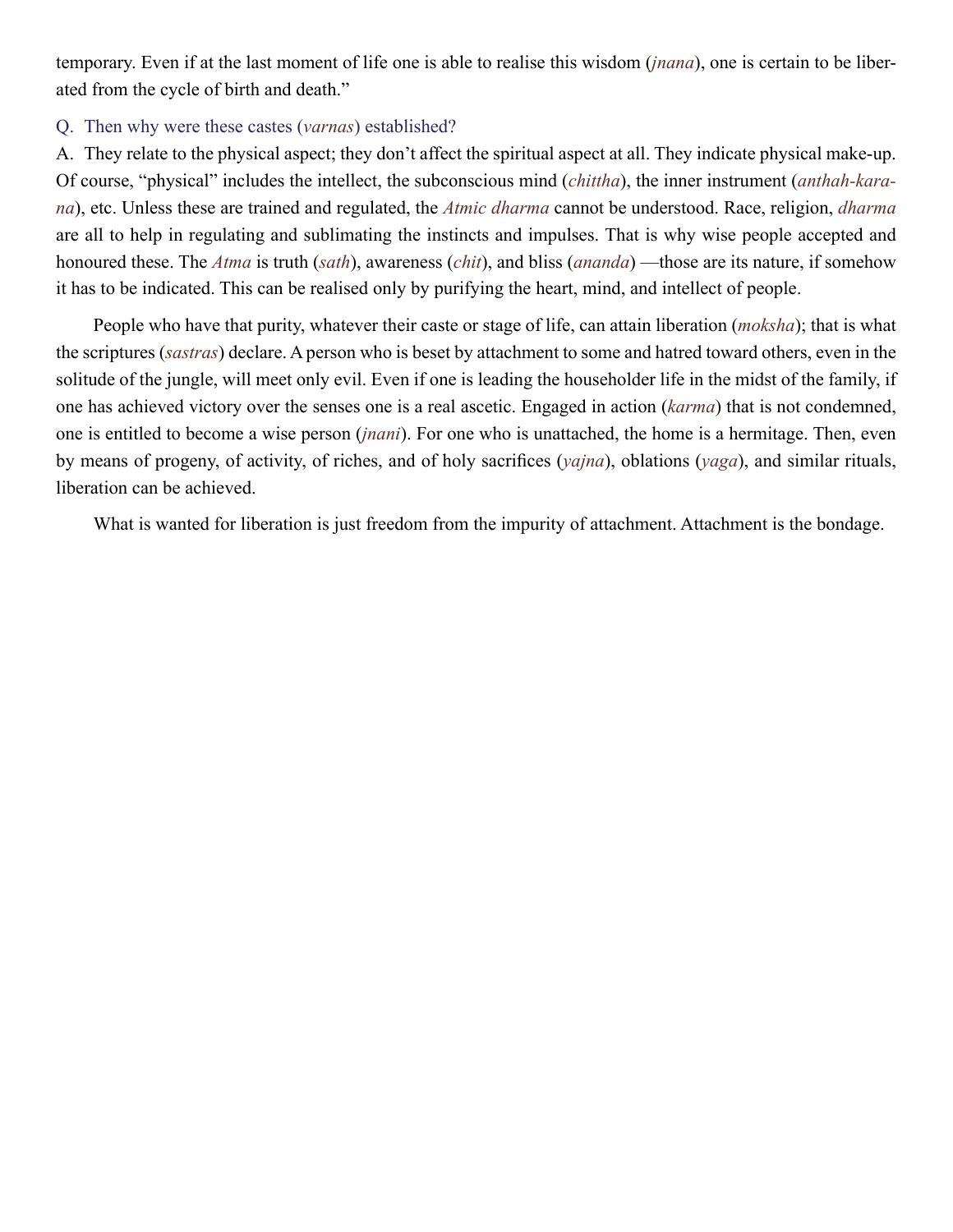temporary. Even if at the last moment of life one is able to realise this wisdom (*jnana*), one is certain to be liberated from the cycle of birth and death."

Q. Then why were these castes (*varnas*) established?

A. They relate to the physical aspect; they don't affect the spiritual aspect at all. They indicate physical make-up. Of course, "physical" includes the intellect, the subconscious mind (*chittha*), the inner instrument (*anthah-karana*), etc. Unless these are trained and regulated, the *Atmic dharma* cannot be understood. Race, religion, *dharma* are all to help in regulating and sublimating the instincts and impulses. That is why wise people accepted and honoured these. The *Atma* is truth (*sath*), awareness (*chit*), and bliss (*ananda*) —those are its nature, if somehow it has to be indicated. This can be realised only by purifying the heart, mind, and intellect of people.

People who have that purity, whatever their caste or stage of life, can attain liberation (*moksha*); that is what the scriptures (*sastras*) declare. A person who is beset by attachment to some and hatred toward others, even in the solitude of the jungle, will meet only evil. Even if one is leading the householder life in the midst of the family, if one has achieved victory over the senses one is a real ascetic. Engaged in action (*karma*) that is not condemned, one is entitled to become a wise person (*jnani*). For one who is unattached, the home is a hermitage. Then, even by means of progeny, of activity, of riches, and of holy sacrifices (*yajna*), oblations (*yaga*), and similar rituals, liberation can be achieved.

What is wanted for liberation is just freedom from the impurity of attachment. Attachment is the bondage.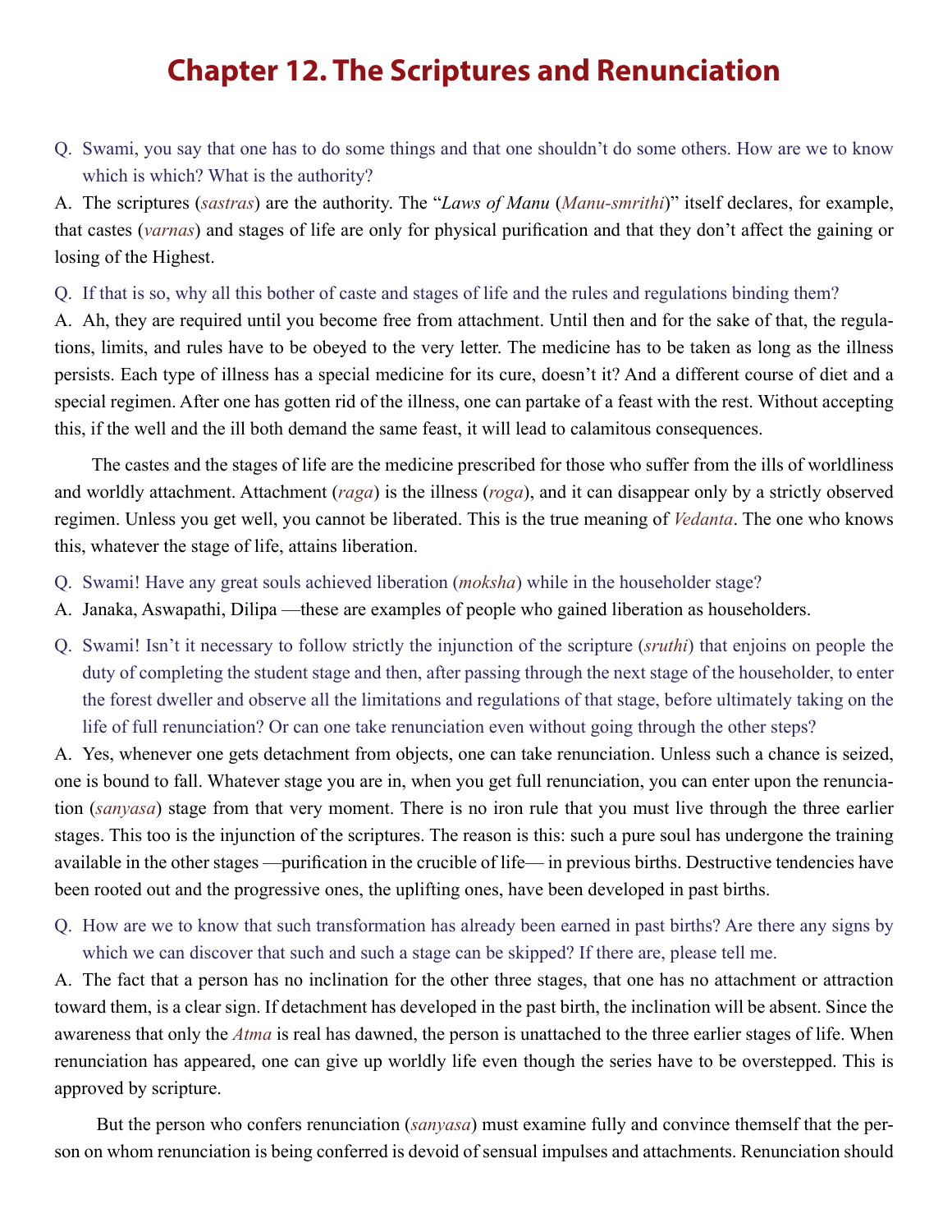# Chapter 12. The Scriptures and Renunciation

Q. Swami, you say that one has to do some things and that one shouldn't do some others. How are we to know which is which? What is the authority?

A. The scriptures (*sastras*) are the authority. The "*Laws of Manu* (*Manu-smrithi*)" itself declares, for example, that castes (*varnas*) and stages of life are only for physical purification and that they don't affect the gaining or losing of the Highest.

Q. If that is so, why all this bother of caste and stages of life and the rules and regulations binding them?

A. Ah, they are required until you become free from attachment. Until then and for the sake of that, the regulations, limits, and rules have to be obeyed to the very letter. The medicine has to be taken as long as the illness persists. Each type of illness has a special medicine for its cure, doesn't it? And a different course of diet and a special regimen. After one has gotten rid of the illness, one can partake of a feast with the rest. Without accepting this, if the well and the ill both demand the same feast, it will lead to calamitous consequences.

The castes and the stages of life are the medicine prescribed for those who suffer from the ills of worldliness and worldly attachment. Attachment (*raga*) is the illness (*roga*), and it can disappear only by a strictly observed regimen. Unless you get well, you cannot be liberated. This is the true meaning of *Vedanta*. The one who knows this, whatever the stage of life, attains liberation.

Q. Swami! Have any great souls achieved liberation (*moksha*) while in the householder stage?

A. Janaka, Aswapathi, Dilipa —these are examples of people who gained liberation as householders.

Q. Swami! Isn't it necessary to follow strictly the injunction of the scripture (*sruthi*) that enjoins on people the duty of completing the student stage and then, after passing through the next stage of the householder, to enter the forest dweller and observe all the limitations and regulations of that stage, before ultimately taking on the life of full renunciation? Or can one take renunciation even without going through the other steps?

A. Yes, whenever one gets detachment from objects, one can take renunciation. Unless such a chance is seized, one is bound to fall. Whatever stage you are in, when you get full renunciation, you can enter upon the renunciation (*sanyasa*) stage from that very moment. There is no iron rule that you must live through the three earlier stages. This too is the injunction of the scriptures. The reason is this: such a pure soul has undergone the training available in the other stages —purification in the crucible of life— in previous births. Destructive tendencies have been rooted out and the progressive ones, the uplifting ones, have been developed in past births.

Q. How are we to know that such transformation has already been earned in past births? Are there any signs by which we can discover that such and such a stage can be skipped? If there are, please tell me.

A. The fact that a person has no inclination for the other three stages, that one has no attachment or attraction toward them, is a clear sign. If detachment has developed in the past birth, the inclination will be absent. Since the awareness that only the *Atma* is real has dawned, the person is unattached to the three earlier stages of life. When renunciation has appeared, one can give up worldly life even though the series have to be overstepped. This is approved by scripture.

But the person who confers renunciation (*sanyasa*) must examine fully and convince themself that the person on whom renunciation is being conferred is devoid of sensual impulses and attachments. Renunciation should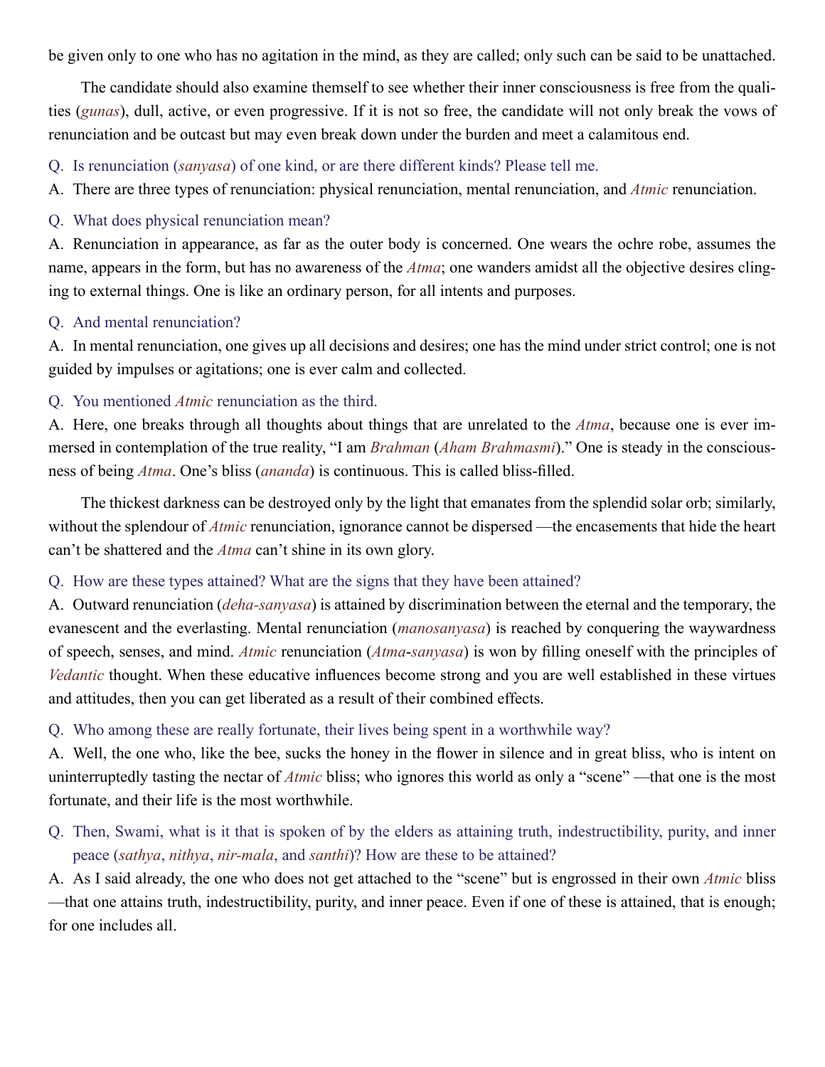be given only to one who has no agitation in the mind, as they are called; only such can be said to be unattached.

The candidate should also examine themself to see whether their inner consciousness is free from the qualities (*gunas*), dull, active, or even progressive. If it is not so free, the candidate will not only break the vows of renunciation and be outcast but may even break down under the burden and meet a calamitous end.

Q. Is renunciation (*sanyasa*) of one kind, or are there different kinds? Please tell me.

A. There are three types of renunciation: physical renunciation, mental renunciation, and *Atmic* renunciation.

Q. What does physical renunciation mean?

A. Renunciation in appearance, as far as the outer body is concerned. One wears the ochre robe, assumes the name, appears in the form, but has no awareness of the *Atma*; one wanders amidst all the objective desires clinging to external things. One is like an ordinary person, for all intents and purposes.

Q. And mental renunciation?

A. In mental renunciation, one gives up all decisions and desires; one has the mind under strict control; one is not guided by impulses or agitations; one is ever calm and collected.

Q. You mentioned *Atmic* renunciation as the third.

A. Here, one breaks through all thoughts about things that are unrelated to the *Atma*, because one is ever immersed in contemplation of the true reality, "I am *Brahman* (*Aham Brahmasmi*)." One is steady in the consciousness of being *Atma*. One's bliss (*ananda*) is continuous. This is called bliss-filled.

The thickest darkness can be destroyed only by the light that emanates from the splendid solar orb; similarly, without the splendour of *Atmic* renunciation, ignorance cannot be dispersed —the encasements that hide the heart can't be shattered and the *Atma* can't shine in its own glory.

Q. How are these types attained? What are the signs that they have been attained?

A. Outward renunciation (*deha-sanyasa*) is attained by discrimination between the eternal and the temporary, the evanescent and the everlasting. Mental renunciation (*manosanyasa*) is reached by conquering the waywardness of speech, senses, and mind. *Atmic* renunciation (*Atma-sanyasa*) is won by filling oneself with the principles of *Vedantic* thought. When these educative influences become strong and you are well established in these virtues and attitudes, then you can get liberated as a result of their combined effects.

Q. Who among these are really fortunate, their lives being spent in a worthwhile way?

A. Well, the one who, like the bee, sucks the honey in the flower in silence and in great bliss, who is intent on uninterruptedly tasting the nectar of *Atmic* bliss; who ignores this world as only a "scene" —that one is the most fortunate, and their life is the most worthwhile.

Q. Then, Swami, what is it that is spoken of by the elders as attaining truth, indestructibility, purity, and inner peace (*sathya*, *nithya*, *nir-mala*, and *santhi*)? How are these to be attained?

A. As I said already, the one who does not get attached to the "scene" but is engrossed in their own *Atmic* bliss —that one attains truth, indestructibility, purity, and inner peace. Even if one of these is attained, that is enough; for one includes all.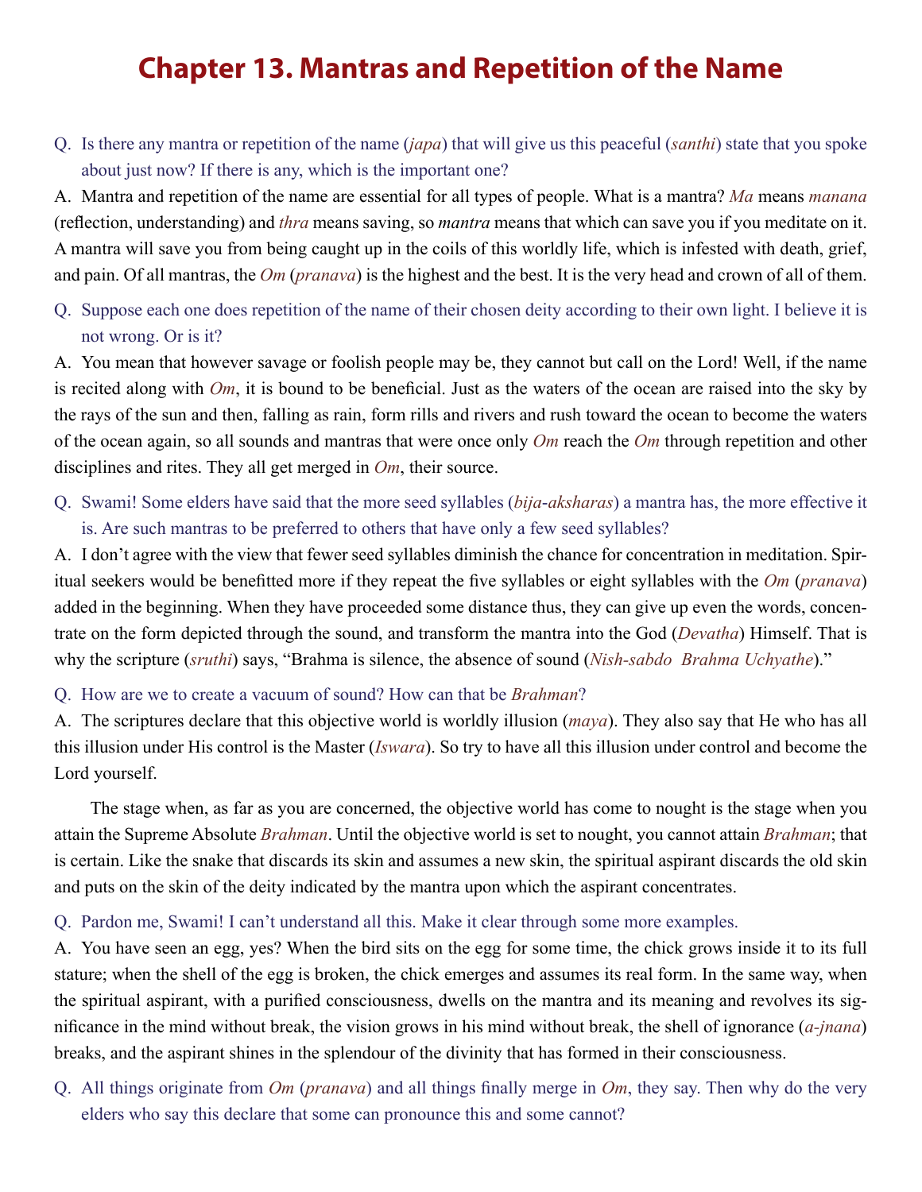# Chapter 13. Mantras and Repetition of the Name

Q. Is there any mantra or repetition of the name (*japa*) that will give us this peaceful (*santhi*) state that you spoke about just now? If there is any, which is the important one?

A. Mantra and repetition of the name are essential for all types of people. What is a mantra? *Ma* means *manana* (reflection, understanding) and *thra* means saving, so *mantra* means that which can save you if you meditate on it. A mantra will save you from being caught up in the coils of this worldly life, which is infested with death, grief, and pain. Of all mantras, the *Om* (*pranava*) is the highest and the best. It is the very head and crown of all of them.

Q. Suppose each one does repetition of the name of their chosen deity according to their own light. I believe it is not wrong. Or is it?

A. You mean that however savage or foolish people may be, they cannot but call on the Lord! Well, if the name is recited along with *Om*, it is bound to be beneficial. Just as the waters of the ocean are raised into the sky by the rays of the sun and then, falling as rain, form rills and rivers and rush toward the ocean to become the waters of the ocean again, so all sounds and mantras that were once only *Om* reach the *Om* through repetition and other disciplines and rites. They all get merged in *Om*, their source.

Q. Swami! Some elders have said that the more seed syllables (*bija-aksharas*) a mantra has, the more effective it is. Are such mantras to be preferred to others that have only a few seed syllables?

A. I don't agree with the view that fewer seed syllables diminish the chance for concentration in meditation. Spiritual seekers would be benefitted more if they repeat the five syllables or eight syllables with the *Om* (*pranava*) added in the beginning. When they have proceeded some distance thus, they can give up even the words, concentrate on the form depicted through the sound, and transform the mantra into the God (*Devatha*) Himself. That is why the scripture (*sruthi*) says, "Brahma is silence, the absence of sound (*Nish-sabdo Brahma Uchyathe*)."

Q. How are we to create a vacuum of sound? How can that be *Brahman*?

A. The scriptures declare that this objective world is worldly illusion (*maya*). They also say that He who has all this illusion under His control is the Master (*Iswara*). So try to have all this illusion under control and become the Lord yourself.

The stage when, as far as you are concerned, the objective world has come to nought is the stage when you attain the Supreme Absolute *Brahman*. Until the objective world is set to nought, you cannot attain *Brahman*; that is certain. Like the snake that discards its skin and assumes a new skin, the spiritual aspirant discards the old skin and puts on the skin of the deity indicated by the mantra upon which the aspirant concentrates.

Q. Pardon me, Swami! I can't understand all this. Make it clear through some more examples.

A. You have seen an egg, yes? When the bird sits on the egg for some time, the chick grows inside it to its full stature; when the shell of the egg is broken, the chick emerges and assumes its real form. In the same way, when the spiritual aspirant, with a purified consciousness, dwells on the mantra and its meaning and revolves its significance in the mind without break, the vision grows in his mind without break, the shell of ignorance (*a-jnana*) breaks, and the aspirant shines in the splendour of the divinity that has formed in their consciousness.

Q. All things originate from *Om* (*pranava*) and all things finally merge in *Om*, they say. Then why do the very elders who say this declare that some can pronounce this and some cannot?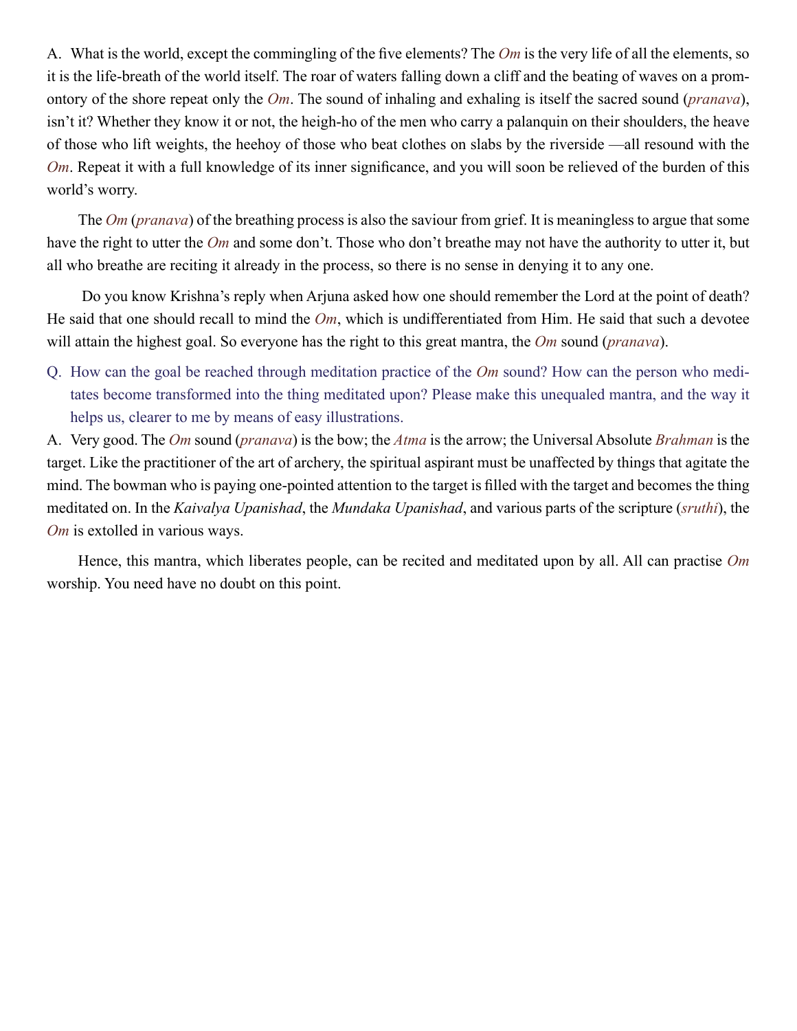A. What is the world, except the commingling of the five elements? The *Om* is the very life of all the elements, so it is the life-breath of the world itself. The roar of waters falling down a cliff and the beating of waves on a promontory of the shore repeat only the *Om*. The sound of inhaling and exhaling is itself the sacred sound (*pranava*), isn't it? Whether they know it or not, the heigh-ho of the men who carry a palanquin on their shoulders, the heave of those who lift weights, the heehoy of those who beat clothes on slabs by the riverside —all resound with the *Om*. Repeat it with a full knowledge of its inner significance, and you will soon be relieved of the burden of this world's worry.

The *Om* (*pranava*) of the breathing process is also the saviour from grief. It is meaningless to argue that some have the right to utter the *Om* and some don't. Those who don't breathe may not have the authority to utter it, but all who breathe are reciting it already in the process, so there is no sense in denying it to any one.

Do you know Krishna's reply when Arjuna asked how one should remember the Lord at the point of death? He said that one should recall to mind the *Om*, which is undifferentiated from Him. He said that such a devotee will attain the highest goal. So everyone has the right to this great mantra, the *Om* sound (*pranava*).

Q. How can the goal be reached through meditation practice of the *Om* sound? How can the person who meditates become transformed into the thing meditated upon? Please make this unequaled mantra, and the way it helps us, clearer to me by means of easy illustrations.

A. Very good. The *Om* sound (*pranava*) is the bow; the *Atma* is the arrow; the Universal Absolute *Brahman* is the target. Like the practitioner of the art of archery, the spiritual aspirant must be unaffected by things that agitate the mind. The bowman who is paying one-pointed attention to the target is filled with the target and becomes the thing meditated on. In the *Kaivalya Upanishad*, the *Mundaka Upanishad*, and various parts of the scripture (*sruthi*), the *Om* is extolled in various ways.

Hence, this mantra, which liberates people, can be recited and meditated upon by all. All can practise *Om* worship. You need have no doubt on this point.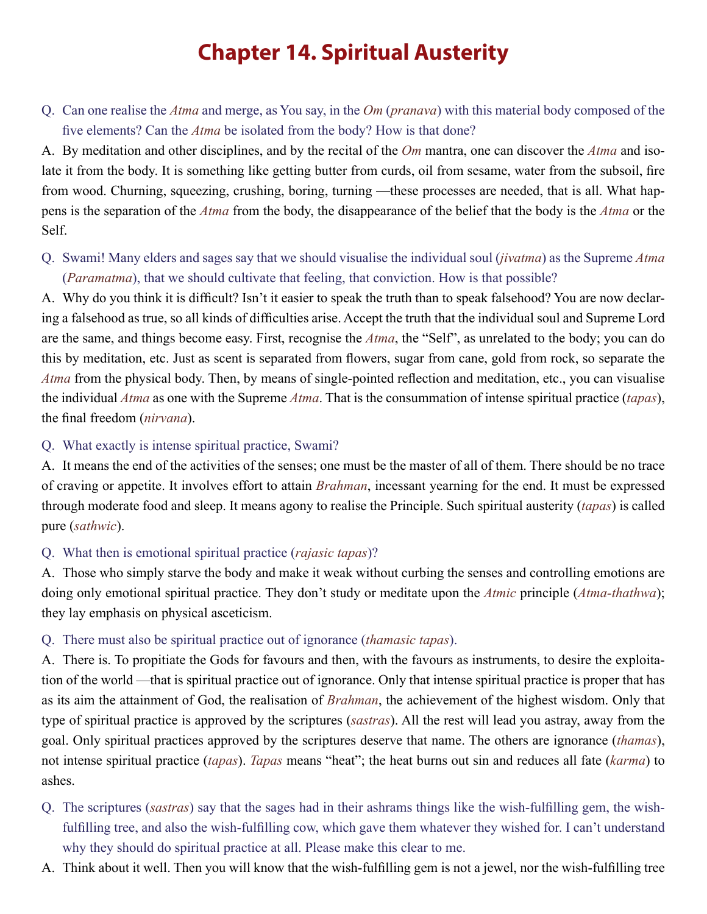# Chapter 14. Spiritual Austerity

Q. Can one realise the *Atma* and merge, as You say, in the *Om* (*pranava*) with this material body composed of the five elements? Can the *Atma* be isolated from the body? How is that done?

A. By meditation and other disciplines, and by the recital of the *Om* mantra, one can discover the *Atma* and isolate it from the body. It is something like getting butter from curds, oil from sesame, water from the subsoil, fire from wood. Churning, squeezing, crushing, boring, turning —these processes are needed, that is all. What happens is the separation of the *Atma* from the body, the disappearance of the belief that the body is the *Atma* or the Self.

Q. Swami! Many elders and sages say that we should visualise the individual soul (*jivatma*) as the Supreme *Atma* (*Paramatma*), that we should cultivate that feeling, that conviction. How is that possible?

A. Why do you think it is difficult? Isn't it easier to speak the truth than to speak falsehood? You are now declaring a falsehood as true, so all kinds of difficulties arise. Accept the truth that the individual soul and Supreme Lord are the same, and things become easy. First, recognise the *Atma*, the "Self", as unrelated to the body; you can do this by meditation, etc. Just as scent is separated from flowers, sugar from cane, gold from rock, so separate the *Atma* from the physical body. Then, by means of single-pointed reflection and meditation, etc., you can visualise the individual *Atma* as one with the Supreme *Atma*. That is the consummation of intense spiritual practice (*tapas*), the final freedom (*nirvana*).

Q. What exactly is intense spiritual practice, Swami?

A. It means the end of the activities of the senses; one must be the master of all of them. There should be no trace of craving or appetite. It involves effort to attain *Brahman*, incessant yearning for the end. It must be expressed through moderate food and sleep. It means agony to realise the Principle. Such spiritual austerity (*tapas*) is called pure (*sathwic*).

Q. What then is emotional spiritual practice (*rajasic tapas*)?

A. Those who simply starve the body and make it weak without curbing the senses and controlling emotions are doing only emotional spiritual practice. They don't study or meditate upon the *Atmic* principle (*Atma-thathwa*); they lay emphasis on physical asceticism.

Q. There must also be spiritual practice out of ignorance (*thamasic tapas*).

A. There is. To propitiate the Gods for favours and then, with the favours as instruments, to desire the exploitation of the world —that is spiritual practice out of ignorance. Only that intense spiritual practice is proper that has as its aim the attainment of God, the realisation of *Brahman*, the achievement of the highest wisdom. Only that type of spiritual practice is approved by the scriptures (*sastras*). All the rest will lead you astray, away from the goal. Only spiritual practices approved by the scriptures deserve that name. The others are ignorance (*thamas*), not intense spiritual practice (*tapas*). *Tapas* means "heat"; the heat burns out sin and reduces all fate (*karma*) to ashes.

Q. The scriptures (*sastras*) say that the sages had in their ashrams things like the wish-fulfilling gem, the wish-fulfilling tree, and also the wish-fulfilling cow, which gave them whatever they wished for. I can't understand why they should do spiritual practice at all. Please make this clear to me.

A. Think about it well. Then you will know that the wish-fulfilling gem is not a jewel, nor the wish-fulfilling tree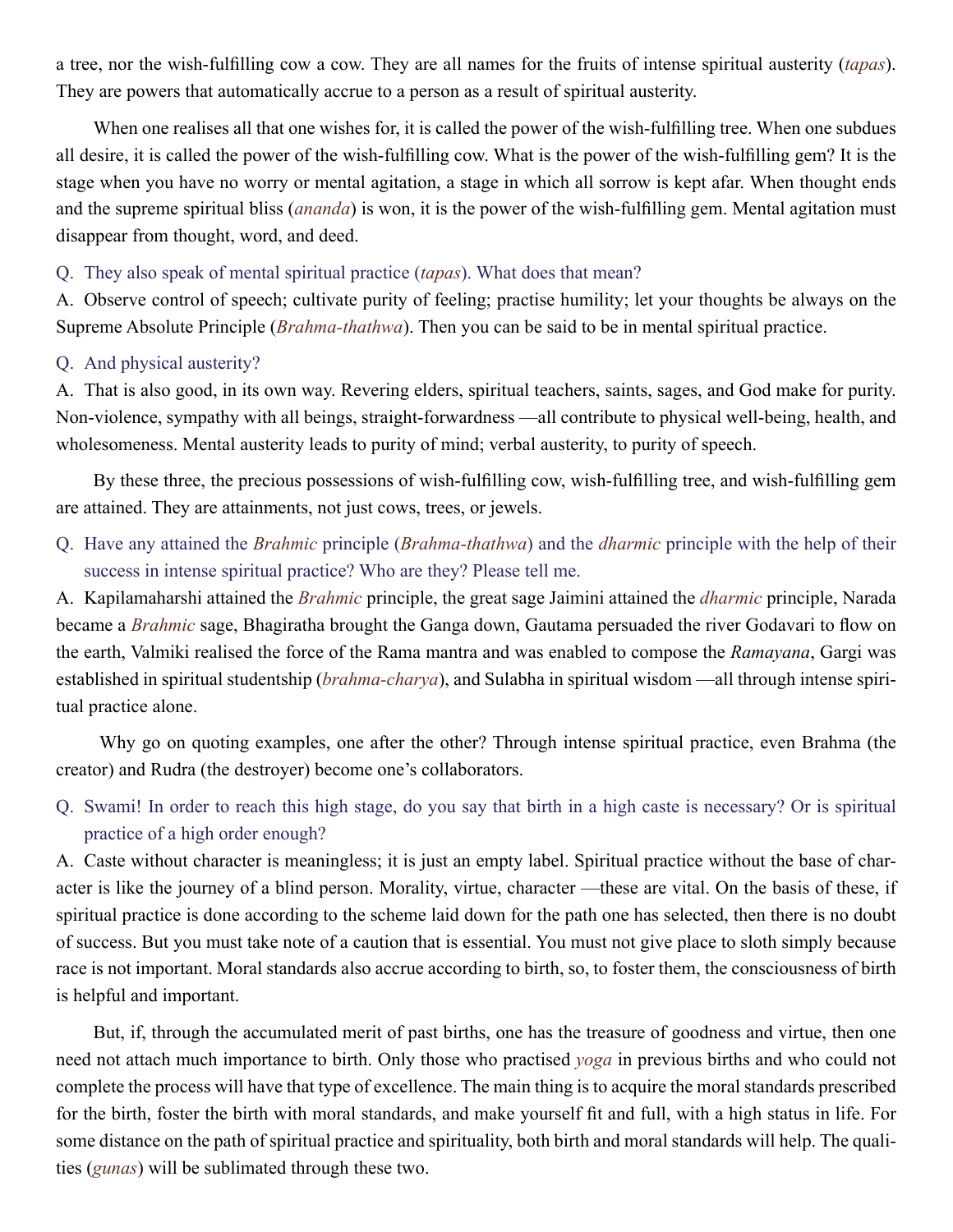a tree, nor the wish-fulfilling cow a cow. They are all names for the fruits of intense spiritual austerity (*tapas*). They are powers that automatically accrue to a person as a result of spiritual austerity.

When one realises all that one wishes for, it is called the power of the wish-fulfilling tree. When one subdues all desire, it is called the power of the wish-fulfilling cow. What is the power of the wish-fulfilling gem? It is the stage when you have no worry or mental agitation, a stage in which all sorrow is kept afar. When thought ends and the supreme spiritual bliss (*ananda*) is won, it is the power of the wish-fulfilling gem. Mental agitation must disappear from thought, word, and deed.

Q. They also speak of mental spiritual practice (*tapas*). What does that mean?

A. Observe control of speech; cultivate purity of feeling; practise humility; let your thoughts be always on the Supreme Absolute Principle (*Brahma-thathwa*). Then you can be said to be in mental spiritual practice.

Q. And physical austerity?

A. That is also good, in its own way. Revering elders, spiritual teachers, saints, sages, and God make for purity. Non-violence, sympathy with all beings, straight-forwardness —all contribute to physical well-being, health, and wholesomeness. Mental austerity leads to purity of mind; verbal austerity, to purity of speech.

By these three, the precious possessions of wish-fulfilling cow, wish-fulfilling tree, and wish-fulfilling gem are attained. They are attainments, not just cows, trees, or jewels.

Q. Have any attained the *Brahmic* principle (*Brahma-thathwa*) and the *dharmic* principle with the help of their success in intense spiritual practice? Who are they? Please tell me.

A. Kapilamaharshi attained the *Brahmic* principle, the great sage Jaimini attained the *dharmic* principle, Narada became a *Brahmic* sage, Bhagiratha brought the Ganga down, Gautama persuaded the river Godavari to flow on the earth, Valmiki realised the force of the Rama mantra and was enabled to compose the *Ramayana*, Gargi was established in spiritual studentship (*brahma-charya*), and Sulabha in spiritual wisdom —all through intense spiritual practice alone.

Why go on quoting examples, one after the other? Through intense spiritual practice, even Brahma (the creator) and Rudra (the destroyer) become one's collaborators.

Q. Swami! In order to reach this high stage, do you say that birth in a high caste is necessary? Or is spiritual practice of a high order enough?

A. Caste without character is meaningless; it is just an empty label. Spiritual practice without the base of character is like the journey of a blind person. Morality, virtue, character —these are vital. On the basis of these, if spiritual practice is done according to the scheme laid down for the path one has selected, then there is no doubt of success. But you must take note of a caution that is essential. You must not give place to sloth simply because race is not important. Moral standards also accrue according to birth, so, to foster them, the consciousness of birth is helpful and important.

But, if, through the accumulated merit of past births, one has the treasure of goodness and virtue, then one need not attach much importance to birth. Only those who practised *yoga* in previous births and who could not complete the process will have that type of excellence. The main thing is to acquire the moral standards prescribed for the birth, foster the birth with moral standards, and make yourself fit and full, with a high status in life. For some distance on the path of spiritual practice and spirituality, both birth and moral standards will help. The qualities (*gunas*) will be sublimated through these two.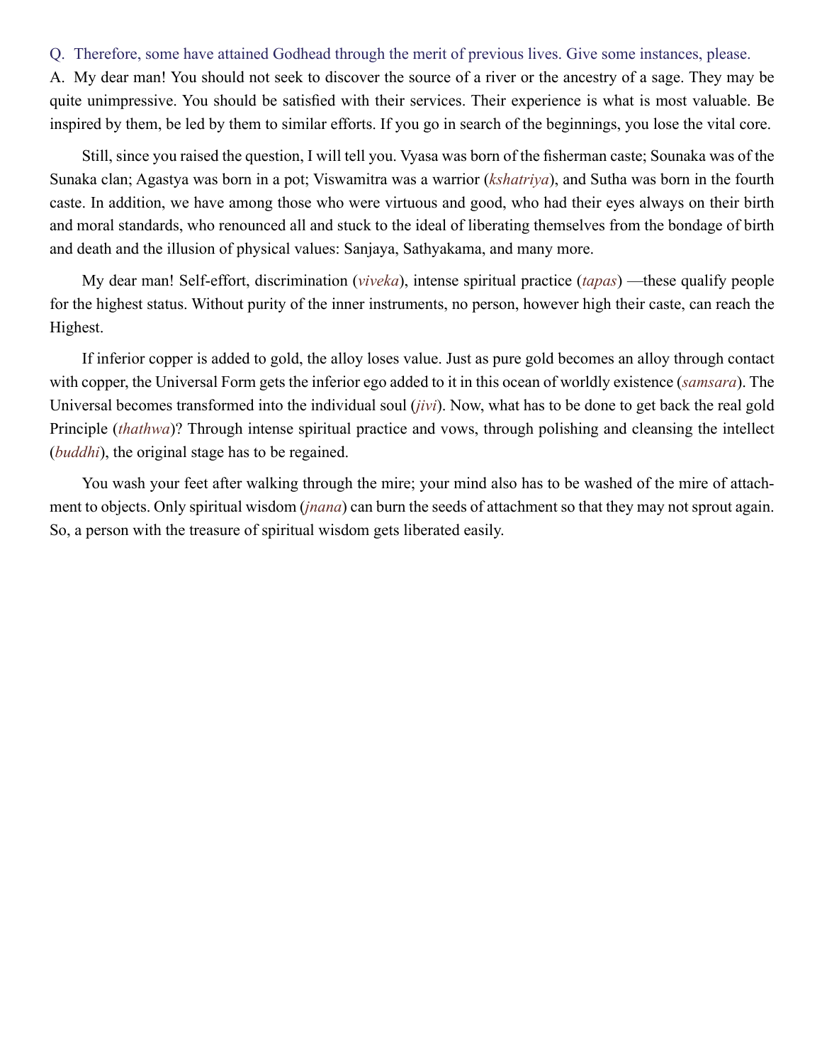Q. Therefore, some have attained Godhead through the merit of previous lives. Give some instances, please.

A. My dear man! You should not seek to discover the source of a river or the ancestry of a sage. They may be quite unimpressive. You should be satisfied with their services. Their experience is what is most valuable. Be inspired by them, be led by them to similar efforts. If you go in search of the beginnings, you lose the vital core.

Still, since you raised the question, I will tell you. Vyasa was born of the fisherman caste; Sounaka was of the Sunaka clan; Agastya was born in a pot; Viswamitra was a warrior (*kshatriya*), and Sutha was born in the fourth caste. In addition, we have among those who were virtuous and good, who had their eyes always on their birth and moral standards, who renounced all and stuck to the ideal of liberating themselves from the bondage of birth and death and the illusion of physical values: Sanjaya, Sathyakama, and many more.

My dear man! Self-effort, discrimination (*viveka*), intense spiritual practice (*tapas*) —these qualify people for the highest status. Without purity of the inner instruments, no person, however high their caste, can reach the Highest.

If inferior copper is added to gold, the alloy loses value. Just as pure gold becomes an alloy through contact with copper, the Universal Form gets the inferior ego added to it in this ocean of worldly existence (*samsara*). The Universal becomes transformed into the individual soul (*jivi*). Now, what has to be done to get back the real gold Principle (*thathwa*)? Through intense spiritual practice and vows, through polishing and cleansing the intellect (*buddhi*), the original stage has to be regained.

You wash your feet after walking through the mire; your mind also has to be washed of the mire of attachment to objects. Only spiritual wisdom (*jnana*) can burn the seeds of attachment so that they may not sprout again. So, a person with the treasure of spiritual wisdom gets liberated easily.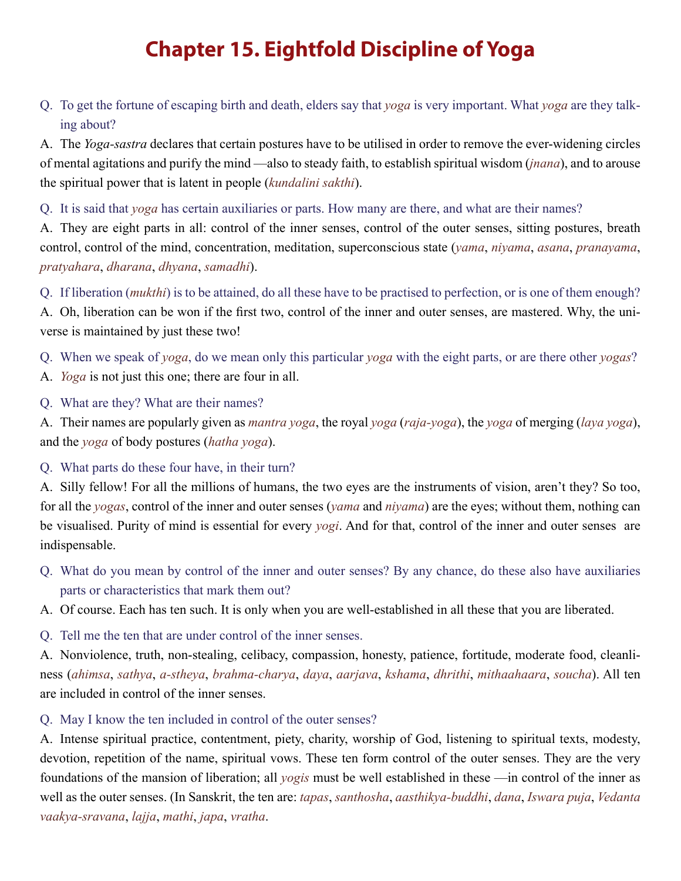# Chapter 15. Eightfold Discipline of Yoga

Q. To get the fortune of escaping birth and death, elders say that *yoga* is very important. What *yoga* are they talking about?

A. The *Yoga-sastra* declares that certain postures have to be utilised in order to remove the ever-widening circles of mental agitations and purify the mind —also to steady faith, to establish spiritual wisdom (*jnana*), and to arouse the spiritual power that is latent in people (*kundalini sakthi*).

Q. It is said that *yoga* has certain auxiliaries or parts. How many are there, and what are their names?

A. They are eight parts in all: control of the inner senses, control of the outer senses, sitting postures, breath control, control of the mind, concentration, meditation, superconscious state (*yama*, *niyama*, *asana*, *pranayama*, *pratyahara*, *dharana*, *dhyana*, *samadhi*).

Q. If liberation (*mukthi*) is to be attained, do all these have to be practised to perfection, or is one of them enough?

A. Oh, liberation can be won if the first two, control of the inner and outer senses, are mastered. Why, the universe is maintained by just these two!

Q. When we speak of *yoga*, do we mean only this particular *yoga* with the eight parts, or are there other *yogas*?

A. *Yoga* is not just this one; there are four in all.

Q. What are they? What are their names?

A. Their names are popularly given as *mantra yoga*, the royal *yoga* (*raja-yoga*), the *yoga* of merging (*laya yoga*), and the *yoga* of body postures (*hatha yoga*).

Q. What parts do these four have, in their turn?

A. Silly fellow! For all the millions of humans, the two eyes are the instruments of vision, aren't they? So too, for all the *yogas*, control of the inner and outer senses (*yama* and *niyama*) are the eyes; without them, nothing can be visualised. Purity of mind is essential for every *yogi*. And for that, control of the inner and outer senses are indispensable.

Q. What do you mean by control of the inner and outer senses? By any chance, do these also have auxiliaries parts or characteristics that mark them out?

A. Of course. Each has ten such. It is only when you are well-established in all these that you are liberated.

Q. Tell me the ten that are under control of the inner senses.

A. Nonviolence, truth, non-stealing, celibacy, compassion, honesty, patience, fortitude, moderate food, cleanliness (*ahimsa*, *sathya*, *a-stheya*, *brahma-charya*, *daya*, *aarjava*, *kshama*, *dhrithi*, *mithaahaara*, *soucha*). All ten are included in control of the inner senses.

Q. May I know the ten included in control of the outer senses?

A. Intense spiritual practice, contentment, piety, charity, worship of God, listening to spiritual texts, modesty, devotion, repetition of the name, spiritual vows. These ten form control of the outer senses. They are the very foundations of the mansion of liberation; all *yogis* must be well established in these —in control of the inner as well as the outer senses. (In Sanskrit, the ten are: *tapas*, *santhosha*, *aasthikya-buddhi*, *dana*, *Iswara puja*, *Vedanta vaakya-sravana*, *lajja*, *mathi*, *japa*, *vratha*.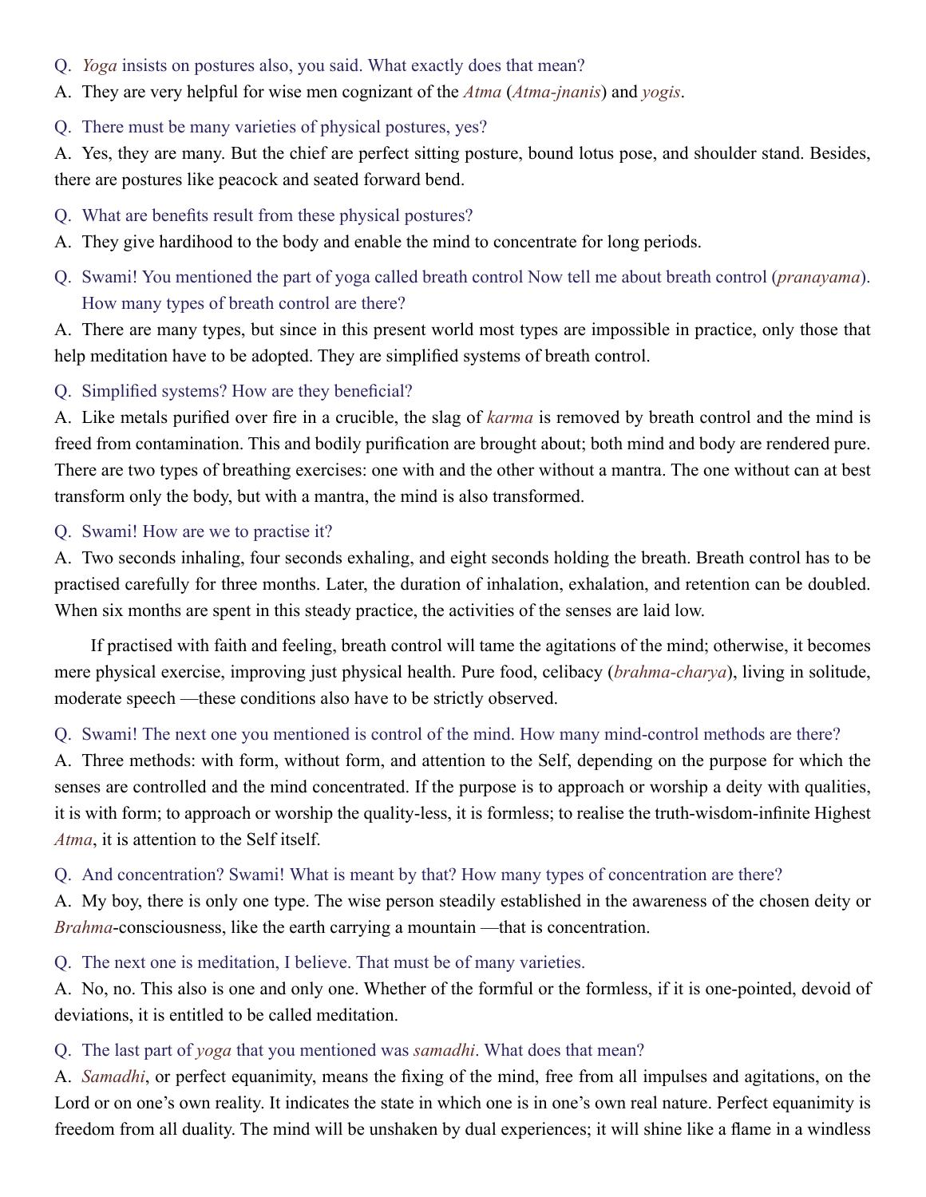Q. *Yoga* insists on postures also, you said. What exactly does that mean?

A. They are very helpful for wise men cognizant of the *Atma* (*Atma-jnanis*) and *yogis*.

Q. There must be many varieties of physical postures, yes?

A. Yes, they are many. But the chief are perfect sitting posture, bound lotus pose, and shoulder stand. Besides, there are postures like peacock and seated forward bend.

Q. What are benefits result from these physical postures?

A. They give hardihood to the body and enable the mind to concentrate for long periods.

Q. Swami! You mentioned the part of yoga called breath control Now tell me about breath control (*pranayama*). How many types of breath control are there?

A. There are many types, but since in this present world most types are impossible in practice, only those that help meditation have to be adopted. They are simplified systems of breath control.

Q. Simplified systems? How are they beneficial?

A. Like metals purified over fire in a crucible, the slag of *karma* is removed by breath control and the mind is freed from contamination. This and bodily purification are brought about; both mind and body are rendered pure. There are two types of breathing exercises: one with and the other without a mantra. The one without can at best transform only the body, but with a mantra, the mind is also transformed.

Q. Swami! How are we to practise it?

A. Two seconds inhaling, four seconds exhaling, and eight seconds holding the breath. Breath control has to be practised carefully for three months. Later, the duration of inhalation, exhalation, and retention can be doubled. When six months are spent in this steady practice, the activities of the senses are laid low.

If practised with faith and feeling, breath control will tame the agitations of the mind; otherwise, it becomes mere physical exercise, improving just physical health. Pure food, celibacy (*brahma-charya*), living in solitude, moderate speech —these conditions also have to be strictly observed.

Q. Swami! The next one you mentioned is control of the mind. How many mind-control methods are there?

A. Three methods: with form, without form, and attention to the Self, depending on the purpose for which the senses are controlled and the mind concentrated. If the purpose is to approach or worship a deity with qualities, it is with form; to approach or worship the quality-less, it is formless; to realise the truth-wisdom-infinite Highest *Atma*, it is attention to the Self itself.

Q. And concentration? Swami! What is meant by that? How many types of concentration are there?

A. My boy, there is only one type. The wise person steadily established in the awareness of the chosen deity or *Brahma*-consciousness, like the earth carrying a mountain —that is concentration.

Q. The next one is meditation, I believe. That must be of many varieties.

A. No, no. This also is one and only one. Whether of the formful or the formless, if it is one-pointed, devoid of deviations, it is entitled to be called meditation.

Q. The last part of *yoga* that you mentioned was *samadhi*. What does that mean?

A. *Samadhi*, or perfect equanimity, means the fixing of the mind, free from all impulses and agitations, on the Lord or on one's own reality. It indicates the state in which one is in one's own real nature. Perfect equanimity is freedom from all duality. The mind will be unshaken by dual experiences; it will shine like a flame in a windless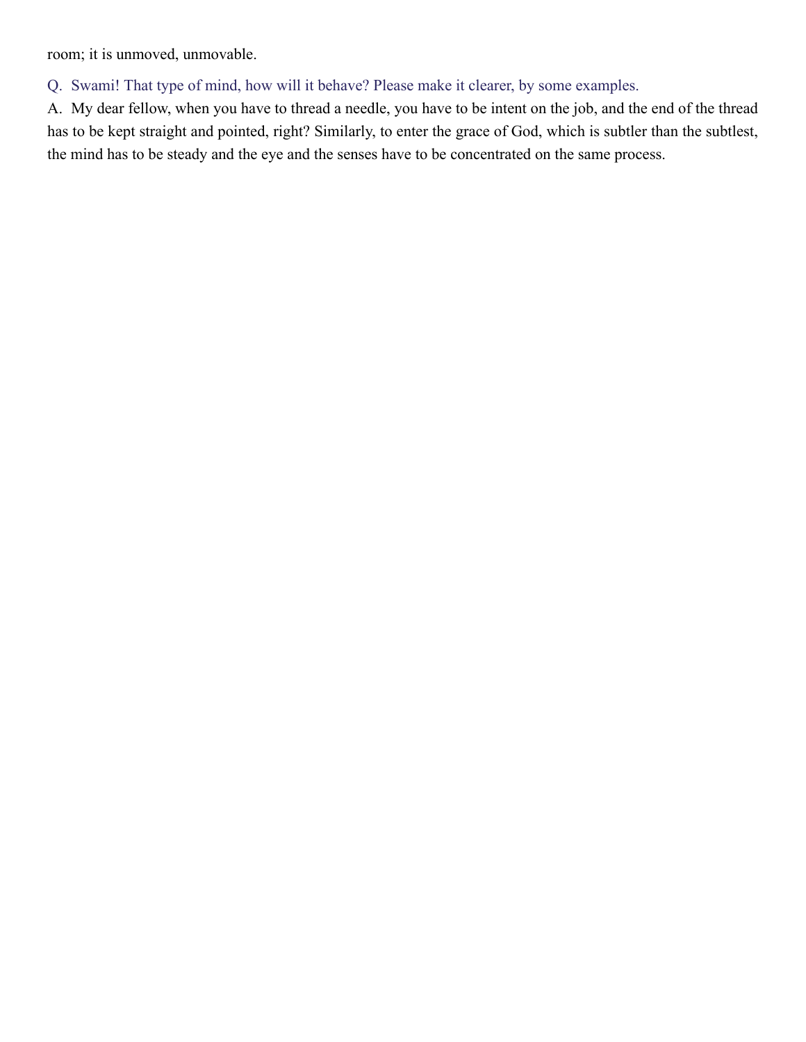room; it is unmoved, unmovable.

Q. Swami! That type of mind, how will it behave? Please make it clearer, by some examples.

A. My dear fellow, when you have to thread a needle, you have to be intent on the job, and the end of the thread has to be kept straight and pointed, right? Similarly, to enter the grace of God, which is subtler than the subtlest, the mind has to be steady and the eye and the senses have to be concentrated on the same process.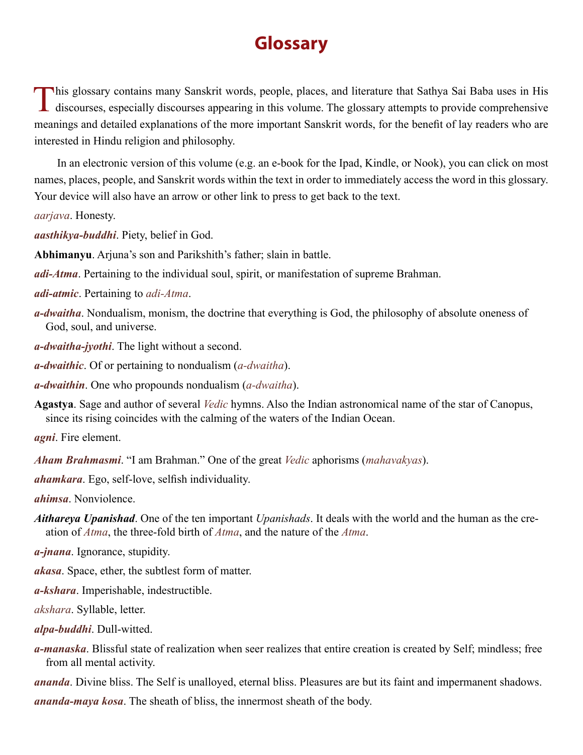# Glossary

This glossary contains many Sanskrit words, people, places, and literature that Sathya Sai Baba uses in His discourses, especially discourses appearing in this volume. The glossary attempts to provide comprehensive meanings and detailed explanations of the more important Sanskrit words, for the benefit of lay readers who are interested in Hindu religion and philosophy.

In an electronic version of this volume (e.g. an e-book for the Ipad, Kindle, or Nook), you can click on most names, places, people, and Sanskrit words within the text in order to immediately access the word in this glossary. Your device will also have an arrow or other link to press to get back to the text.

*aarjava*. Honesty.

***aasthikya-buddhi***. Piety, belief in God.

**Abhimanyu**. Arjuna's son and Parikshith's father; slain in battle.

***adi-Atma***. Pertaining to the individual soul, spirit, or manifestation of supreme Brahman.

***adi-atmic***. Pertaining to *adi-Atma*.

***a-dwaitha***. Nondualism, monism, the doctrine that everything is God, the philosophy of absolute oneness of God, soul, and universe.

***a-dwaitha-jyothi***. The light without a second.

***a-dwaithic***. Of or pertaining to nondualism (*a-dwaitha*).

***a-dwaithin***. One who propounds nondualism (*a-dwaitha*).

**Agastya**. Sage and author of several *Vedic* hymns. Also the Indian astronomical name of the star of Canopus, since its rising coincides with the calming of the waters of the Indian Ocean.

***agni***. Fire element.

***Aham Brahmasmi***. "I am Brahman." One of the great *Vedic* aphorisms (*mahavakyas*).

***ahamkara***. Ego, self-love, selfish individuality.

***ahimsa***. Nonviolence.

***Aithareya Upanishad***. One of the ten important *Upanishads*. It deals with the world and the human as the creation of *Atma*, the three-fold birth of *Atma*, and the nature of the *Atma*.

***a-jnana***. Ignorance, stupidity.

***akasa***. Space, ether, the subtlest form of matter.

***a-kshara***. Imperishable, indestructible.

*akshara*. Syllable, letter.

***alpa-buddhi***. Dull-witted.

***a-manaska***. Blissful state of realization when seer realizes that entire creation is created by Self; mindless; free from all mental activity.

***ananda***. Divine bliss. The Self is unalloyed, eternal bliss. Pleasures are but its faint and impermanent shadows.

***ananda-maya kosa***. The sheath of bliss, the innermost sheath of the body.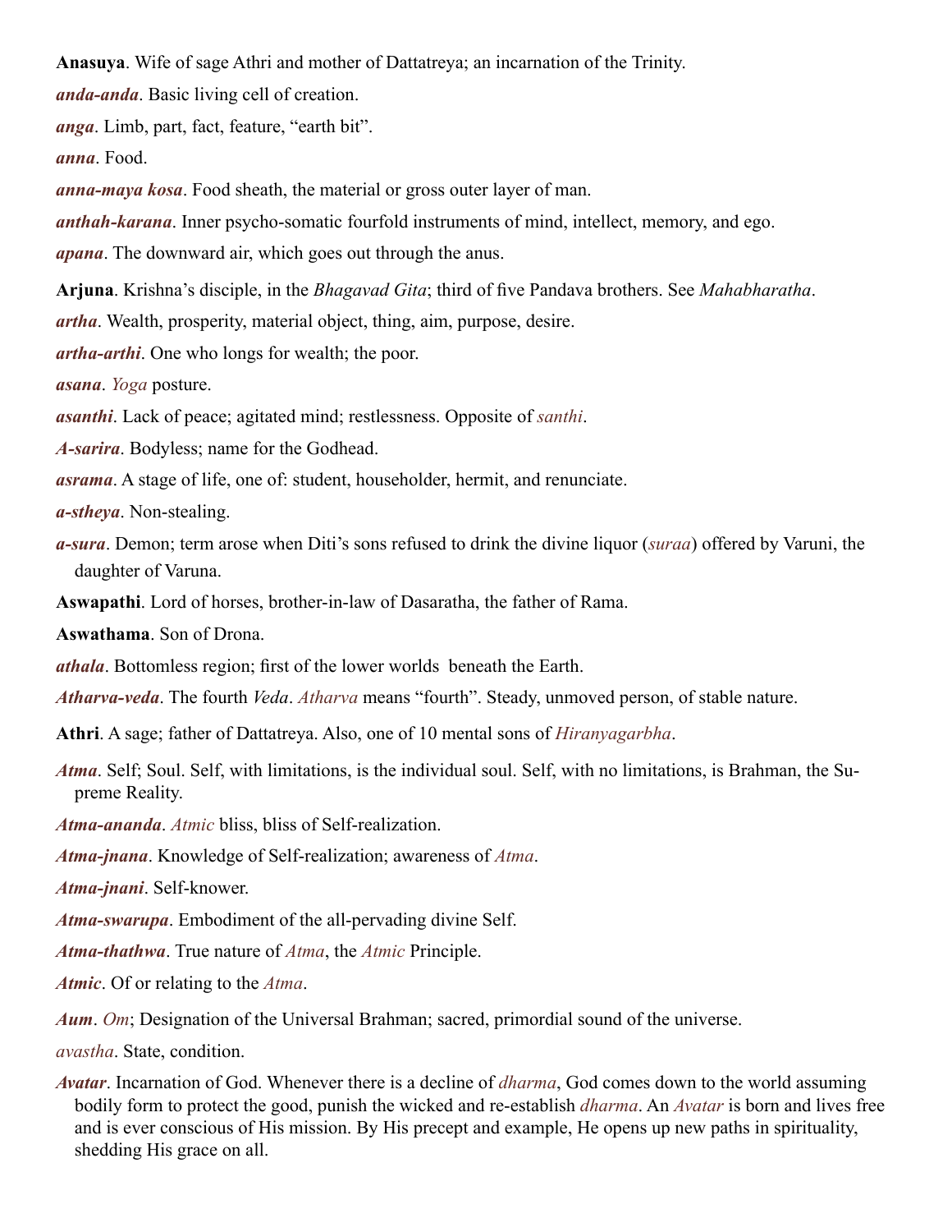**Anasuya**. Wife of sage Athri and mother of Dattatreya; an incarnation of the Trinity.

***anda-anda***. Basic living cell of creation.

***anga***. Limb, part, fact, feature, "earth bit".

***anna***. Food.

***anna-maya kosa***. Food sheath, the material or gross outer layer of man.

***anthah-karana***. Inner psycho-somatic fourfold instruments of mind, intellect, memory, and ego.

***apana***. The downward air, which goes out through the anus.

**Arjuna**. Krishna's disciple, in the *Bhagavad Gita*; third of five Pandava brothers. See *Mahabharatha*.

***artha***. Wealth, prosperity, material object, thing, aim, purpose, desire.

***artha-arthi***. One who longs for wealth; the poor.

***asana***. *Yoga* posture.

***asanthi***. Lack of peace; agitated mind; restlessness. Opposite of *santhi*.

***A-sarira***. Bodyless; name for the Godhead.

***asrama***. A stage of life, one of: student, householder, hermit, and renunciate.

***a-stheya***. Non-stealing.

***a-sura***. Demon; term arose when Diti's sons refused to drink the divine liquor (*suraa*) offered by Varuni, the daughter of Varuna.

**Aswapathi**. Lord of horses, brother-in-law of Dasaratha, the father of Rama.

**Aswathama**. Son of Drona.

***athala***. Bottomless region; first of the lower worlds beneath the Earth.

***Atharva-veda***. The fourth *Veda*. *Atharva* means "fourth". Steady, unmoved person, of stable nature.

**Athri**. A sage; father of Dattatreya. Also, one of 10 mental sons of *Hiranyagarbha*.

***Atma***. Self; Soul. Self, with limitations, is the individual soul. Self, with no limitations, is Brahman, the Supreme Reality.

***Atma-ananda***. *Atmic* bliss, bliss of Self-realization.

***Atma-jnana***. Knowledge of Self-realization; awareness of *Atma*.

***Atma-jnani***. Self-knower.

***Atma-swarupa***. Embodiment of the all-pervading divine Self.

***Atma-thathwa***. True nature of *Atma*, the *Atmic* Principle.

***Atmic***. Of or relating to the *Atma*.

***Aum***. *Om*; Designation of the Universal Brahman; sacred, primordial sound of the universe.

*avastha*. State, condition.

***Avatar***. Incarnation of God. Whenever there is a decline of *dharma*, God comes down to the world assuming bodily form to protect the good, punish the wicked and re-establish *dharma*. An *Avatar* is born and lives free and is ever conscious of His mission. By His precept and example, He opens up new paths in spirituality, shedding His grace on all.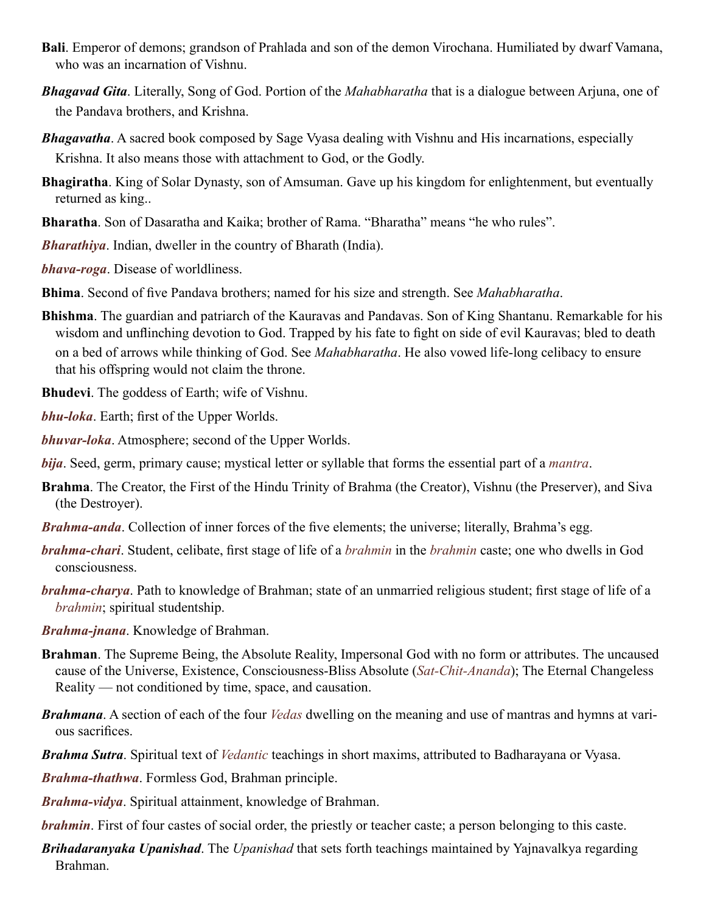**Bali**. Emperor of demons; grandson of Prahlada and son of the demon Virochana. Humiliated by dwarf Vamana, who was an incarnation of Vishnu.

***Bhagavad Gita***. Literally, Song of God. Portion of the *Mahabharatha* that is a dialogue between Arjuna, one of the Pandava brothers, and Krishna.

***Bhagavatha***. A sacred book composed by Sage Vyasa dealing with Vishnu and His incarnations, especially Krishna. It also means those with attachment to God, or the Godly.

**Bhagiratha**. King of Solar Dynasty, son of Amsuman. Gave up his kingdom for enlightenment, but eventually returned as king..

**Bharatha**. Son of Dasaratha and Kaika; brother of Rama. "Bharatha" means "he who rules".

***Bharathiya***. Indian, dweller in the country of Bharath (India).

***bhava-roga***. Disease of worldliness.

**Bhima**. Second of five Pandava brothers; named for his size and strength. See *Mahabharatha*.

**Bhishma**. The guardian and patriarch of the Kauravas and Pandavas. Son of King Shantanu. Remarkable for his wisdom and unflinching devotion to God. Trapped by his fate to fight on side of evil Kauravas; bled to death on a bed of arrows while thinking of God. See *Mahabharatha*. He also vowed life-long celibacy to ensure that his offspring would not claim the throne.

**Bhudevi**. The goddess of Earth; wife of Vishnu.

***bhu-loka***. Earth; first of the Upper Worlds.

***bhuvar-loka***. Atmosphere; second of the Upper Worlds.

***bija***. Seed, germ, primary cause; mystical letter or syllable that forms the essential part of a *mantra*.

**Brahma**. The Creator, the First of the Hindu Trinity of Brahma (the Creator), Vishnu (the Preserver), and Siva (the Destroyer).

***Brahma-anda***. Collection of inner forces of the five elements; the universe; literally, Brahma's egg.

***brahma-chari***. Student, celibate, first stage of life of a *brahmin* in the *brahmin* caste; one who dwells in God consciousness.

***brahma-charya***. Path to knowledge of Brahman; state of an unmarried religious student; first stage of life of a *brahmin*; spiritual studentship.

***Brahma-jnana***. Knowledge of Brahman.

**Brahman**. The Supreme Being, the Absolute Reality, Impersonal God with no form or attributes. The uncaused cause of the Universe, Existence, Consciousness-Bliss Absolute (*Sat-Chit-Ananda*); The Eternal Changeless Reality — not conditioned by time, space, and causation.

***Brahmana***. A section of each of the four *Vedas* dwelling on the meaning and use of mantras and hymns at various sacrifices.

***Brahma Sutra***. Spiritual text of *Vedantic* teachings in short maxims, attributed to Badharayana or Vyasa.

***Brahma-thathwa***. Formless God, Brahman principle.

***Brahma-vidya***. Spiritual attainment, knowledge of Brahman.

***brahmin***. First of four castes of social order, the priestly or teacher caste; a person belonging to this caste.

***Brihadaranyaka Upanishad***. The *Upanishad* that sets forth teachings maintained by Yajnavalkya regarding Brahman.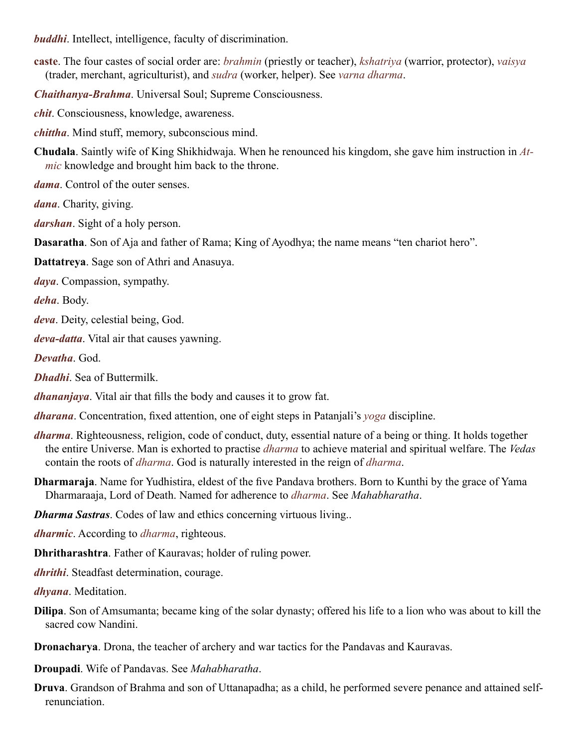***buddhi***. Intellect, intelligence, faculty of discrimination.

**caste**. The four castes of social order are: *brahmin* (priestly or teacher), *kshatriya* (warrior, protector), *vaisya* (trader, merchant, agriculturist), and *sudra* (worker, helper). See *varna dharma*.

***Chaithanya-Brahma***. Universal Soul; Supreme Consciousness.

***chit***. Consciousness, knowledge, awareness.

***chittha***. Mind stuff, memory, subconscious mind.

**Chudala**. Saintly wife of King Shikhidwaja. When he renounced his kingdom, she gave him instruction in *Atmic* knowledge and brought him back to the throne.

***dama***. Control of the outer senses.

***dana***. Charity, giving.

***darshan***. Sight of a holy person.

**Dasaratha**. Son of Aja and father of Rama; King of Ayodhya; the name means "ten chariot hero".

**Dattatreya**. Sage son of Athri and Anasuya.

***daya***. Compassion, sympathy.

***deha***. Body.

***deva***. Deity, celestial being, God.

***deva-datta***. Vital air that causes yawning.

***Devatha***. God.

***Dhadhi***. Sea of Buttermilk.

***dhananjaya***. Vital air that fills the body and causes it to grow fat.

***dharana***. Concentration, fixed attention, one of eight steps in Patanjali's *yoga* discipline.

***dharma***. Righteousness, religion, code of conduct, duty, essential nature of a being or thing. It holds together the entire Universe. Man is exhorted to practise *dharma* to achieve material and spiritual welfare. The *Vedas* contain the roots of *dharma*. God is naturally interested in the reign of *dharma*.

**Dharmaraja**. Name for Yudhistira, eldest of the five Pandava brothers. Born to Kunthi by the grace of Yama Dharmaraaja, Lord of Death. Named for adherence to *dharma*. See *Mahabharatha*.

***Dharma Sastras***. Codes of law and ethics concerning virtuous living..

***dharmic***. According to *dharma*, righteous.

**Dhritharashtra**. Father of Kauravas; holder of ruling power.

***dhrithi***. Steadfast determination, courage.

***dhyana***. Meditation.

**Dilipa**. Son of Amsumanta; became king of the solar dynasty; offered his life to a lion who was about to kill the sacred cow Nandini.

**Dronacharya**. Drona, the teacher of archery and war tactics for the Pandavas and Kauravas.

**Droupadi**. Wife of Pandavas. See *Mahabharatha*.

**Druva**. Grandson of Brahma and son of Uttanapadha; as a child, he performed severe penance and attained self-renunciation.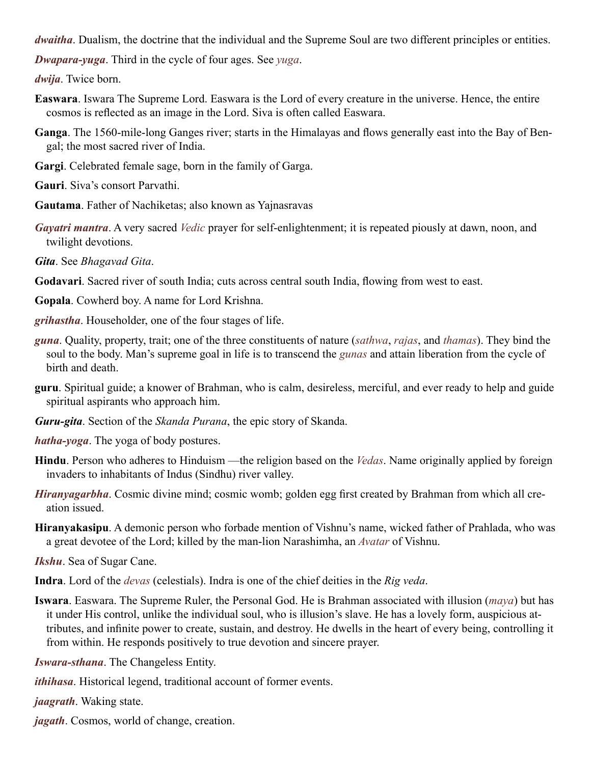***dwaitha***. Dualism, the doctrine that the individual and the Supreme Soul are two different principles or entities.

***Dwapara-yuga***. Third in the cycle of four ages. See *yuga*.

***dwija***. Twice born.

**Easwara**. Iswara The Supreme Lord. Easwara is the Lord of every creature in the universe. Hence, the entire cosmos is reflected as an image in the Lord. Siva is often called Easwara.

**Ganga**. The 1560-mile-long Ganges river; starts in the Himalayas and flows generally east into the Bay of Bengal; the most sacred river of India.

**Gargi**. Celebrated female sage, born in the family of Garga.

**Gauri**. Siva's consort Parvathi.

**Gautama**. Father of Nachiketas; also known as Yajnasravas

***Gayatri mantra***. A very sacred *Vedic* prayer for self-enlightenment; it is repeated piously at dawn, noon, and twilight devotions.

***Gita***. See *Bhagavad Gita*.

**Godavari**. Sacred river of south India; cuts across central south India, flowing from west to east.

**Gopala**. Cowherd boy. A name for Lord Krishna.

***grihastha***. Householder, one of the four stages of life.

***guna***. Quality, property, trait; one of the three constituents of nature (*sathwa*, *rajas*, and *thamas*). They bind the soul to the body. Man's supreme goal in life is to transcend the *gunas* and attain liberation from the cycle of birth and death.

**guru**. Spiritual guide; a knower of Brahman, who is calm, desireless, merciful, and ever ready to help and guide spiritual aspirants who approach him.

***Guru-gita***. Section of the *Skanda Purana*, the epic story of Skanda.

***hatha-yoga***. The yoga of body postures.

**Hindu**. Person who adheres to Hinduism —the religion based on the *Vedas*. Name originally applied by foreign invaders to inhabitants of Indus (Sindhu) river valley.

***Hiranyagarbha***. Cosmic divine mind; cosmic womb; golden egg first created by Brahman from which all creation issued.

**Hiranyakasipu**. A demonic person who forbade mention of Vishnu's name, wicked father of Prahlada, who was a great devotee of the Lord; killed by the man-lion Narashimha, an *Avatar* of Vishnu.

***Ikshu***. Sea of Sugar Cane.

**Indra**. Lord of the *devas* (celestials). Indra is one of the chief deities in the *Rig veda*.

**Iswara**. Easwara. The Supreme Ruler, the Personal God. He is Brahman associated with illusion (*maya*) but has it under His control, unlike the individual soul, who is illusion's slave. He has a lovely form, auspicious attributes, and infinite power to create, sustain, and destroy. He dwells in the heart of every being, controlling it from within. He responds positively to true devotion and sincere prayer.

***Iswara-sthana***. The Changeless Entity.

***ithihasa***. Historical legend, traditional account of former events.

***jaagrath***. Waking state.

***jagath***. Cosmos, world of change, creation.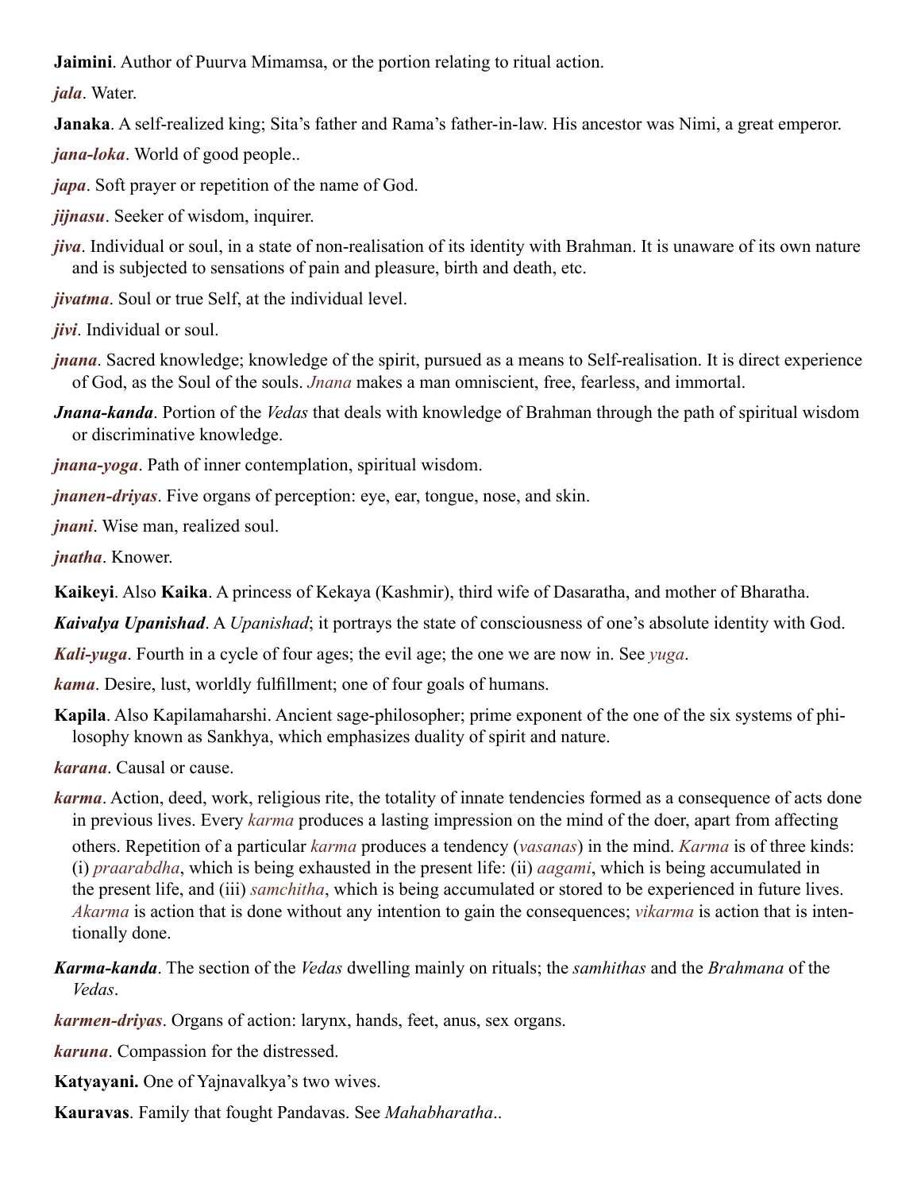**Jaimini**. Author of Puurva Mimamsa, or the portion relating to ritual action.

***jala***. Water.

**Janaka**. A self-realized king; Sita's father and Rama's father-in-law. His ancestor was Nimi, a great emperor.

***jana-loka***. World of good people..

***japa***. Soft prayer or repetition of the name of God.

***jijnasu***. Seeker of wisdom, inquirer.

***jiva***. Individual or soul, in a state of non-realisation of its identity with Brahman. It is unaware of its own nature and is subjected to sensations of pain and pleasure, birth and death, etc.

***jivatma***. Soul or true Self, at the individual level.

***jivi***. Individual or soul.

***jnana***. Sacred knowledge; knowledge of the spirit, pursued as a means to Self-realisation. It is direct experience of God, as the Soul of the souls. *Jnana* makes a man omniscient, free, fearless, and immortal.

***Jnana-kanda***. Portion of the *Vedas* that deals with knowledge of Brahman through the path of spiritual wisdom or discriminative knowledge.

***jnana-yoga***. Path of inner contemplation, spiritual wisdom.

***jnanen-driyas***. Five organs of perception: eye, ear, tongue, nose, and skin.

***jnani***. Wise man, realized soul.

***jnatha***. Knower.

**Kaikeyi**. Also **Kaika**. A princess of Kekaya (Kashmir), third wife of Dasaratha, and mother of Bharatha.

***Kaivalya Upanishad***. A *Upanishad*; it portrays the state of consciousness of one's absolute identity with God.

***Kali-yuga***. Fourth in a cycle of four ages; the evil age; the one we are now in. See *yuga*.

***kama***. Desire, lust, worldly fulfillment; one of four goals of humans.

**Kapila**. Also Kapilamaharshi. Ancient sage-philosopher; prime exponent of the one of the six systems of philosophy known as Sankhya, which emphasizes duality of spirit and nature.

***karana***. Causal or cause.

***karma***. Action, deed, work, religious rite, the totality of innate tendencies formed as a consequence of acts done in previous lives. Every *karma* produces a lasting impression on the mind of the doer, apart from affecting others. Repetition of a particular *karma* produces a tendency (*vasanas*) in the mind. *Karma* is of three kinds: (i) *praarabdha*, which is being exhausted in the present life: (ii) *aagami*, which is being accumulated in the present life, and (iii) *samchitha*, which is being accumulated or stored to be experienced in future lives. *Akarma* is action that is done without any intention to gain the consequences; *vikarma* is action that is intentionally done.

***Karma-kanda***. The section of the *Vedas* dwelling mainly on rituals; the *samhithas* and the *Brahmana* of the *Vedas*.

***karmen-driyas***. Organs of action: larynx, hands, feet, anus, sex organs.

***karuna***. Compassion for the distressed.

**Katyayani.** One of Yajnavalkya's two wives.

**Kauravas**. Family that fought Pandavas. See *Mahabharatha*..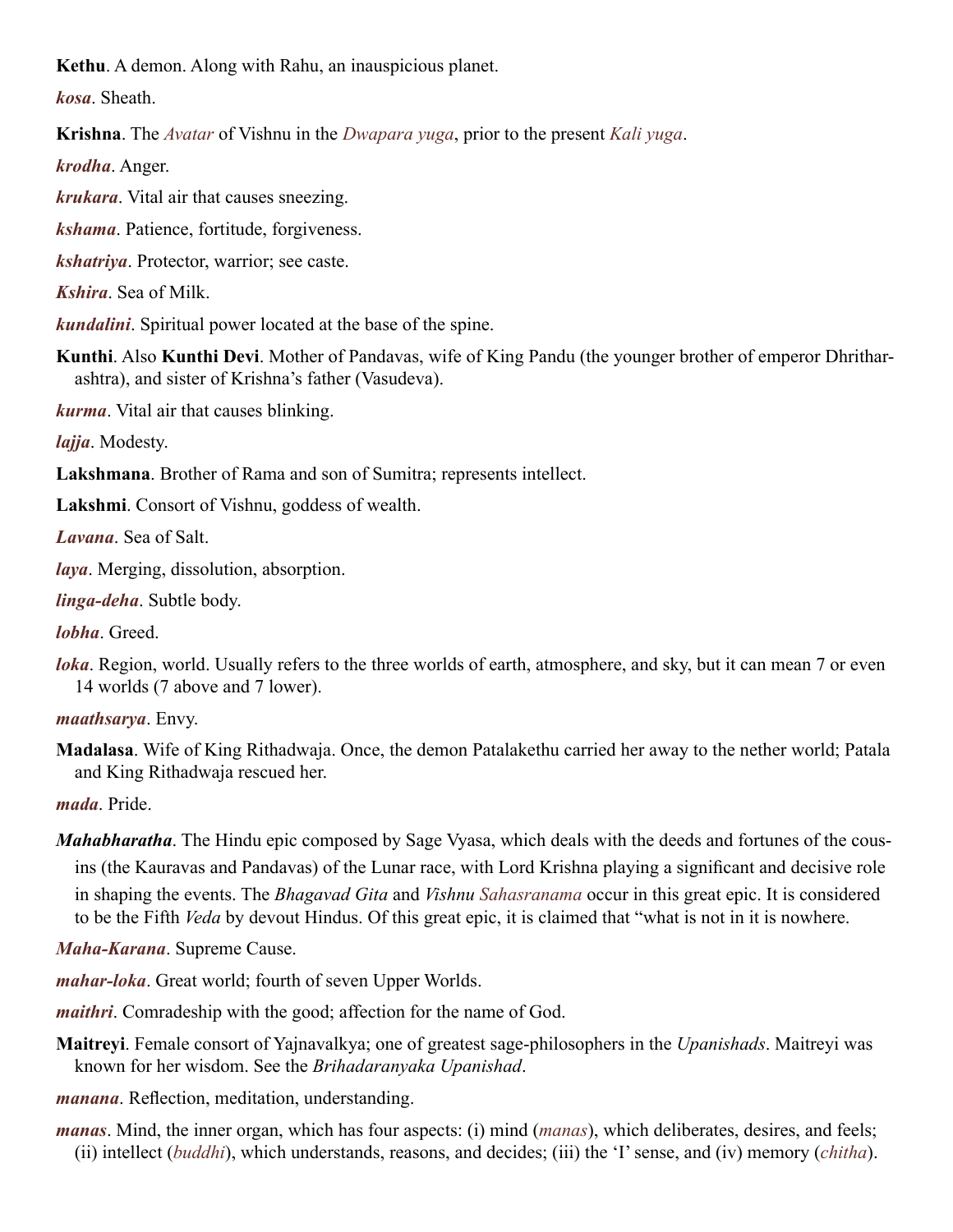**Kethu**. A demon. Along with Rahu, an inauspicious planet.

***kosa***. Sheath.

**Krishna**. The *Avatar* of Vishnu in the *Dwapara yuga*, prior to the present *Kali yuga*.

***krodha***. Anger.

***krukara***. Vital air that causes sneezing.

***kshama***. Patience, fortitude, forgiveness.

***kshatriya***. Protector, warrior; see caste.

***Kshira***. Sea of Milk.

***kundalini***. Spiritual power located at the base of the spine.

**Kunthi**. Also **Kunthi Devi**. Mother of Pandavas, wife of King Pandu (the younger brother of emperor Dhritharashtra), and sister of Krishna's father (Vasudeva).

***kurma***. Vital air that causes blinking.

***lajja***. Modesty.

**Lakshmana**. Brother of Rama and son of Sumitra; represents intellect.

**Lakshmi**. Consort of Vishnu, goddess of wealth.

***Lavana***. Sea of Salt.

***laya***. Merging, dissolution, absorption.

***linga-deha***. Subtle body.

***lobha***. Greed.

***loka***. Region, world. Usually refers to the three worlds of earth, atmosphere, and sky, but it can mean 7 or even 14 worlds (7 above and 7 lower).

***maathsarya***. Envy.

**Madalasa**. Wife of King Rithadwaja. Once, the demon Patalakethu carried her away to the nether world; Patala and King Rithadwaja rescued her.

***mada***. Pride.

***Mahabharatha***. The Hindu epic composed by Sage Vyasa, which deals with the deeds and fortunes of the cousins (the Kauravas and Pandavas) of the Lunar race, with Lord Krishna playing a significant and decisive role in shaping the events. The *Bhagavad Gita* and *Vishnu Sahasranama* occur in this great epic. It is considered to be the Fifth *Veda* by devout Hindus. Of this great epic, it is claimed that "what is not in it is nowhere.

***Maha-Karana***. Supreme Cause.

***mahar-loka***. Great world; fourth of seven Upper Worlds.

***maithri***. Comradeship with the good; affection for the name of God.

**Maitreyi**. Female consort of Yajnavalkya; one of greatest sage-philosophers in the *Upanishads*. Maitreyi was known for her wisdom. See the *Brihadaranyaka Upanishad*.

***manana***. Reflection, meditation, understanding.

***manas***. Mind, the inner organ, which has four aspects: (i) mind (*manas*), which deliberates, desires, and feels; (ii) intellect (*buddhi*), which understands, reasons, and decides; (iii) the 'I' sense, and (iv) memory (*chitha*).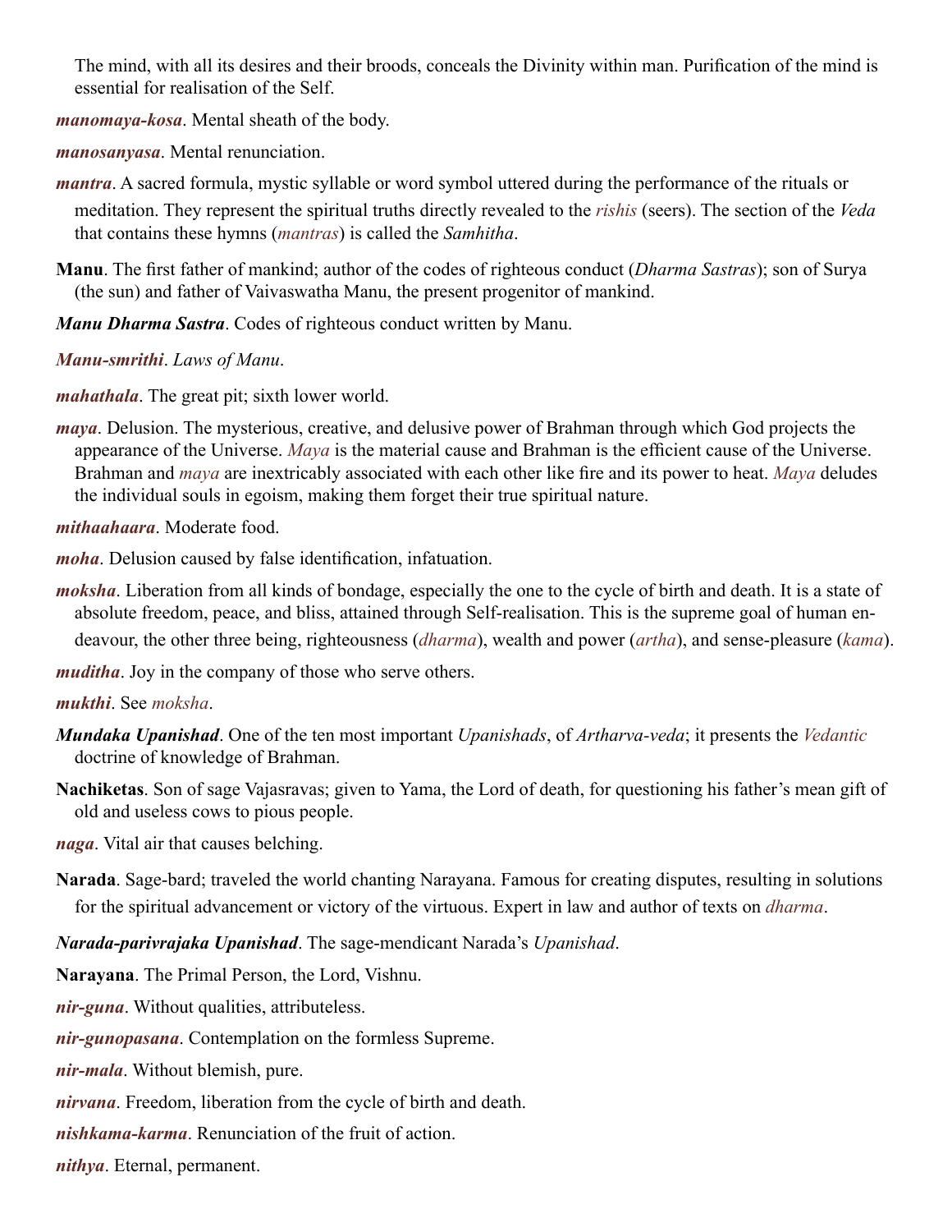The mind, with all its desires and their broods, conceals the Divinity within man. Purification of the mind is essential for realisation of the Self.

***manomaya-kosa***. Mental sheath of the body.

***manosanyasa***. Mental renunciation.

***mantra***. A sacred formula, mystic syllable or word symbol uttered during the performance of the rituals or meditation. They represent the spiritual truths directly revealed to the *rishis* (seers). The section of the *Veda* that contains these hymns (*mantras*) is called the *Samhitha*.

**Manu**. The first father of mankind; author of the codes of righteous conduct (*Dharma Sastras*); son of Surya (the sun) and father of Vaivaswatha Manu, the present progenitor of mankind.

***Manu Dharma Sastra***. Codes of righteous conduct written by Manu.

***Manu-smrithi***. *Laws of Manu*.

***mahathala***. The great pit; sixth lower world.

***maya***. Delusion. The mysterious, creative, and delusive power of Brahman through which God projects the appearance of the Universe. *Maya* is the material cause and Brahman is the efficient cause of the Universe. Brahman and *maya* are inextricably associated with each other like fire and its power to heat. *Maya* deludes the individual souls in egoism, making them forget their true spiritual nature.

***mithaahaara***. Moderate food.

***moha***. Delusion caused by false identification, infatuation.

***moksha***. Liberation from all kinds of bondage, especially the one to the cycle of birth and death. It is a state of absolute freedom, peace, and bliss, attained through Self-realisation. This is the supreme goal of human endeavour, the other three being, righteousness (*dharma*), wealth and power (*artha*), and sense-pleasure (*kama*).

***muditha***. Joy in the company of those who serve others.

***mukthi***. See *moksha*.

***Mundaka Upanishad***. One of the ten most important *Upanishads*, of *Artharva-veda*; it presents the *Vedantic* doctrine of knowledge of Brahman.

**Nachiketas**. Son of sage Vajasravas; given to Yama, the Lord of death, for questioning his father's mean gift of old and useless cows to pious people.

***naga***. Vital air that causes belching.

**Narada**. Sage-bard; traveled the world chanting Narayana. Famous for creating disputes, resulting in solutions for the spiritual advancement or victory of the virtuous. Expert in law and author of texts on *dharma*.

***Narada-parivrajaka Upanishad***. The sage-mendicant Narada's *Upanishad*.

**Narayana**. The Primal Person, the Lord, Vishnu.

***nir-guna***. Without qualities, attributeless.

***nir-gunopasana***. Contemplation on the formless Supreme.

***nir-mala***. Without blemish, pure.

***nirvana***. Freedom, liberation from the cycle of birth and death.

***nishkama-karma***. Renunciation of the fruit of action.

***nithya***. Eternal, permanent.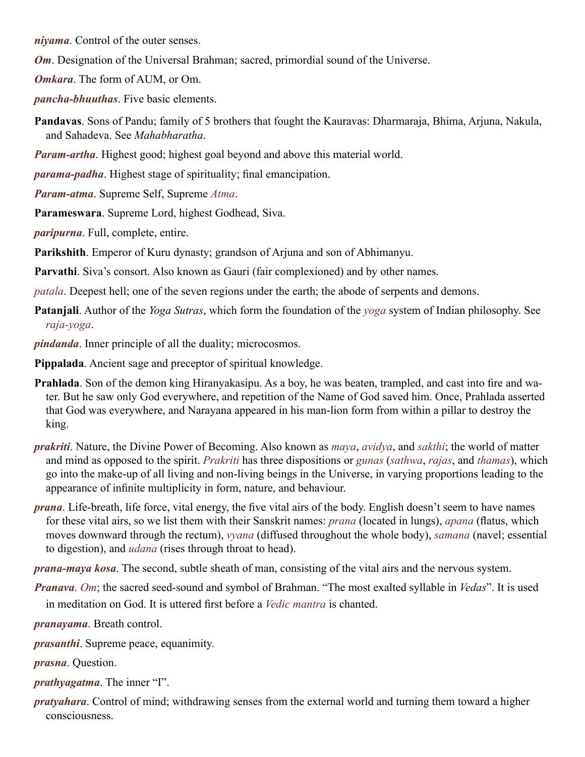***niyama***. Control of the outer senses.

***Om***. Designation of the Universal Brahman; sacred, primordial sound of the Universe.

***Omkara***. The form of AUM, or Om.

***pancha-bhuuthas***. Five basic elements.

**Pandavas**. Sons of Pandu; family of 5 brothers that fought the Kauravas: Dharmaraja, Bhima, Arjuna, Nakula, and Sahadeva. See *Mahabharatha*.

***Param-artha***. Highest good; highest goal beyond and above this material world.

***parama-padha***. Highest stage of spirituality; final emancipation.

***Param-atma***. Supreme Self, Supreme *Atma*.

**Parameswara**. Supreme Lord, highest Godhead, Siva.

***paripurna***. Full, complete, entire.

**Parikshith**. Emperor of Kuru dynasty; grandson of Arjuna and son of Abhimanyu.

**Parvathi**. Siva's consort. Also known as Gauri (fair complexioned) and by other names.

*patala*. Deepest hell; one of the seven regions under the earth; the abode of serpents and demons.

**Patanjali**. Author of the *Yoga Sutras*, which form the foundation of the *yoga* system of Indian philosophy. See *raja-yoga*.

***pindanda***. Inner principle of all the duality; microcosmos.

**Pippalada**. Ancient sage and preceptor of spiritual knowledge.

**Prahlada**. Son of the demon king Hiranyakasipu. As a boy, he was beaten, trampled, and cast into fire and water. But he saw only God everywhere, and repetition of the Name of God saved him. Once, Prahlada asserted that God was everywhere, and Narayana appeared in his man-lion form from within a pillar to destroy the king.

***prakriti***. Nature, the Divine Power of Becoming. Also known as *maya*, *avidya*, and *sakthi*; the world of matter and mind as opposed to the spirit. *Prakriti* has three dispositions or *gunas* (*sathwa*, *rajas*, and *thamas*), which go into the make-up of all living and non-living beings in the Universe, in varying proportions leading to the appearance of infinite multiplicity in form, nature, and behaviour.

***prana***. Life-breath, life force, vital energy, the five vital airs of the body. English doesn't seem to have names for these vital airs, so we list them with their Sanskrit names: *prana* (located in lungs), *apana* (flatus, which moves downward through the rectum), *vyana* (diffused throughout the whole body), *samana* (navel; essential to digestion), and *udana* (rises through throat to head).

***prana-maya kosa***. The second, subtle sheath of man, consisting of the vital airs and the nervous system.

***Pranava***. *Om*; the sacred seed-sound and symbol of Brahman. "The most exalted syllable in *Vedas*". It is used in meditation on God. It is uttered first before a *Vedic mantra* is chanted.

***pranayama***. Breath control.

***prasanthi***. Supreme peace, equanimity.

***prasna***. Question.

***prathyagatma***. The inner "I".

***pratyahara***. Control of mind; withdrawing senses from the external world and turning them toward a higher consciousness.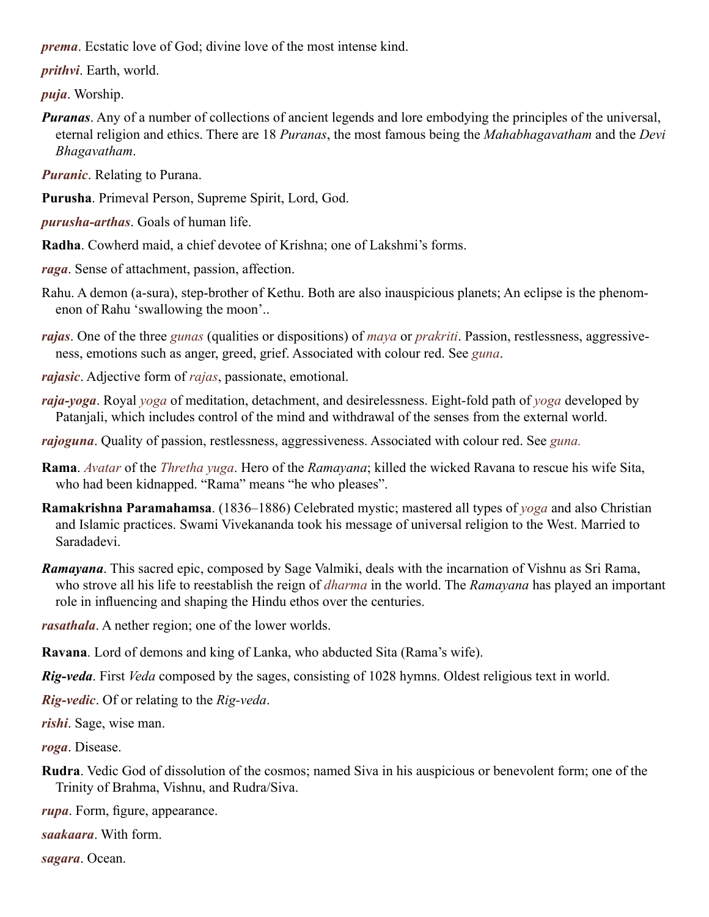***prema***. Ecstatic love of God; divine love of the most intense kind.

***prithvi***. Earth, world.

***puja***. Worship.

***Puranas***. Any of a number of collections of ancient legends and lore embodying the principles of the universal, eternal religion and ethics. There are 18 *Puranas*, the most famous being the *Mahabhagavatham* and the *Devi Bhagavatham*.

***Puranic***. Relating to Purana.

**Purusha**. Primeval Person, Supreme Spirit, Lord, God.

***purusha-arthas***. Goals of human life.

**Radha**. Cowherd maid, a chief devotee of Krishna; one of Lakshmi's forms.

***raga***. Sense of attachment, passion, affection.

Rahu. A demon (a-sura), step-brother of Kethu. Both are also inauspicious planets; An eclipse is the phenomenon of Rahu 'swallowing the moon'..

***rajas***. One of the three *gunas* (qualities or dispositions) of *maya* or *prakriti*. Passion, restlessness, aggressiveness, emotions such as anger, greed, grief. Associated with colour red. See *guna*.

***rajasic***. Adjective form of *rajas*, passionate, emotional.

***raja-yoga***. Royal *yoga* of meditation, detachment, and desirelessness. Eight-fold path of *yoga* developed by Patanjali, which includes control of the mind and withdrawal of the senses from the external world.

***rajoguna***. Quality of passion, restlessness, aggressiveness. Associated with colour red. See *guna.*

**Rama**. *Avatar* of the *Thretha yuga*. Hero of the *Ramayana*; killed the wicked Ravana to rescue his wife Sita, who had been kidnapped. "Rama" means "he who pleases".

**Ramakrishna Paramahamsa**. (1836–1886) Celebrated mystic; mastered all types of *yoga* and also Christian and Islamic practices. Swami Vivekananda took his message of universal religion to the West. Married to Saradadevi.

***Ramayana***. This sacred epic, composed by Sage Valmiki, deals with the incarnation of Vishnu as Sri Rama, who strove all his life to reestablish the reign of *dharma* in the world. The *Ramayana* has played an important role in influencing and shaping the Hindu ethos over the centuries.

***rasathala***. A nether region; one of the lower worlds.

**Ravana**. Lord of demons and king of Lanka, who abducted Sita (Rama's wife).

***Rig-veda***. First *Veda* composed by the sages, consisting of 1028 hymns. Oldest religious text in world.

***Rig-vedic***. Of or relating to the *Rig-veda*.

***rishi***. Sage, wise man.

***roga***. Disease.

**Rudra**. Vedic God of dissolution of the cosmos; named Siva in his auspicious or benevolent form; one of the Trinity of Brahma, Vishnu, and Rudra/Siva.

***rupa***. Form, figure, appearance.

***saakaara***. With form.

***sagara***. Ocean.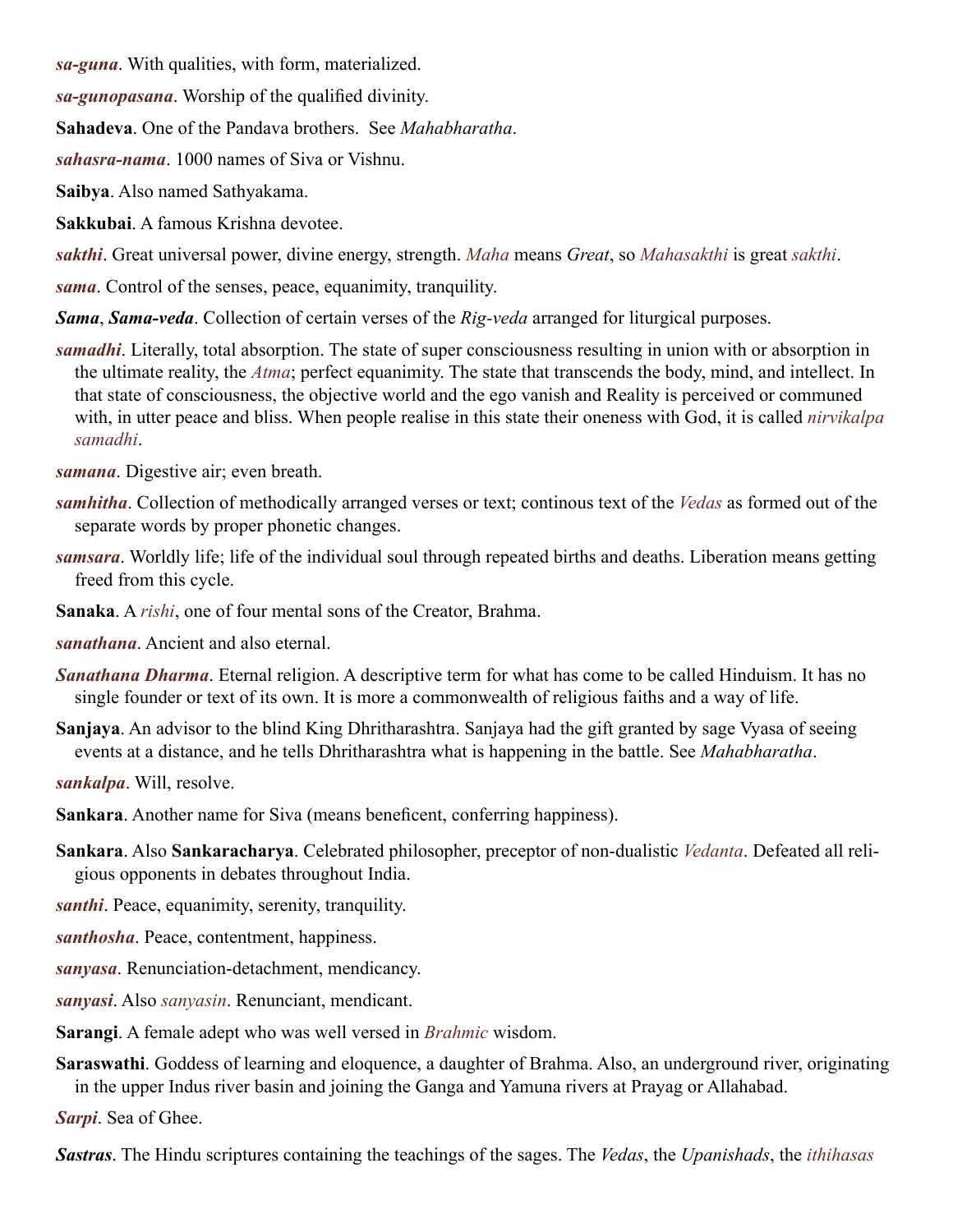***sa-guna***. With qualities, with form, materialized.

***sa-gunopasana***. Worship of the qualified divinity.

**Sahadeva**. One of the Pandava brothers. See *Mahabharatha*.

***sahasra-nama***. 1000 names of Siva or Vishnu.

**Saibya**. Also named Sathyakama.

**Sakkubai**. A famous Krishna devotee.

***sakthi***. Great universal power, divine energy, strength. *Maha* means *Great*, so *Mahasakthi* is great *sakthi*.

***sama***. Control of the senses, peace, equanimity, tranquility.

***Sama***, ***Sama-veda***. Collection of certain verses of the *Rig-veda* arranged for liturgical purposes.

***samadhi***. Literally, total absorption. The state of super consciousness resulting in union with or absorption in the ultimate reality, the *Atma*; perfect equanimity. The state that transcends the body, mind, and intellect. In that state of consciousness, the objective world and the ego vanish and Reality is perceived or communed with, in utter peace and bliss. When people realise in this state their oneness with God, it is called *nirvikalpa samadhi*.

***samana***. Digestive air; even breath.

***samhitha***. Collection of methodically arranged verses or text; continous text of the *Vedas* as formed out of the separate words by proper phonetic changes.

***samsara***. Worldly life; life of the individual soul through repeated births and deaths. Liberation means getting freed from this cycle.

**Sanaka**. A *rishi*, one of four mental sons of the Creator, Brahma.

***sanathana***. Ancient and also eternal.

***Sanathana Dharma***. Eternal religion. A descriptive term for what has come to be called Hinduism. It has no single founder or text of its own. It is more a commonwealth of religious faiths and a way of life.

**Sanjaya**. An advisor to the blind King Dhritharashtra. Sanjaya had the gift granted by sage Vyasa of seeing events at a distance, and he tells Dhritharashtra what is happening in the battle. See *Mahabharatha*.

***sankalpa***. Will, resolve.

**Sankara**. Another name for Siva (means beneficent, conferring happiness).

**Sankara**. Also **Sankaracharya**. Celebrated philosopher, preceptor of non-dualistic *Vedanta*. Defeated all religious opponents in debates throughout India.

***santhi***. Peace, equanimity, serenity, tranquility.

***santhosha***. Peace, contentment, happiness.

***sanyasa***. Renunciation-detachment, mendicancy.

***sanyasi***. Also *sanyasin*. Renunciant, mendicant.

**Sarangi**. A female adept who was well versed in *Brahmic* wisdom.

**Saraswathi**. Goddess of learning and eloquence, a daughter of Brahma. Also, an underground river, originating in the upper Indus river basin and joining the Ganga and Yamuna rivers at Prayag or Allahabad.

***Sarpi***. Sea of Ghee.

***Sastras***. The Hindu scriptures containing the teachings of the sages. The *Vedas*, the *Upanishads*, the *ithihasas*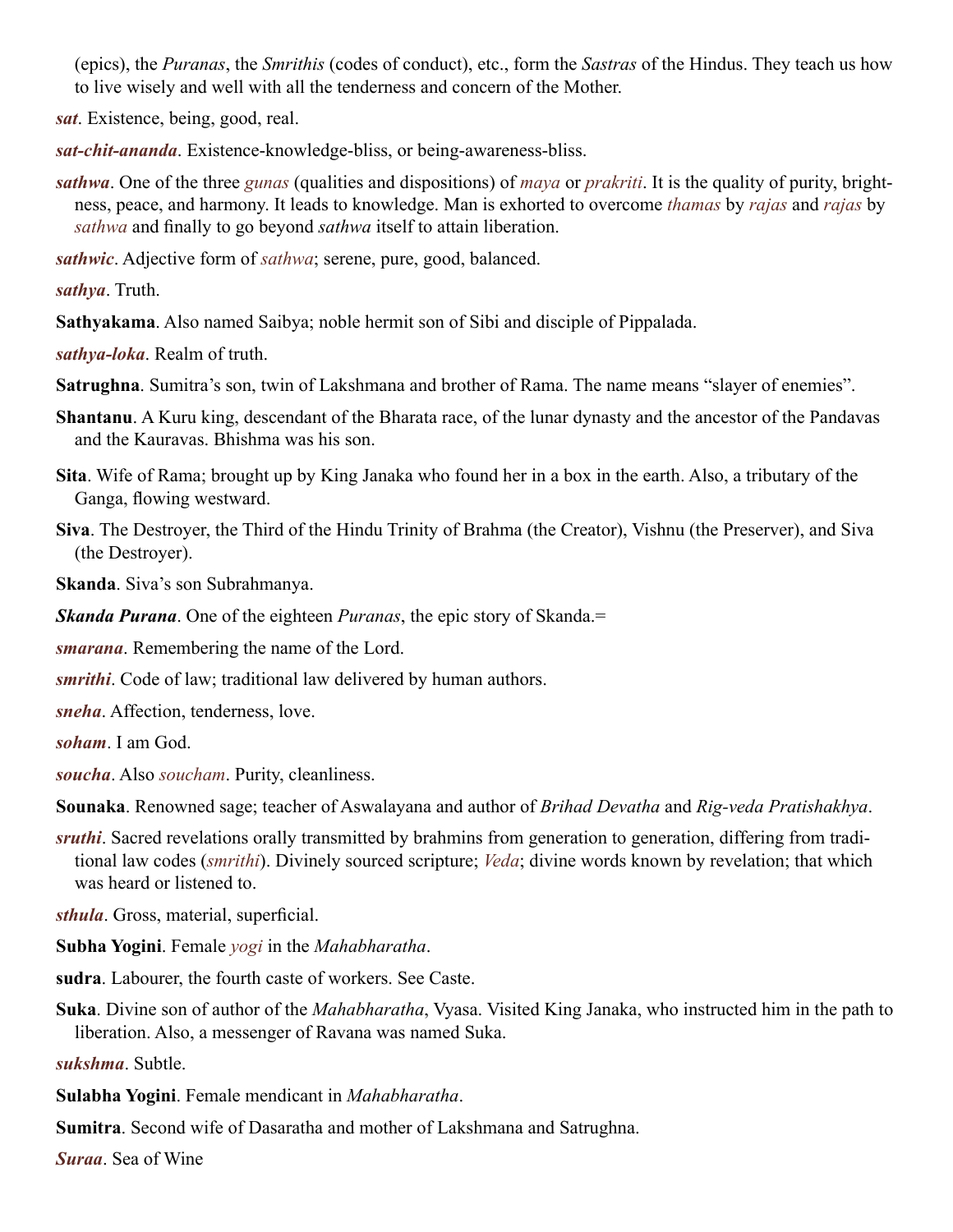(epics), the *Puranas*, the *Smrithis* (codes of conduct), etc., form the *Sastras* of the Hindus. They teach us how to live wisely and well with all the tenderness and concern of the Mother.

***sat***. Existence, being, good, real.

***sat-chit-ananda***. Existence-knowledge-bliss, or being-awareness-bliss.

***sathwa***. One of the three *gunas* (qualities and dispositions) of *maya* or *prakriti*. It is the quality of purity, brightness, peace, and harmony. It leads to knowledge. Man is exhorted to overcome *thamas* by *rajas* and *rajas* by *sathwa* and finally to go beyond *sathwa* itself to attain liberation.

***sathwic***. Adjective form of *sathwa*; serene, pure, good, balanced.

***sathya***. Truth.

**Sathyakama**. Also named Saibya; noble hermit son of Sibi and disciple of Pippalada.

***sathya-loka***. Realm of truth.

**Satrughna**. Sumitra's son, twin of Lakshmana and brother of Rama. The name means "slayer of enemies".

**Shantanu**. A Kuru king, descendant of the Bharata race, of the lunar dynasty and the ancestor of the Pandavas and the Kauravas. Bhishma was his son.

**Sita**. Wife of Rama; brought up by King Janaka who found her in a box in the earth. Also, a tributary of the Ganga, flowing westward.

**Siva**. The Destroyer, the Third of the Hindu Trinity of Brahma (the Creator), Vishnu (the Preserver), and Siva (the Destroyer).

**Skanda**. Siva's son Subrahmanya.

***Skanda Purana***. One of the eighteen *Puranas*, the epic story of Skanda.=

***smarana***. Remembering the name of the Lord.

***smrithi***. Code of law; traditional law delivered by human authors.

***sneha***. Affection, tenderness, love.

***soham***. I am God.

***soucha***. Also *soucham*. Purity, cleanliness.

**Sounaka**. Renowned sage; teacher of Aswalayana and author of *Brihad Devatha* and *Rig-veda Pratishakhya*.

***sruthi***. Sacred revelations orally transmitted by brahmins from generation to generation, differing from traditional law codes (*smrithi*). Divinely sourced scripture; *Veda*; divine words known by revelation; that which was heard or listened to.

***sthula***. Gross, material, superficial.

**Subha Yogini**. Female *yogi* in the *Mahabharatha*.

**sudra**. Labourer, the fourth caste of workers. See Caste.

**Suka**. Divine son of author of the *Mahabharatha*, Vyasa. Visited King Janaka, who instructed him in the path to liberation. Also, a messenger of Ravana was named Suka.

***sukshma***. Subtle.

**Sulabha Yogini**. Female mendicant in *Mahabharatha*.

**Sumitra**. Second wife of Dasaratha and mother of Lakshmana and Satrughna.

***Suraa***. Sea of Wine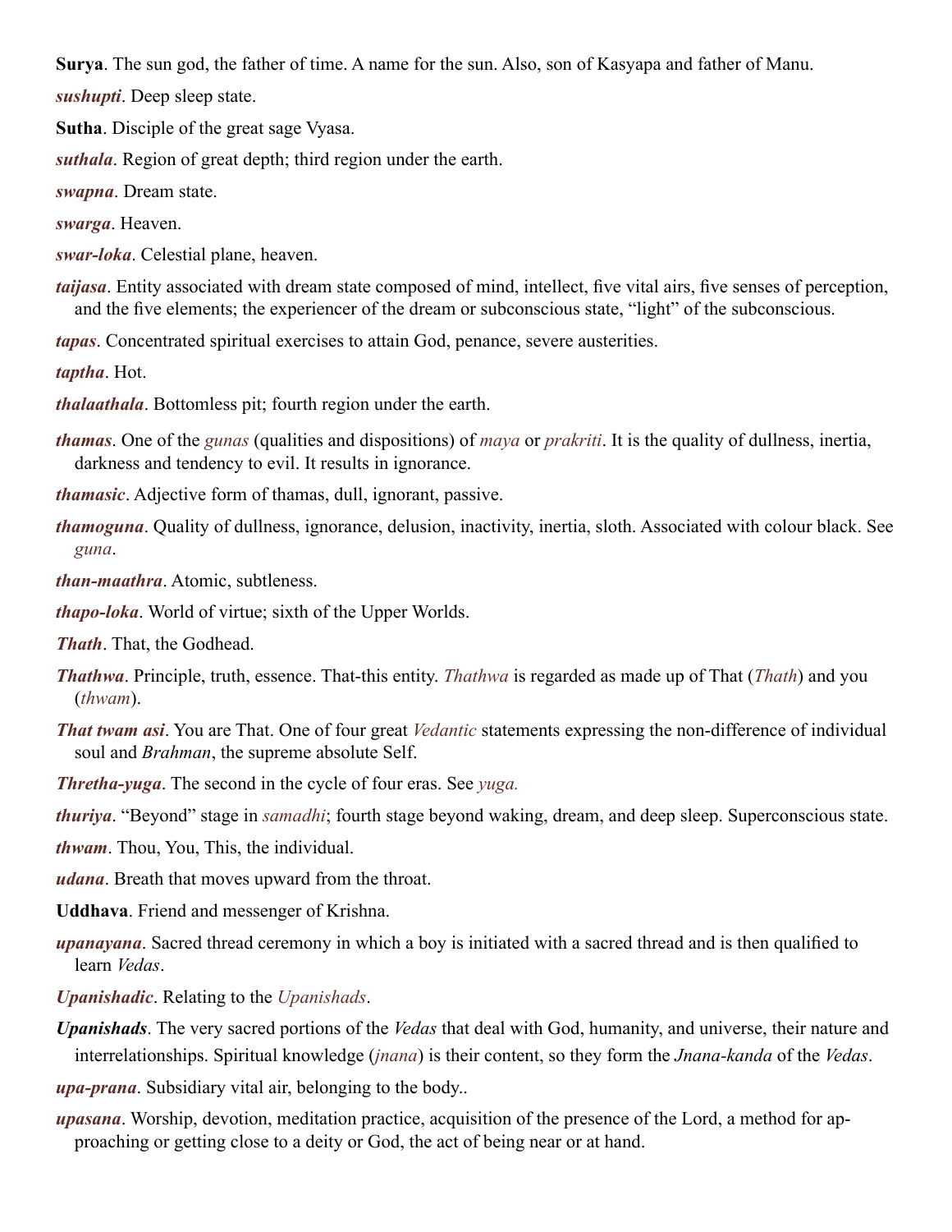**Surya**. The sun god, the father of time. A name for the sun. Also, son of Kasyapa and father of Manu.

***sushupti***. Deep sleep state.

**Sutha**. Disciple of the great sage Vyasa.

***suthala***. Region of great depth; third region under the earth.

***swapna***. Dream state.

***swarga***. Heaven.

***swar-loka***. Celestial plane, heaven.

***taijasa***. Entity associated with dream state composed of mind, intellect, five vital airs, five senses of perception, and the five elements; the experiencer of the dream or subconscious state, "light" of the subconscious.

***tapas***. Concentrated spiritual exercises to attain God, penance, severe austerities.

***taptha***. Hot.

***thalaathala***. Bottomless pit; fourth region under the earth.

***thamas***. One of the *gunas* (qualities and dispositions) of *maya* or *prakriti*. It is the quality of dullness, inertia, darkness and tendency to evil. It results in ignorance.

***thamasic***. Adjective form of thamas, dull, ignorant, passive.

***thamoguna***. Quality of dullness, ignorance, delusion, inactivity, inertia, sloth. Associated with colour black. See *guna*.

***than-maathra***. Atomic, subtleness.

***thapo-loka***. World of virtue; sixth of the Upper Worlds.

***Thath***. That, the Godhead.

***Thathwa***. Principle, truth, essence. That-this entity. *Thathwa* is regarded as made up of That (*Thath*) and you (*thwam*).

***That twam asi***. You are That. One of four great *Vedantic* statements expressing the non-difference of individual soul and *Brahman*, the supreme absolute Self.

***Thretha-yuga***. The second in the cycle of four eras. See *yuga.*

***thuriya***. "Beyond" stage in *samadhi*; fourth stage beyond waking, dream, and deep sleep. Superconscious state.

***thwam***. Thou, You, This, the individual.

***udana***. Breath that moves upward from the throat.

**Uddhava**. Friend and messenger of Krishna.

***upanayana***. Sacred thread ceremony in which a boy is initiated with a sacred thread and is then qualified to learn *Vedas*.

***Upanishadic***. Relating to the *Upanishads*.

***Upanishads***. The very sacred portions of the *Vedas* that deal with God, humanity, and universe, their nature and interrelationships. Spiritual knowledge (*jnana*) is their content, so they form the *Jnana-kanda* of the *Vedas*.

***upa-prana***. Subsidiary vital air, belonging to the body..

***upasana***. Worship, devotion, meditation practice, acquisition of the presence of the Lord, a method for approaching or getting close to a deity or God, the act of being near or at hand.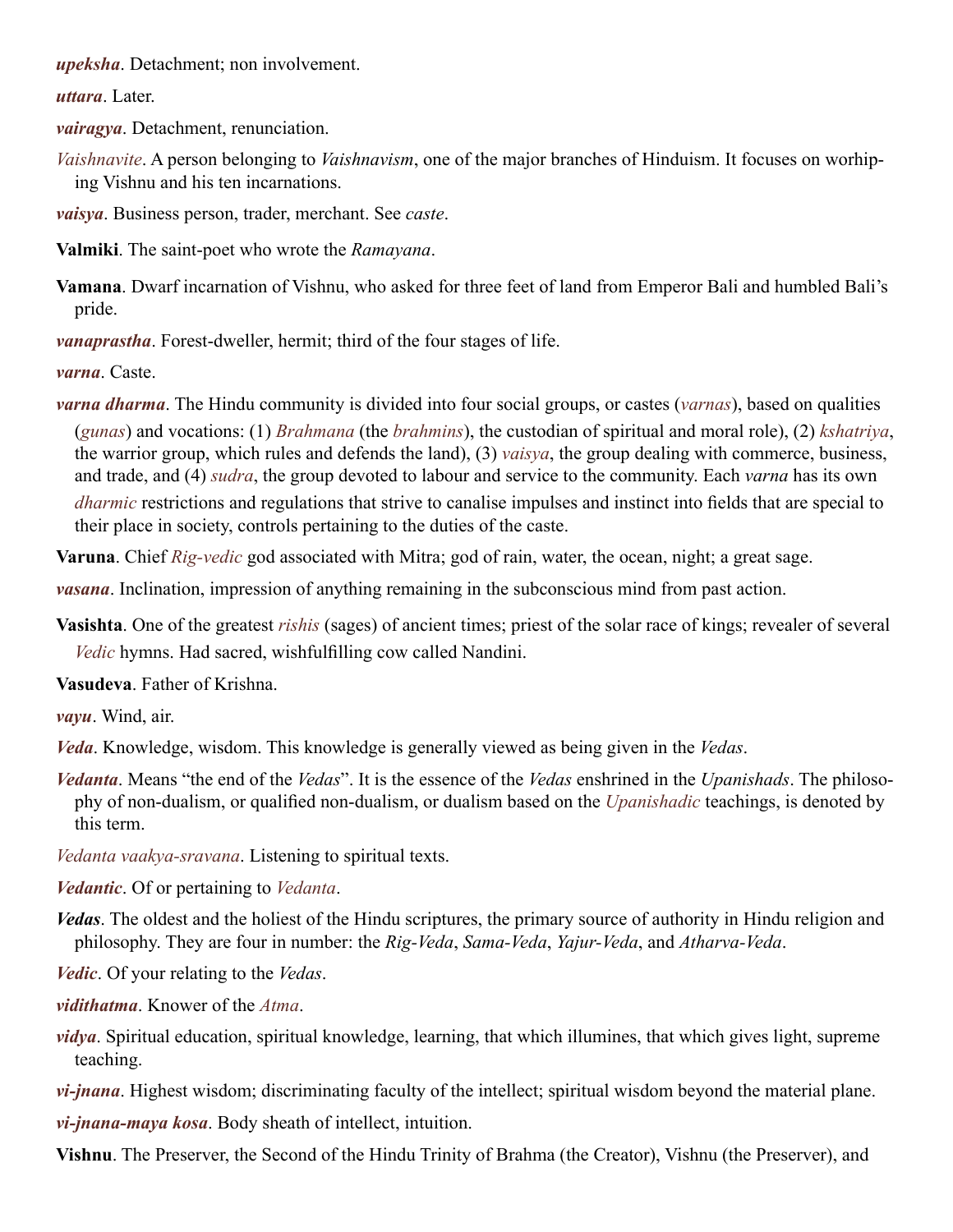***upeksha***. Detachment; non involvement.

***uttara***. Later.

***vairagya***. Detachment, renunciation.

*Vaishnavite*. A person belonging to *Vaishnavism*, one of the major branches of Hinduism. It focuses on worhiping Vishnu and his ten incarnations.

***vaisya***. Business person, trader, merchant. See *caste*.

**Valmiki**. The saint-poet who wrote the *Ramayana*.

**Vamana**. Dwarf incarnation of Vishnu, who asked for three feet of land from Emperor Bali and humbled Bali's pride.

***vanaprastha***. Forest-dweller, hermit; third of the four stages of life.

***varna***. Caste.

***varna dharma***. The Hindu community is divided into four social groups, or castes (*varnas*), based on qualities (*gunas*) and vocations: (1) *Brahmana* (the *brahmins*), the custodian of spiritual and moral role), (2) *kshatriya*, the warrior group, which rules and defends the land), (3) *vaisya*, the group dealing with commerce, business, and trade, and (4) *sudra*, the group devoted to labour and service to the community. Each *varna* has its own *dharmic* restrictions and regulations that strive to canalise impulses and instinct into fields that are special to their place in society, controls pertaining to the duties of the caste.

**Varuna**. Chief *Rig-vedic* god associated with Mitra; god of rain, water, the ocean, night; a great sage.

***vasana***. Inclination, impression of anything remaining in the subconscious mind from past action.

**Vasishta**. One of the greatest *rishis* (sages) of ancient times; priest of the solar race of kings; revealer of several *Vedic* hymns. Had sacred, wishfulfilling cow called Nandini.

**Vasudeva**. Father of Krishna.

***vayu***. Wind, air.

***Veda***. Knowledge, wisdom. This knowledge is generally viewed as being given in the *Vedas*.

***Vedanta***. Means "the end of the *Vedas*". It is the essence of the *Vedas* enshrined in the *Upanishads*. The philosophy of non-dualism, or qualified non-dualism, or dualism based on the *Upanishadic* teachings, is denoted by this term.

*Vedanta vaakya-sravana*. Listening to spiritual texts.

***Vedantic***. Of or pertaining to *Vedanta*.

***Vedas***. The oldest and the holiest of the Hindu scriptures, the primary source of authority in Hindu religion and philosophy. They are four in number: the *Rig-Veda*, *Sama-Veda*, *Yajur-Veda*, and *Atharva-Veda*.

***Vedic***. Of your relating to the *Vedas*.

***vidithatma***. Knower of the *Atma*.

***vidya***. Spiritual education, spiritual knowledge, learning, that which illumines, that which gives light, supreme teaching.

***vi-jnana***. Highest wisdom; discriminating faculty of the intellect; spiritual wisdom beyond the material plane.

***vi-jnana-maya kosa***. Body sheath of intellect, intuition.

**Vishnu**. The Preserver, the Second of the Hindu Trinity of Brahma (the Creator), Vishnu (the Preserver), and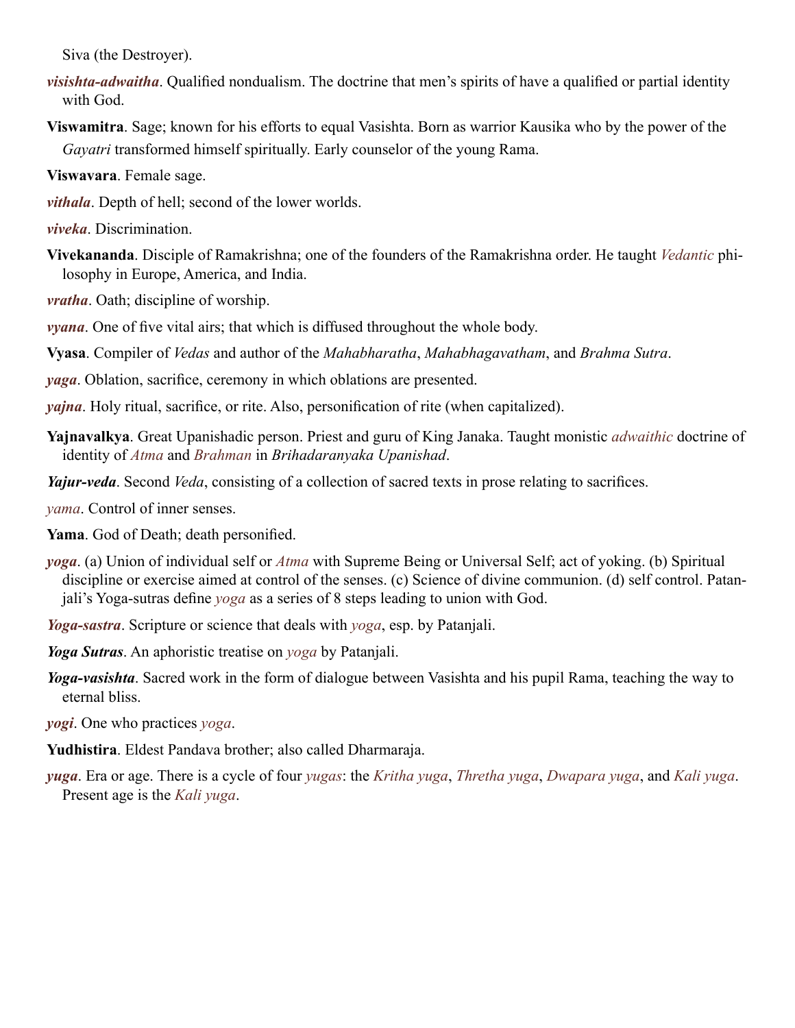Siva (the Destroyer).

***visishta-adwaitha***. Qualified nondualism. The doctrine that men's spirits of have a qualified or partial identity with God.

**Viswamitra**. Sage; known for his efforts to equal Vasishta. Born as warrior Kausika who by the power of the *Gayatri* transformed himself spiritually. Early counselor of the young Rama.

**Viswavara**. Female sage.

***vithala***. Depth of hell; second of the lower worlds.

***viveka***. Discrimination.

**Vivekananda**. Disciple of Ramakrishna; one of the founders of the Ramakrishna order. He taught *Vedantic* philosophy in Europe, America, and India.

***vratha***. Oath; discipline of worship.

***vyana***. One of five vital airs; that which is diffused throughout the whole body.

**Vyasa**. Compiler of *Vedas* and author of the *Mahabharatha*, *Mahabhagavatham*, and *Brahma Sutra*.

***yaga***. Oblation, sacrifice, ceremony in which oblations are presented.

***yajna***. Holy ritual, sacrifice, or rite. Also, personification of rite (when capitalized).

**Yajnavalkya**. Great Upanishadic person. Priest and guru of King Janaka. Taught monistic *adwaithic* doctrine of identity of *Atma* and *Brahman* in *Brihadaranyaka Upanishad*.

***Yajur-veda***. Second *Veda*, consisting of a collection of sacred texts in prose relating to sacrifices.

*yama*. Control of inner senses.

**Yama**. God of Death; death personified.

***yoga***. (a) Union of individual self or *Atma* with Supreme Being or Universal Self; act of yoking. (b) Spiritual discipline or exercise aimed at control of the senses. (c) Science of divine communion. (d) self control. Patanjali's Yoga-sutras define *yoga* as a series of 8 steps leading to union with God.

***Yoga-sastra***. Scripture or science that deals with *yoga*, esp. by Patanjali.

***Yoga Sutras***. An aphoristic treatise on *yoga* by Patanjali.

***Yoga-vasishta***. Sacred work in the form of dialogue between Vasishta and his pupil Rama, teaching the way to eternal bliss.

***yogi***. One who practices *yoga*.

**Yudhistira**. Eldest Pandava brother; also called Dharmaraja.

***yuga***. Era or age. There is a cycle of four *yugas*: the *Kritha yuga*, *Thretha yuga*, *Dwapara yuga*, and *Kali yuga*. Present age is the *Kali yuga*.